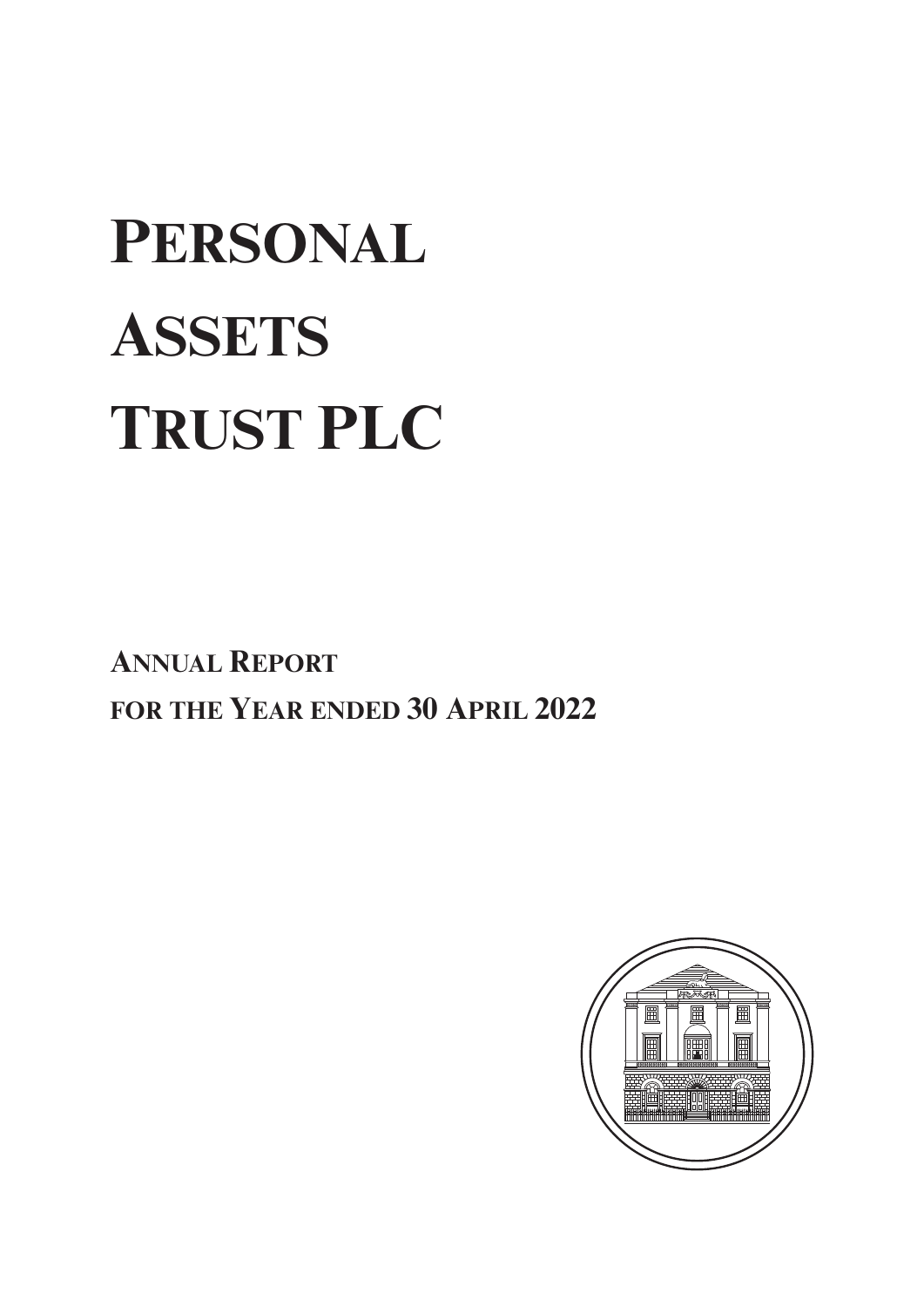# Personal Assets Trust PLC

## Annual Report for the Year ended 30 April 2022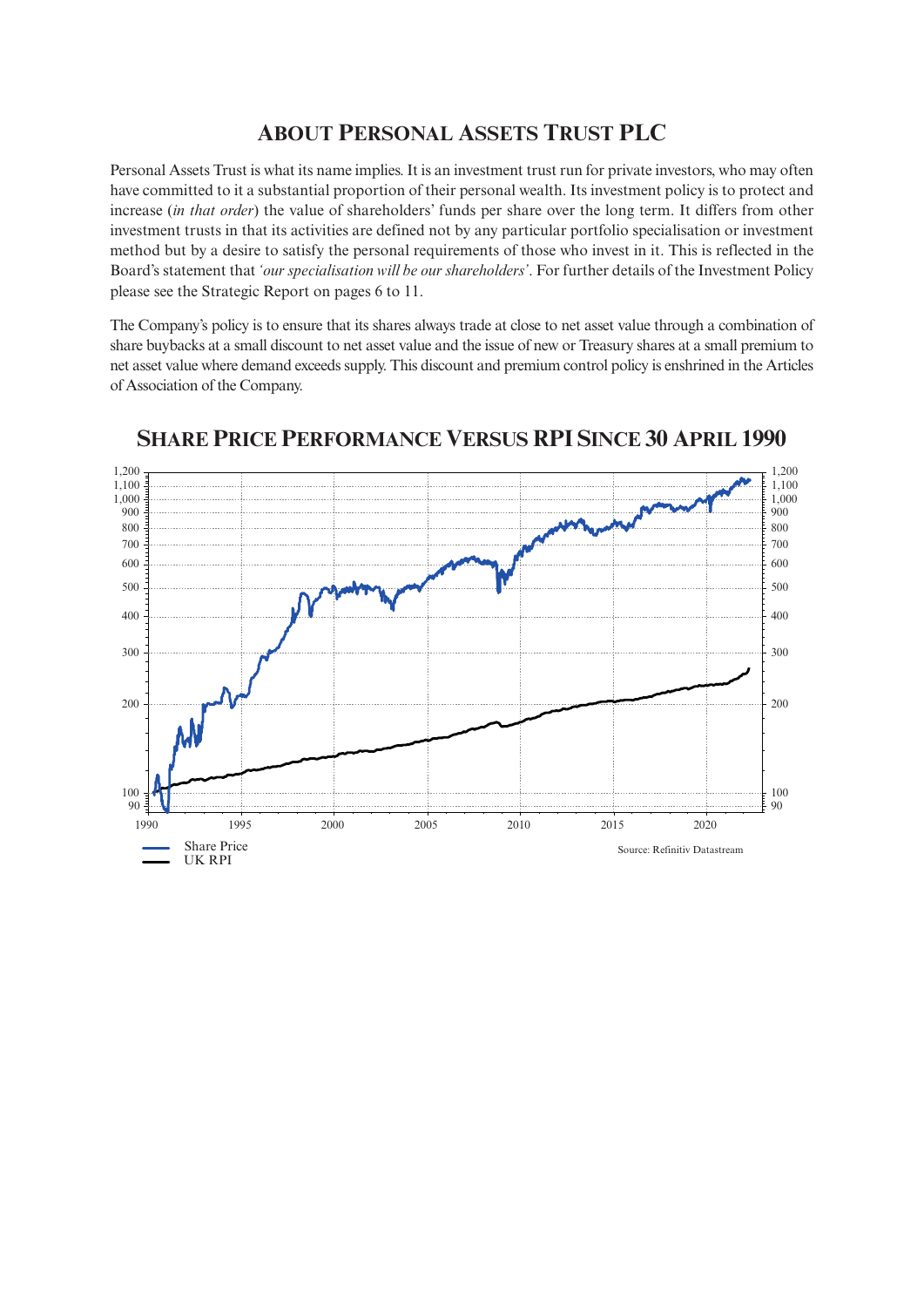## About Personal Assets Trust PLC

Personal Assets Trust is what its name implies. It is an investment trust run for private investors, who may often have committed to it a substantial proportion of their personal wealth. Its investment policy is to protect and increase (*in that order*) the value of shareholders' funds per share over the long term. It differs from other investment trusts in that its activities are defined not by any particular portfolio specialisation or investment method but by a desire to satisfy the personal requirements of those who invest in it. This is reflected in the Board's statement that *'our specialisation will be our shareholders'*. For further details of the Investment Policy please see the Strategic Report on pages 6 to 11.

The Company's policy is to ensure that its shares always trade at close to net asset value through a combination of share buybacks at a small discount to net asset value and the issue of new or Treasury shares at a small premium to net asset value where demand exceeds supply. This discount and premium control policy is enshrined in the Articles of Association of the Company.

## Share Price Performance Versus RPI Since 30 April 1990

Share Price
UK RPI

Source: Refinitiv Datastream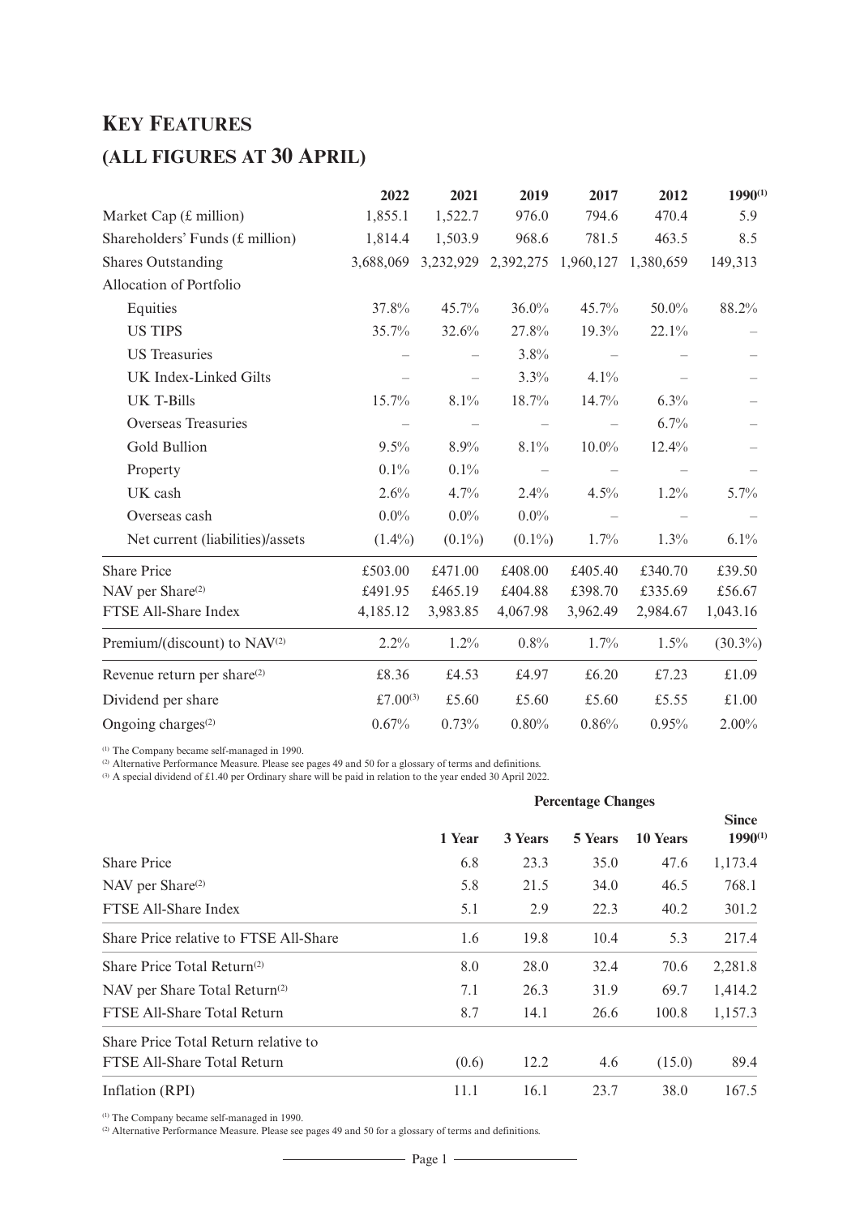# KEY FEATURES

## (ALL FIGURES AT 30 APRIL)

| | 2022 | 2021 | 2019 | 2017 | 2012 | 1990[1] |
|---|---|---|---|---|---|---|
| Market Cap (£ million) | 1,855.1 | 1,522.7 | 976.0 | 794.6 | 470.4 | 5.9 |
| Shareholders' Funds (£ million) | 1,814.4 | 1,503.9 | 968.6 | 781.5 | 463.5 | 8.5 |
| Shares Outstanding | 3,688,069 | 3,232,929 | 2,392,275 | 1,960,127 | 1,380,659 | 149,313 |
| Allocation of Portfolio | | | | | | |
| Equities | 37.8% | 45.7% | 36.0% | 45.7% | 50.0% | 88.2% |
| US TIPS | 35.7% | 32.6% | 27.8% | 19.3% | 22.1% | – |
| US Treasuries | – | – | 3.8% | – | – | – |
| UK Index-Linked Gilts | – | – | 3.3% | 4.1% | – | – |
| UK T-Bills | 15.7% | 8.1% | 18.7% | 14.7% | 6.3% | – |
| Overseas Treasuries | – | – | – | – | 6.7% | – |
| Gold Bullion | 9.5% | 8.9% | 8.1% | 10.0% | 12.4% | – |
| Property | 0.1% | 0.1% | – | – | – | – |
| UK cash | 2.6% | 4.7% | 2.4% | 4.5% | 1.2% | 5.7% |
| Overseas cash | 0.0% | 0.0% | 0.0% | – | – | – |
| Net current (liabilities)/assets | (1.4%) | (0.1%) | (0.1%) | 1.7% | 1.3% | 6.1% |
| Share Price | £503.00 | £471.00 | £408.00 | £405.40 | £340.70 | £39.50 |
| NAV per Share[2] | £491.95 | £465.19 | £404.88 | £398.70 | £335.69 | £56.67 |
| FTSE All-Share Index | 4,185.12 | 3,983.85 | 4,067.98 | 3,962.49 | 2,984.67 | 1,043.16 |
| Premium/(discount) to NAV[2] | 2.2% | 1.2% | 0.8% | 1.7% | 1.5% | (30.3%) |
| Revenue return per share[2] | £8.36 | £4.53 | £4.97 | £6.20 | £7.23 | £1.09 |
| Dividend per share | £7.00[3] | £5.60 | £5.60 | £5.60 | £5.55 | £1.00 |
| Ongoing charges[2] | 0.67% | 0.73% | 0.80% | 0.86% | 0.95% | 2.00% |

[1] The Company became self-managed in 1990.
[2] Alternative Performance Measure. Please see pages 49 and 50 for a glossary of terms and definitions.
[3] A special dividend of £1.40 per Ordinary share will be paid in relation to the year ended 30 April 2022.

| | Percentage Changes | | | | |
|---|---|---|---|---|---|
| | 1 Year | 3 Years | 5 Years | 10 Years | Since 1990[1] |
| Share Price | 6.8 | 23.3 | 35.0 | 47.6 | 1,173.4 |
| NAV per Share[2] | 5.8 | 21.5 | 34.0 | 46.5 | 768.1 |
| FTSE All-Share Index | 5.1 | 2.9 | 22.3 | 40.2 | 301.2 |
| Share Price relative to FTSE All-Share | 1.6 | 19.8 | 10.4 | 5.3 | 217.4 |
| Share Price Total Return[2] | 8.0 | 28.0 | 32.4 | 70.6 | 2,281.8 |
| NAV per Share Total Return[2] | 7.1 | 26.3 | 31.9 | 69.7 | 1,414.2 |
| FTSE All-Share Total Return | 8.7 | 14.1 | 26.6 | 100.8 | 1,157.3 |
| Share Price Total Return relative to FTSE All-Share Total Return | (0.6) | 12.2 | 4.6 | (15.0) | 89.4 |
| Inflation (RPI) | 11.1 | 16.1 | 23.7 | 38.0 | 167.5 |

[1] The Company became self-managed in 1990.
[2] Alternative Performance Measure. Please see pages 49 and 50 for a glossary of terms and definitions.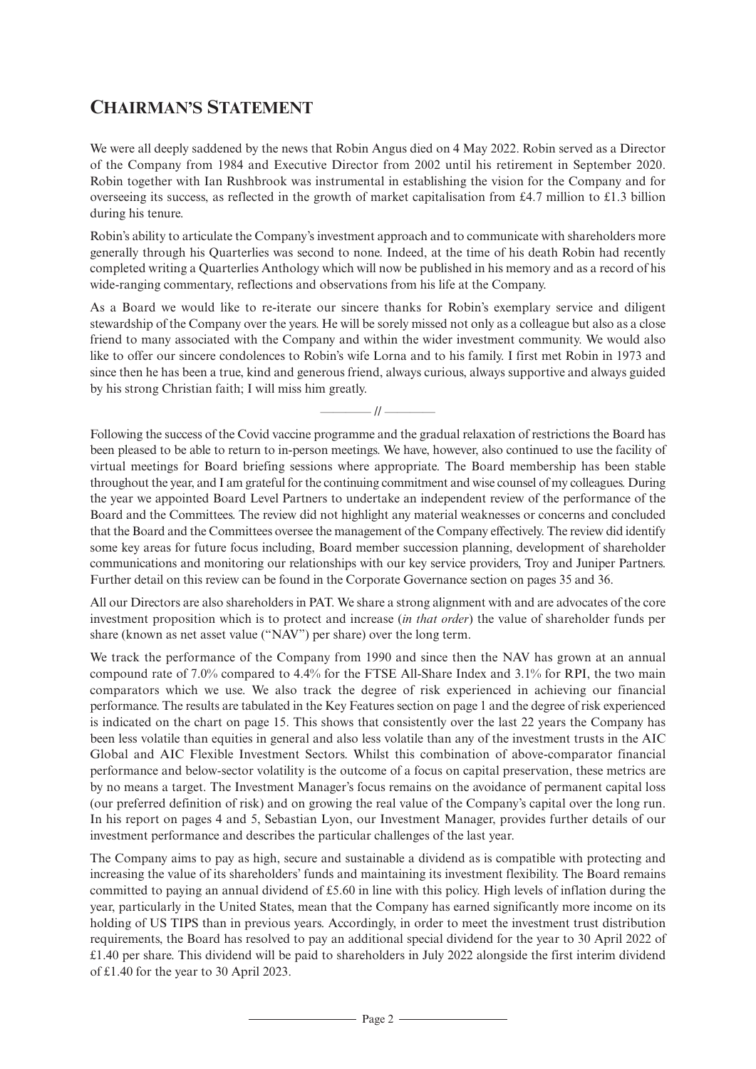# Chairman's Statement

We were all deeply saddened by the news that Robin Angus died on 4 May 2022. Robin served as a Director of the Company from 1984 and Executive Director from 2002 until his retirement in September 2020. Robin together with Ian Rushbrook was instrumental in establishing the vision for the Company and for overseeing its success, as reflected in the growth of market capitalisation from £4.7 million to £1.3 billion during his tenure.

Robin's ability to articulate the Company's investment approach and to communicate with shareholders more generally through his Quarterlies was second to none. Indeed, at the time of his death Robin had recently completed writing a Quarterlies Anthology which will now be published in his memory and as a record of his wide-ranging commentary, reflections and observations from his life at the Company.

As a Board we would like to re-iterate our sincere thanks for Robin's exemplary service and diligent stewardship of the Company over the years. He will be sorely missed not only as a colleague but also as a close friend to many associated with the Company and within the wider investment community. We would also like to offer our sincere condolences to Robin's wife Lorna and to his family. I first met Robin in 1973 and since then he has been a true, kind and generous friend, always curious, always supportive and always guided by his strong Christian faith; I will miss him greatly.

—— // ——

Following the success of the Covid vaccine programme and the gradual relaxation of restrictions the Board has been pleased to be able to return to in-person meetings. We have, however, also continued to use the facility of virtual meetings for Board briefing sessions where appropriate. The Board membership has been stable throughout the year, and I am grateful for the continuing commitment and wise counsel of my colleagues. During the year we appointed Board Level Partners to undertake an independent review of the performance of the Board and the Committees. The review did not highlight any material weaknesses or concerns and concluded that the Board and the Committees oversee the management of the Company effectively. The review did identify some key areas for future focus including, Board member succession planning, development of shareholder communications and monitoring our relationships with our key service providers, Troy and Juniper Partners. Further detail on this review can be found in the Corporate Governance section on pages 35 and 36.

All our Directors are also shareholders in PAT. We share a strong alignment with and are advocates of the core investment proposition which is to protect and increase (*in that order*) the value of shareholder funds per share (known as net asset value ("NAV") per share) over the long term.

We track the performance of the Company from 1990 and since then the NAV has grown at an annual compound rate of 7.0% compared to 4.4% for the FTSE All-Share Index and 3.1% for RPI, the two main comparators which we use. We also track the degree of risk experienced in achieving our financial performance. The results are tabulated in the Key Features section on page 1 and the degree of risk experienced is indicated on the chart on page 15. This shows that consistently over the last 22 years the Company has been less volatile than equities in general and also less volatile than any of the investment trusts in the AIC Global and AIC Flexible Investment Sectors. Whilst this combination of above-comparator financial performance and below-sector volatility is the outcome of a focus on capital preservation, these metrics are by no means a target. The Investment Manager's focus remains on the avoidance of permanent capital loss (our preferred definition of risk) and on growing the real value of the Company's capital over the long run. In his report on pages 4 and 5, Sebastian Lyon, our Investment Manager, provides further details of our investment performance and describes the particular challenges of the last year.

The Company aims to pay as high, secure and sustainable a dividend as is compatible with protecting and increasing the value of its shareholders' funds and maintaining its investment flexibility. The Board remains committed to paying an annual dividend of £5.60 in line with this policy. High levels of inflation during the year, particularly in the United States, mean that the Company has earned significantly more income on its holding of US TIPS than in previous years. Accordingly, in order to meet the investment trust distribution requirements, the Board has resolved to pay an additional special dividend for the year to 30 April 2022 of £1.40 per share. This dividend will be paid to shareholders in July 2022 alongside the first interim dividend of £1.40 for the year to 30 April 2023.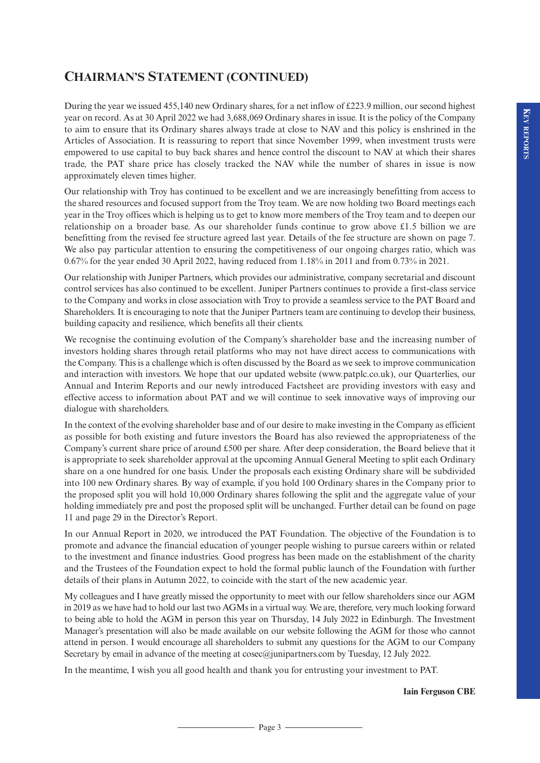# Chairman's Statement (continued)

During the year we issued 455,140 new Ordinary shares, for a net inflow of £223.9 million, our second highest year on record. As at 30 April 2022 we had 3,688,069 Ordinary shares in issue. It is the policy of the Company to aim to ensure that its Ordinary shares always trade at close to NAV and this policy is enshrined in the Articles of Association. It is reassuring to report that since November 1999, when investment trusts were empowered to use capital to buy back shares and hence control the discount to NAV at which their shares trade, the PAT share price has closely tracked the NAV while the number of shares in issue is now approximately eleven times higher.

Our relationship with Troy has continued to be excellent and we are increasingly benefitting from access to the shared resources and focused support from the Troy team. We are now holding two Board meetings each year in the Troy offices which is helping us to get to know more members of the Troy team and to deepen our relationship on a broader base. As our shareholder funds continue to grow above £1.5 billion we are benefitting from the revised fee structure agreed last year. Details of the fee structure are shown on page 7. We also pay particular attention to ensuring the competitiveness of our ongoing charges ratio, which was 0.67% for the year ended 30 April 2022, having reduced from 1.18% in 2011 and from 0.73% in 2021.

Our relationship with Juniper Partners, which provides our administrative, company secretarial and discount control services has also continued to be excellent. Juniper Partners continues to provide a first-class service to the Company and works in close association with Troy to provide a seamless service to the PAT Board and Shareholders. It is encouraging to note that the Juniper Partners team are continuing to develop their business, building capacity and resilience, which benefits all their clients.

We recognise the continuing evolution of the Company's shareholder base and the increasing number of investors holding shares through retail platforms who may not have direct access to communications with the Company. This is a challenge which is often discussed by the Board as we seek to improve communication and interaction with investors. We hope that our updated website (www.patplc.co.uk), our Quarterlies, our Annual and Interim Reports and our newly introduced Factsheet are providing investors with easy and effective access to information about PAT and we will continue to seek innovative ways of improving our dialogue with shareholders.

In the context of the evolving shareholder base and of our desire to make investing in the Company as efficient as possible for both existing and future investors the Board has also reviewed the appropriateness of the Company's current share price of around £500 per share. After deep consideration, the Board believe that it is appropriate to seek shareholder approval at the upcoming Annual General Meeting to split each Ordinary share on a one hundred for one basis. Under the proposals each existing Ordinary share will be subdivided into 100 new Ordinary shares. By way of example, if you hold 100 Ordinary shares in the Company prior to the proposed split you will hold 10,000 Ordinary shares following the split and the aggregate value of your holding immediately pre and post the proposed split will be unchanged. Further detail can be found on page 11 and page 29 in the Director's Report.

In our Annual Report in 2020, we introduced the PAT Foundation. The objective of the Foundation is to promote and advance the financial education of younger people wishing to pursue careers within or related to the investment and finance industries. Good progress has been made on the establishment of the charity and the Trustees of the Foundation expect to hold the formal public launch of the Foundation with further details of their plans in Autumn 2022, to coincide with the start of the new academic year.

My colleagues and I have greatly missed the opportunity to meet with our fellow shareholders since our AGM in 2019 as we have had to hold our last two AGMs in a virtual way. We are, therefore, very much looking forward to being able to hold the AGM in person this year on Thursday, 14 July 2022 in Edinburgh. The Investment Manager's presentation will also be made available on our website following the AGM for those who cannot attend in person. I would encourage all shareholders to submit any questions for the AGM to our Company Secretary by email in advance of the meeting at cosec@junipartners.com by Tuesday, 12 July 2022.

In the meantime, I wish you all good health and thank you for entrusting your investment to PAT.

**Iain Ferguson CBE**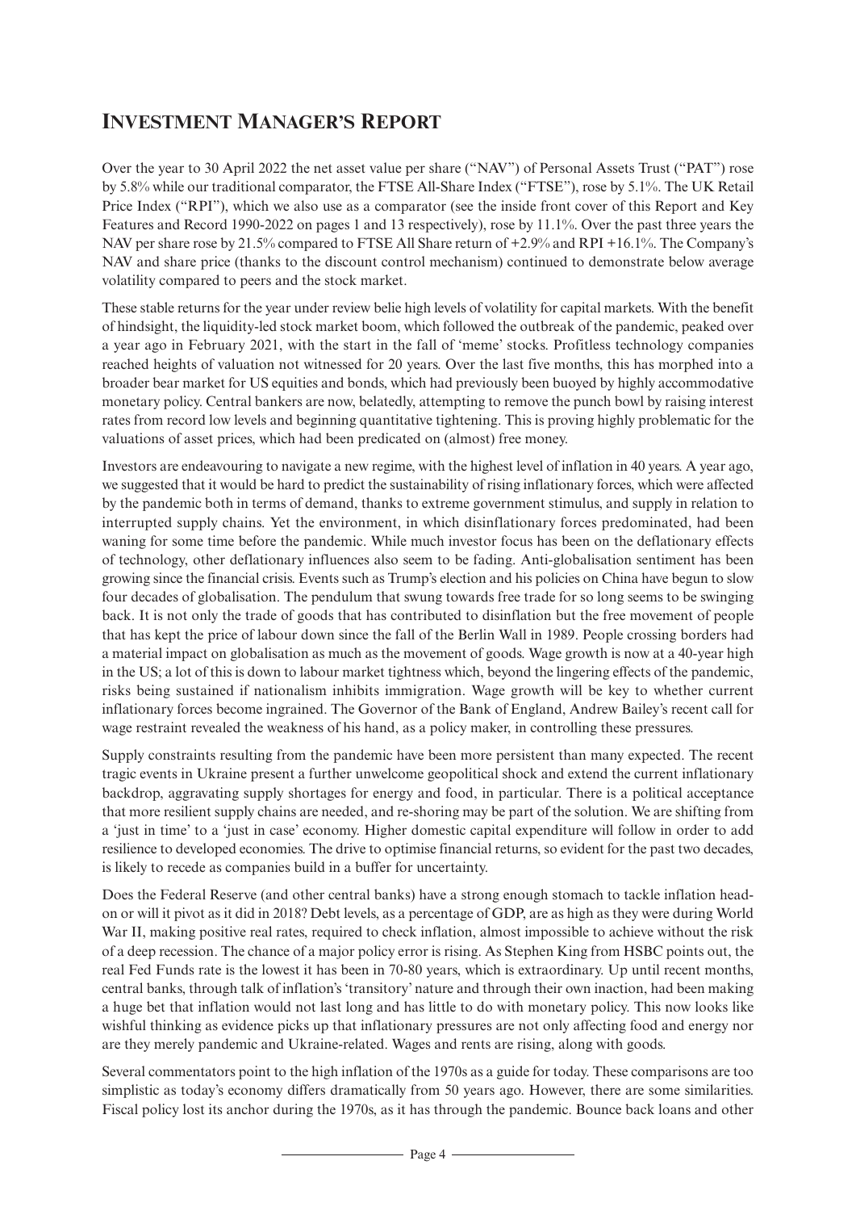# Investment Manager's Report

Over the year to 30 April 2022 the net asset value per share ("NAV") of Personal Assets Trust ("PAT") rose by 5.8% while our traditional comparator, the FTSE All-Share Index ("FTSE"), rose by 5.1%. The UK Retail Price Index ("RPI"), which we also use as a comparator (see the inside front cover of this Report and Key Features and Record 1990-2022 on pages 1 and 13 respectively), rose by 11.1%. Over the past three years the NAV per share rose by 21.5% compared to FTSE All Share return of +2.9% and RPI +16.1%. The Company's NAV and share price (thanks to the discount control mechanism) continued to demonstrate below average volatility compared to peers and the stock market.

These stable returns for the year under review belie high levels of volatility for capital markets. With the benefit of hindsight, the liquidity-led stock market boom, which followed the outbreak of the pandemic, peaked over a year ago in February 2021, with the start in the fall of 'meme' stocks. Profitless technology companies reached heights of valuation not witnessed for 20 years. Over the last five months, this has morphed into a broader bear market for US equities and bonds, which had previously been buoyed by highly accommodative monetary policy. Central bankers are now, belatedly, attempting to remove the punch bowl by raising interest rates from record low levels and beginning quantitative tightening. This is proving highly problematic for the valuations of asset prices, which had been predicated on (almost) free money.

Investors are endeavouring to navigate a new regime, with the highest level of inflation in 40 years. A year ago, we suggested that it would be hard to predict the sustainability of rising inflationary forces, which were affected by the pandemic both in terms of demand, thanks to extreme government stimulus, and supply in relation to interrupted supply chains. Yet the environment, in which disinflationary forces predominated, had been waning for some time before the pandemic. While much investor focus has been on the deflationary effects of technology, other deflationary influences also seem to be fading. Anti-globalisation sentiment has been growing since the financial crisis. Events such as Trump's election and his policies on China have begun to slow four decades of globalisation. The pendulum that swung towards free trade for so long seems to be swinging back. It is not only the trade of goods that has contributed to disinflation but the free movement of people that has kept the price of labour down since the fall of the Berlin Wall in 1989. People crossing borders had a material impact on globalisation as much as the movement of goods. Wage growth is now at a 40-year high in the US; a lot of this is down to labour market tightness which, beyond the lingering effects of the pandemic, risks being sustained if nationalism inhibits immigration. Wage growth will be key to whether current inflationary forces become ingrained. The Governor of the Bank of England, Andrew Bailey's recent call for wage restraint revealed the weakness of his hand, as a policy maker, in controlling these pressures.

Supply constraints resulting from the pandemic have been more persistent than many expected. The recent tragic events in Ukraine present a further unwelcome geopolitical shock and extend the current inflationary backdrop, aggravating supply shortages for energy and food, in particular. There is a political acceptance that more resilient supply chains are needed, and re-shoring may be part of the solution. We are shifting from a 'just in time' to a 'just in case' economy. Higher domestic capital expenditure will follow in order to add resilience to developed economies. The drive to optimise financial returns, so evident for the past two decades, is likely to recede as companies build in a buffer for uncertainty.

Does the Federal Reserve (and other central banks) have a strong enough stomach to tackle inflation head-on or will it pivot as it did in 2018? Debt levels, as a percentage of GDP, are as high as they were during World War II, making positive real rates, required to check inflation, almost impossible to achieve without the risk of a deep recession. The chance of a major policy error is rising. As Stephen King from HSBC points out, the real Fed Funds rate is the lowest it has been in 70-80 years, which is extraordinary. Up until recent months, central banks, through talk of inflation's 'transitory' nature and through their own inaction, had been making a huge bet that inflation would not last long and has little to do with monetary policy. This now looks like wishful thinking as evidence picks up that inflationary pressures are not only affecting food and energy nor are they merely pandemic and Ukraine-related. Wages and rents are rising, along with goods.

Several commentators point to the high inflation of the 1970s as a guide for today. These comparisons are too simplistic as today's economy differs dramatically from 50 years ago. However, there are some similarities. Fiscal policy lost its anchor during the 1970s, as it has through the pandemic. Bounce back loans and other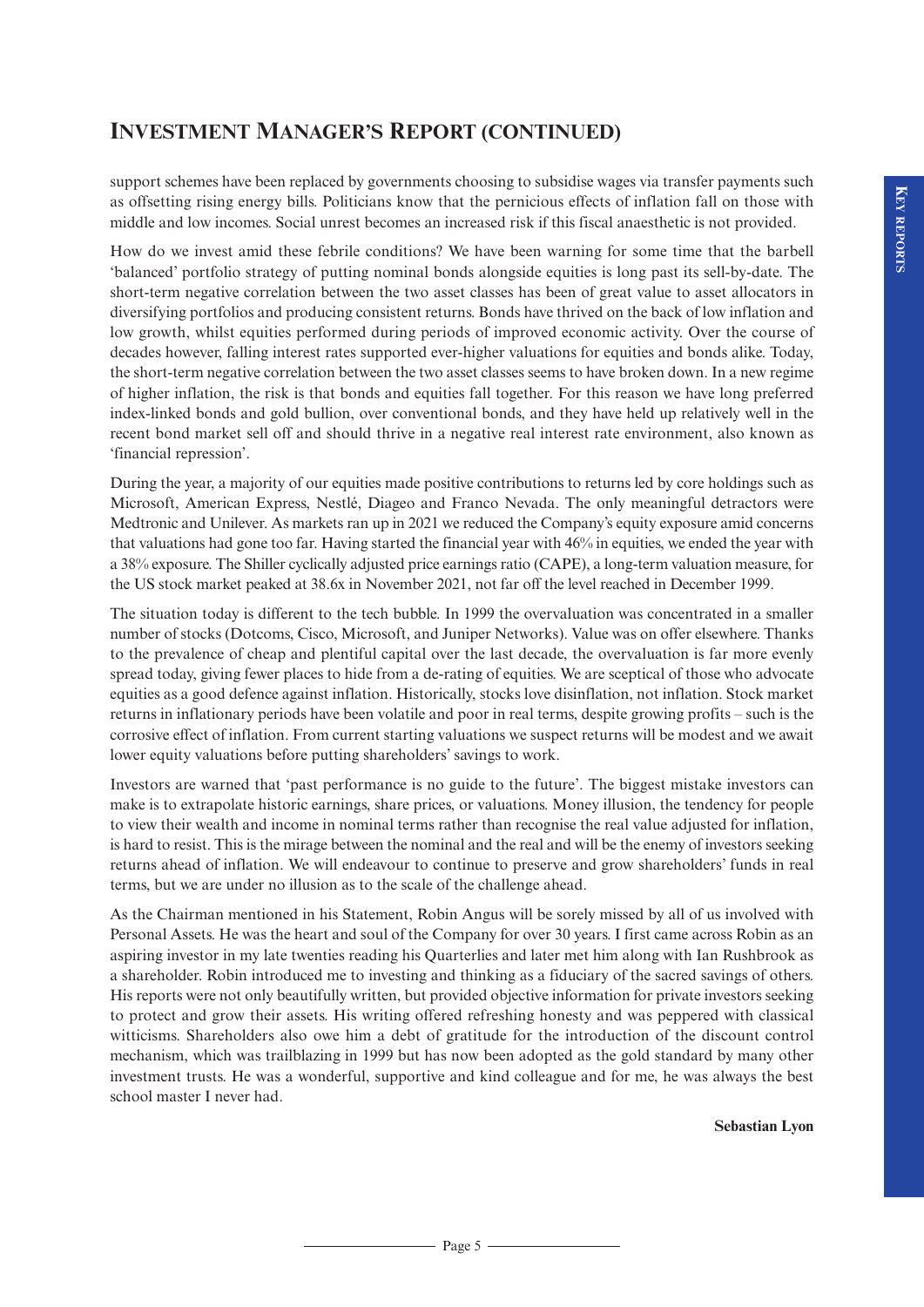# Investment Manager's Report (continued)

support schemes have been replaced by governments choosing to subsidise wages via transfer payments such as offsetting rising energy bills. Politicians know that the pernicious effects of inflation fall on those with middle and low incomes. Social unrest becomes an increased risk if this fiscal anaesthetic is not provided.

How do we invest amid these febrile conditions? We have been warning for some time that the barbell 'balanced' portfolio strategy of putting nominal bonds alongside equities is long past its sell-by-date. The short-term negative correlation between the two asset classes has been of great value to asset allocators in diversifying portfolios and producing consistent returns. Bonds have thrived on the back of low inflation and low growth, whilst equities performed during periods of improved economic activity. Over the course of decades however, falling interest rates supported ever-higher valuations for equities and bonds alike. Today, the short-term negative correlation between the two asset classes seems to have broken down. In a new regime of higher inflation, the risk is that bonds and equities fall together. For this reason we have long preferred index-linked bonds and gold bullion, over conventional bonds, and they have held up relatively well in the recent bond market sell off and should thrive in a negative real interest rate environment, also known as 'financial repression'.

During the year, a majority of our equities made positive contributions to returns led by core holdings such as Microsoft, American Express, Nestlé, Diageo and Franco Nevada. The only meaningful detractors were Medtronic and Unilever. As markets ran up in 2021 we reduced the Company's equity exposure amid concerns that valuations had gone too far. Having started the financial year with 46% in equities, we ended the year with a 38% exposure. The Shiller cyclically adjusted price earnings ratio (CAPE), a long-term valuation measure, for the US stock market peaked at 38.6x in November 2021, not far off the level reached in December 1999.

The situation today is different to the tech bubble. In 1999 the overvaluation was concentrated in a smaller number of stocks (Dotcoms, Cisco, Microsoft, and Juniper Networks). Value was on offer elsewhere. Thanks to the prevalence of cheap and plentiful capital over the last decade, the overvaluation is far more evenly spread today, giving fewer places to hide from a de-rating of equities. We are sceptical of those who advocate equities as a good defence against inflation. Historically, stocks love disinflation, not inflation. Stock market returns in inflationary periods have been volatile and poor in real terms, despite growing profits – such is the corrosive effect of inflation. From current starting valuations we suspect returns will be modest and we await lower equity valuations before putting shareholders' savings to work.

Investors are warned that 'past performance is no guide to the future'. The biggest mistake investors can make is to extrapolate historic earnings, share prices, or valuations. Money illusion, the tendency for people to view their wealth and income in nominal terms rather than recognise the real value adjusted for inflation, is hard to resist. This is the mirage between the nominal and the real and will be the enemy of investors seeking returns ahead of inflation. We will endeavour to continue to preserve and grow shareholders' funds in real terms, but we are under no illusion as to the scale of the challenge ahead.

As the Chairman mentioned in his Statement, Robin Angus will be sorely missed by all of us involved with Personal Assets. He was the heart and soul of the Company for over 30 years. I first came across Robin as an aspiring investor in my late twenties reading his Quarterlies and later met him along with Ian Rushbrook as a shareholder. Robin introduced me to investing and thinking as a fiduciary of the sacred savings of others. His reports were not only beautifully written, but provided objective information for private investors seeking to protect and grow their assets. His writing offered refreshing honesty and was peppered with classical witticisms. Shareholders also owe him a debt of gratitude for the introduction of the discount control mechanism, which was trailblazing in 1999 but has now been adopted as the gold standard by many other investment trusts. He was a wonderful, supportive and kind colleague and for me, he was always the best school master I never had.

**Sebastian Lyon**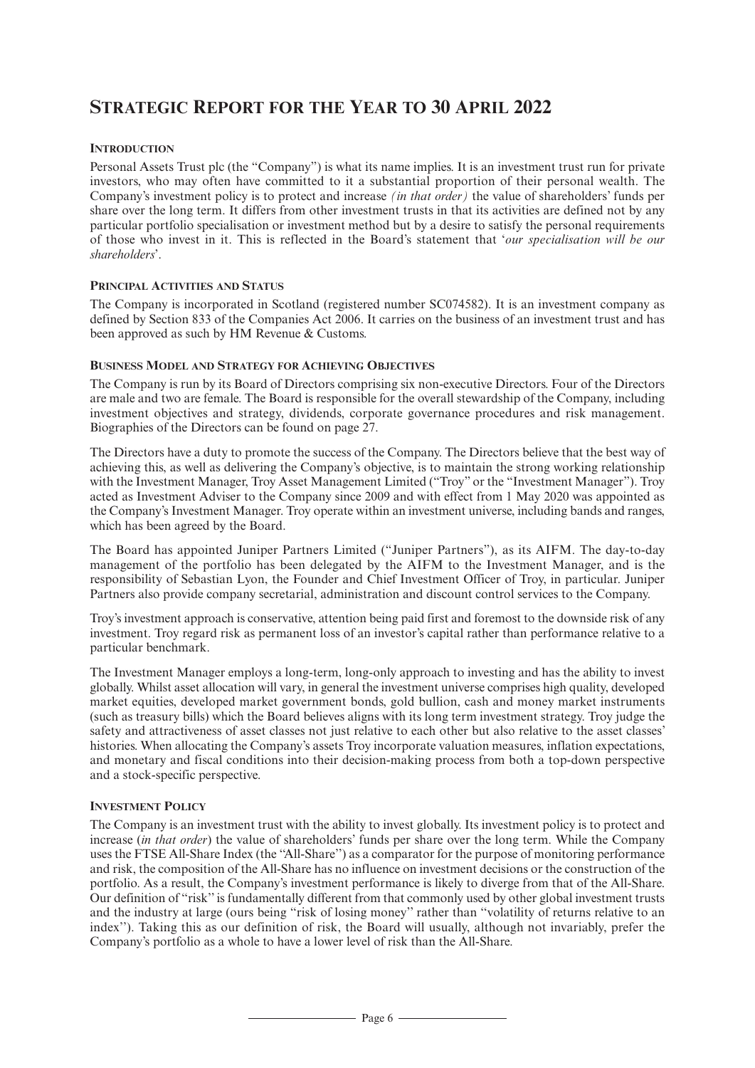# Strategic Report for the Year to 30 April 2022

### Introduction

Personal Assets Trust plc (the "Company") is what its name implies. It is an investment trust run for private investors, who may often have committed to it a substantial proportion of their personal wealth. The Company's investment policy is to protect and increase *(in that order)* the value of shareholders' funds per share over the long term. It differs from other investment trusts in that its activities are defined not by any particular portfolio specialisation or investment method but by a desire to satisfy the personal requirements of those who invest in it. This is reflected in the Board's statement that '*our specialisation will be our shareholders*'.

### Principal Activities and Status

The Company is incorporated in Scotland (registered number SC074582). It is an investment company as defined by Section 833 of the Companies Act 2006. It carries on the business of an investment trust and has been approved as such by HM Revenue & Customs.

### Business Model and Strategy for Achieving Objectives

The Company is run by its Board of Directors comprising six non-executive Directors. Four of the Directors are male and two are female. The Board is responsible for the overall stewardship of the Company, including investment objectives and strategy, dividends, corporate governance procedures and risk management. Biographies of the Directors can be found on page 27.

The Directors have a duty to promote the success of the Company. The Directors believe that the best way of achieving this, as well as delivering the Company's objective, is to maintain the strong working relationship with the Investment Manager, Troy Asset Management Limited ("Troy" or the "Investment Manager"). Troy acted as Investment Adviser to the Company since 2009 and with effect from 1 May 2020 was appointed as the Company's Investment Manager. Troy operate within an investment universe, including bands and ranges, which has been agreed by the Board.

The Board has appointed Juniper Partners Limited ("Juniper Partners"), as its AIFM. The day-to-day management of the portfolio has been delegated by the AIFM to the Investment Manager, and is the responsibility of Sebastian Lyon, the Founder and Chief Investment Officer of Troy, in particular. Juniper Partners also provide company secretarial, administration and discount control services to the Company.

Troy's investment approach is conservative, attention being paid first and foremost to the downside risk of any investment. Troy regard risk as permanent loss of an investor's capital rather than performance relative to a particular benchmark.

The Investment Manager employs a long-term, long-only approach to investing and has the ability to invest globally. Whilst asset allocation will vary, in general the investment universe comprises high quality, developed market equities, developed market government bonds, gold bullion, cash and money market instruments (such as treasury bills) which the Board believes aligns with its long term investment strategy. Troy judge the safety and attractiveness of asset classes not just relative to each other but also relative to the asset classes' histories. When allocating the Company's assets Troy incorporate valuation measures, inflation expectations, and monetary and fiscal conditions into their decision-making process from both a top-down perspective and a stock-specific perspective.

### Investment Policy

The Company is an investment trust with the ability to invest globally. Its investment policy is to protect and increase (*in that order*) the value of shareholders' funds per share over the long term. While the Company uses the FTSE All-Share Index (the "All-Share") as a comparator for the purpose of monitoring performance and risk, the composition of the All-Share has no influence on investment decisions or the construction of the portfolio. As a result, the Company's investment performance is likely to diverge from that of the All-Share. Our definition of "risk" is fundamentally different from that commonly used by other global investment trusts and the industry at large (ours being "risk of losing money" rather than "volatility of returns relative to an index"). Taking this as our definition of risk, the Board will usually, although not invariably, prefer the Company's portfolio as a whole to have a lower level of risk than the All-Share.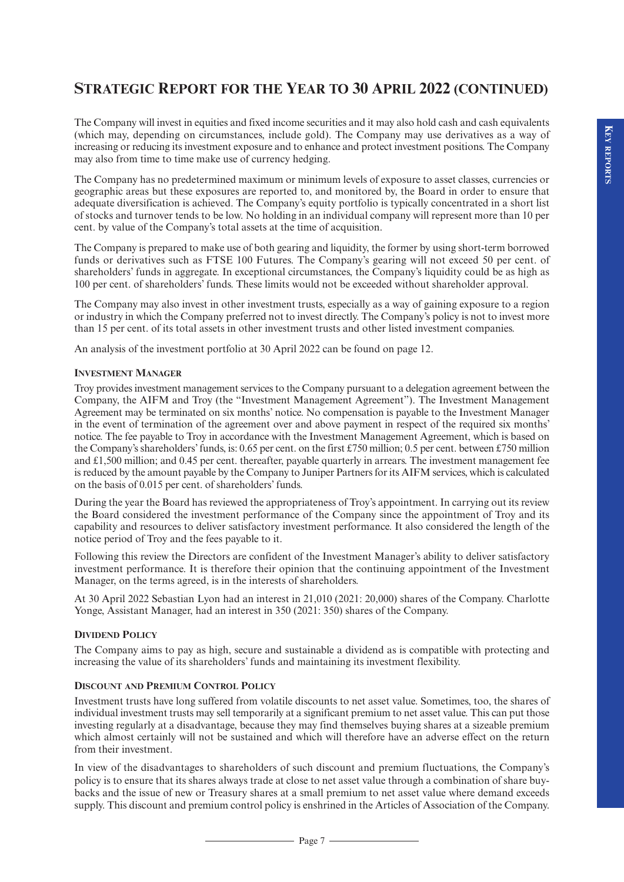## Strategic Report for the Year to 30 April 2022 (continued)

The Company will invest in equities and fixed income securities and it may also hold cash and cash equivalents (which may, depending on circumstances, include gold). The Company may use derivatives as a way of increasing or reducing its investment exposure and to enhance and protect investment positions. The Company may also from time to time make use of currency hedging.

The Company has no predetermined maximum or minimum levels of exposure to asset classes, currencies or geographic areas but these exposures are reported to, and monitored by, the Board in order to ensure that adequate diversification is achieved. The Company's equity portfolio is typically concentrated in a short list of stocks and turnover tends to be low. No holding in an individual company will represent more than 10 per cent. by value of the Company's total assets at the time of acquisition.

The Company is prepared to make use of both gearing and liquidity, the former by using short-term borrowed funds or derivatives such as FTSE 100 Futures. The Company's gearing will not exceed 50 per cent. of shareholders' funds in aggregate. In exceptional circumstances, the Company's liquidity could be as high as 100 per cent. of shareholders' funds. These limits would not be exceeded without shareholder approval.

The Company may also invest in other investment trusts, especially as a way of gaining exposure to a region or industry in which the Company preferred not to invest directly. The Company's policy is not to invest more than 15 per cent. of its total assets in other investment trusts and other listed investment companies.

An analysis of the investment portfolio at 30 April 2022 can be found on page 12.

### Investment Manager

Troy provides investment management services to the Company pursuant to a delegation agreement between the Company, the AIFM and Troy (the "Investment Management Agreement"). The Investment Management Agreement may be terminated on six months' notice. No compensation is payable to the Investment Manager in the event of termination of the agreement over and above payment in respect of the required six months' notice. The fee payable to Troy in accordance with the Investment Management Agreement, which is based on the Company's shareholders' funds, is: 0.65 per cent. on the first £750 million; 0.5 per cent. between £750 million and £1,500 million; and 0.45 per cent. thereafter, payable quarterly in arrears. The investment management fee is reduced by the amount payable by the Company to Juniper Partners for its AIFM services, which is calculated on the basis of 0.015 per cent. of shareholders' funds.

During the year the Board has reviewed the appropriateness of Troy's appointment. In carrying out its review the Board considered the investment performance of the Company since the appointment of Troy and its capability and resources to deliver satisfactory investment performance. It also considered the length of the notice period of Troy and the fees payable to it.

Following this review the Directors are confident of the Investment Manager's ability to deliver satisfactory investment performance. It is therefore their opinion that the continuing appointment of the Investment Manager, on the terms agreed, is in the interests of shareholders.

At 30 April 2022 Sebastian Lyon had an interest in 21,010 (2021: 20,000) shares of the Company. Charlotte Yonge, Assistant Manager, had an interest in 350 (2021: 350) shares of the Company.

### Dividend Policy

The Company aims to pay as high, secure and sustainable a dividend as is compatible with protecting and increasing the value of its shareholders' funds and maintaining its investment flexibility.

### Discount and Premium Control Policy

Investment trusts have long suffered from volatile discounts to net asset value. Sometimes, too, the shares of individual investment trusts may sell temporarily at a significant premium to net asset value. This can put those investing regularly at a disadvantage, because they may find themselves buying shares at a sizeable premium which almost certainly will not be sustained and which will therefore have an adverse effect on the return from their investment.

In view of the disadvantages to shareholders of such discount and premium fluctuations, the Company's policy is to ensure that its shares always trade at close to net asset value through a combination of share buy-backs and the issue of new or Treasury shares at a small premium to net asset value where demand exceeds supply. This discount and premium control policy is enshrined in the Articles of Association of the Company.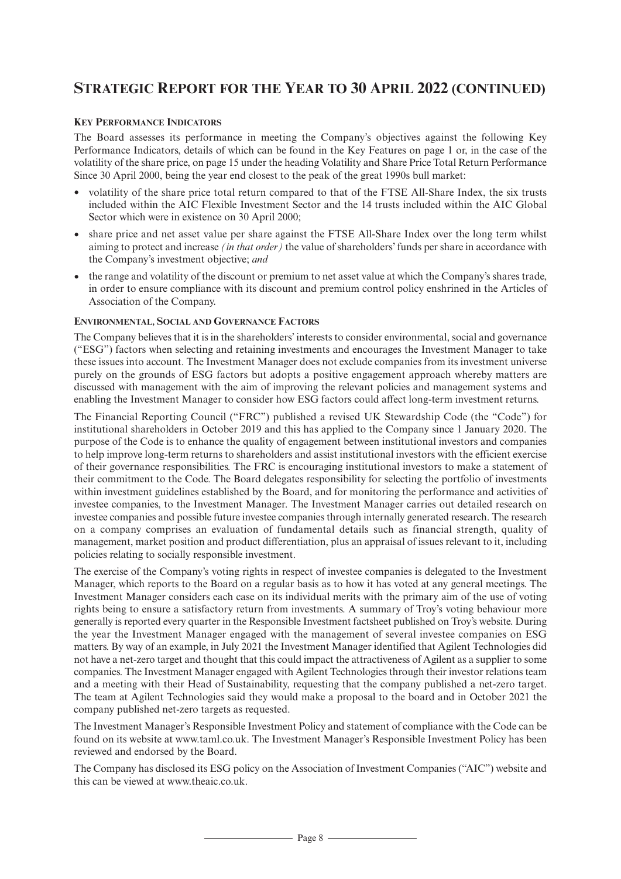# Strategic Report for the Year to 30 April 2022 (continued)

### Key Performance Indicators

The Board assesses its performance in meeting the Company's objectives against the following Key Performance Indicators, details of which can be found in the Key Features on page 1 or, in the case of the volatility of the share price, on page 15 under the heading Volatility and Share Price Total Return Performance Since 30 April 2000, being the year end closest to the peak of the great 1990s bull market:

- volatility of the share price total return compared to that of the FTSE All-Share Index, the six trusts included within the AIC Flexible Investment Sector and the 14 trusts included within the AIC Global Sector which were in existence on 30 April 2000;
- share price and net asset value per share against the FTSE All-Share Index over the long term whilst aiming to protect and increase *(in that order)* the value of shareholders' funds per share in accordance with the Company's investment objective; *and*
- the range and volatility of the discount or premium to net asset value at which the Company's shares trade, in order to ensure compliance with its discount and premium control policy enshrined in the Articles of Association of the Company.

### Environmental, Social and Governance Factors

The Company believes that it is in the shareholders' interests to consider environmental, social and governance ("ESG") factors when selecting and retaining investments and encourages the Investment Manager to take these issues into account. The Investment Manager does not exclude companies from its investment universe purely on the grounds of ESG factors but adopts a positive engagement approach whereby matters are discussed with management with the aim of improving the relevant policies and management systems and enabling the Investment Manager to consider how ESG factors could affect long-term investment returns.

The Financial Reporting Council ("FRC") published a revised UK Stewardship Code (the "Code") for institutional shareholders in October 2019 and this has applied to the Company since 1 January 2020. The purpose of the Code is to enhance the quality of engagement between institutional investors and companies to help improve long-term returns to shareholders and assist institutional investors with the efficient exercise of their governance responsibilities. The FRC is encouraging institutional investors to make a statement of their commitment to the Code. The Board delegates responsibility for selecting the portfolio of investments within investment guidelines established by the Board, and for monitoring the performance and activities of investee companies, to the Investment Manager. The Investment Manager carries out detailed research on investee companies and possible future investee companies through internally generated research. The research on a company comprises an evaluation of fundamental details such as financial strength, quality of management, market position and product differentiation, plus an appraisal of issues relevant to it, including policies relating to socially responsible investment.

The exercise of the Company's voting rights in respect of investee companies is delegated to the Investment Manager, which reports to the Board on a regular basis as to how it has voted at any general meetings. The Investment Manager considers each case on its individual merits with the primary aim of the use of voting rights being to ensure a satisfactory return from investments. A summary of Troy's voting behaviour more generally is reported every quarter in the Responsible Investment factsheet published on Troy's website. During the year the Investment Manager engaged with the management of several investee companies on ESG matters. By way of an example, in July 2021 the Investment Manager identified that Agilent Technologies did not have a net-zero target and thought that this could impact the attractiveness of Agilent as a supplier to some companies. The Investment Manager engaged with Agilent Technologies through their investor relations team and a meeting with their Head of Sustainability, requesting that the company published a net-zero target. The team at Agilent Technologies said they would make a proposal to the board and in October 2021 the company published net-zero targets as requested.

The Investment Manager's Responsible Investment Policy and statement of compliance with the Code can be found on its website at www.taml.co.uk. The Investment Manager's Responsible Investment Policy has been reviewed and endorsed by the Board.

The Company has disclosed its ESG policy on the Association of Investment Companies ("AIC") website and this can be viewed at www.theaic.co.uk.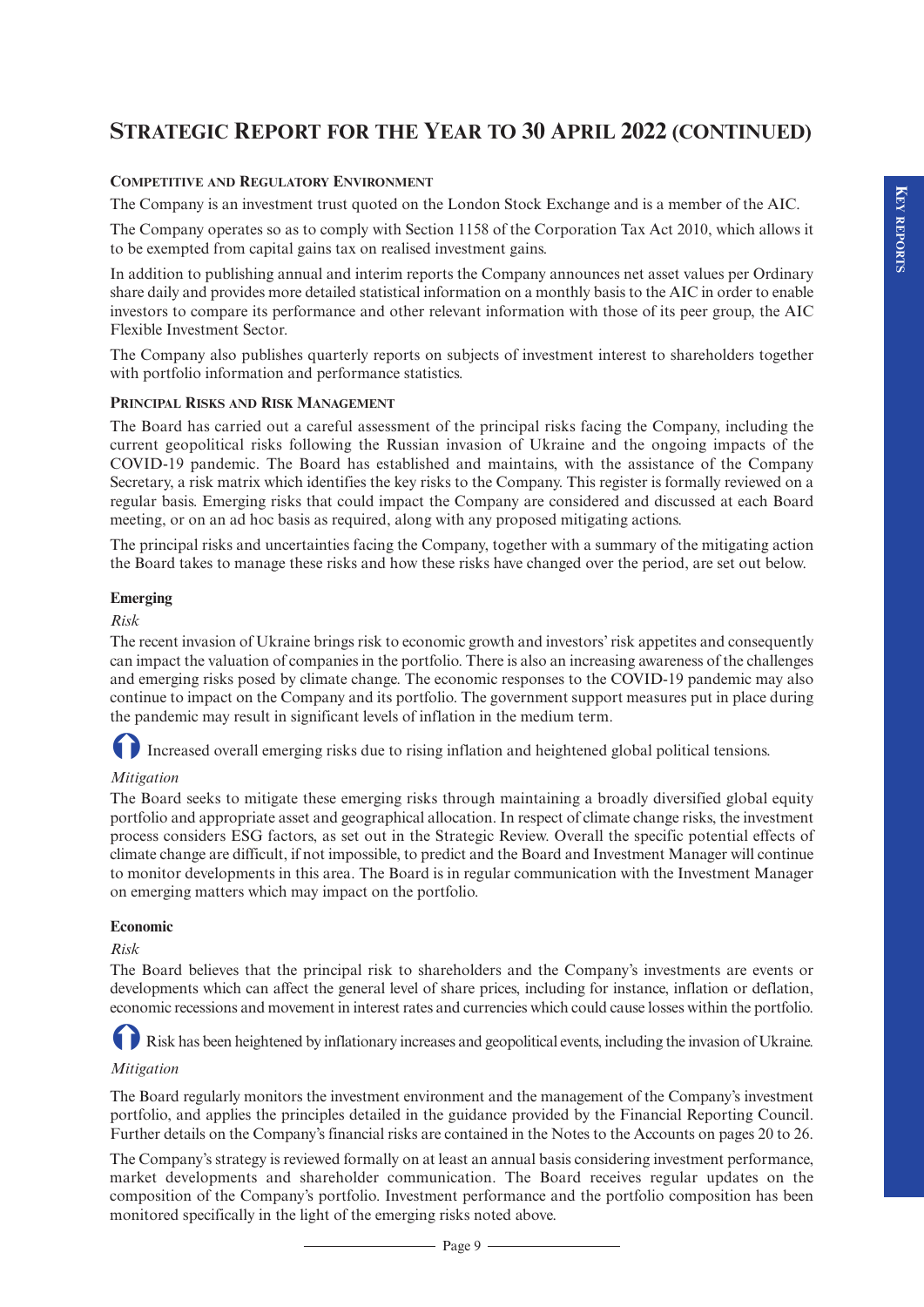# Strategic Report for the Year to 30 April 2022 (continued)

### Competitive and Regulatory Environment

The Company is an investment trust quoted on the London Stock Exchange and is a member of the AIC.

The Company operates so as to comply with Section 1158 of the Corporation Tax Act 2010, which allows it to be exempted from capital gains tax on realised investment gains.

In addition to publishing annual and interim reports the Company announces net asset values per Ordinary share daily and provides more detailed statistical information on a monthly basis to the AIC in order to enable investors to compare its performance and other relevant information with those of its peer group, the AIC Flexible Investment Sector.

The Company also publishes quarterly reports on subjects of investment interest to shareholders together with portfolio information and performance statistics.

### Principal Risks and Risk Management

The Board has carried out a careful assessment of the principal risks facing the Company, including the current geopolitical risks following the Russian invasion of Ukraine and the ongoing impacts of the COVID-19 pandemic. The Board has established and maintains, with the assistance of the Company Secretary, a risk matrix which identifies the key risks to the Company. This register is formally reviewed on a regular basis. Emerging risks that could impact the Company are considered and discussed at each Board meeting, or on an ad hoc basis as required, along with any proposed mitigating actions.

The principal risks and uncertainties facing the Company, together with a summary of the mitigating action the Board takes to manage these risks and how these risks have changed over the period, are set out below.

**Emerging**

*Risk*

The recent invasion of Ukraine brings risk to economic growth and investors' risk appetites and consequently can impact the valuation of companies in the portfolio. There is also an increasing awareness of the challenges and emerging risks posed by climate change. The economic responses to the COVID-19 pandemic may also continue to impact on the Company and its portfolio. The government support measures put in place during the pandemic may result in significant levels of inflation in the medium term.

Increased overall emerging risks due to rising inflation and heightened global political tensions.

*Mitigation*

The Board seeks to mitigate these emerging risks through maintaining a broadly diversified global equity portfolio and appropriate asset and geographical allocation. In respect of climate change risks, the investment process considers ESG factors, as set out in the Strategic Review. Overall the specific potential effects of climate change are difficult, if not impossible, to predict and the Board and Investment Manager will continue to monitor developments in this area. The Board is in regular communication with the Investment Manager on emerging matters which may impact on the portfolio.

**Economic**

*Risk*

The Board believes that the principal risk to shareholders and the Company's investments are events or developments which can affect the general level of share prices, including for instance, inflation or deflation, economic recessions and movement in interest rates and currencies which could cause losses within the portfolio.

Risk has been heightened by inflationary increases and geopolitical events, including the invasion of Ukraine.

*Mitigation*

The Board regularly monitors the investment environment and the management of the Company's investment portfolio, and applies the principles detailed in the guidance provided by the Financial Reporting Council. Further details on the Company's financial risks are contained in the Notes to the Accounts on pages 20 to 26.

The Company's strategy is reviewed formally on at least an annual basis considering investment performance, market developments and shareholder communication. The Board receives regular updates on the composition of the Company's portfolio. Investment performance and the portfolio composition has been monitored specifically in the light of the emerging risks noted above.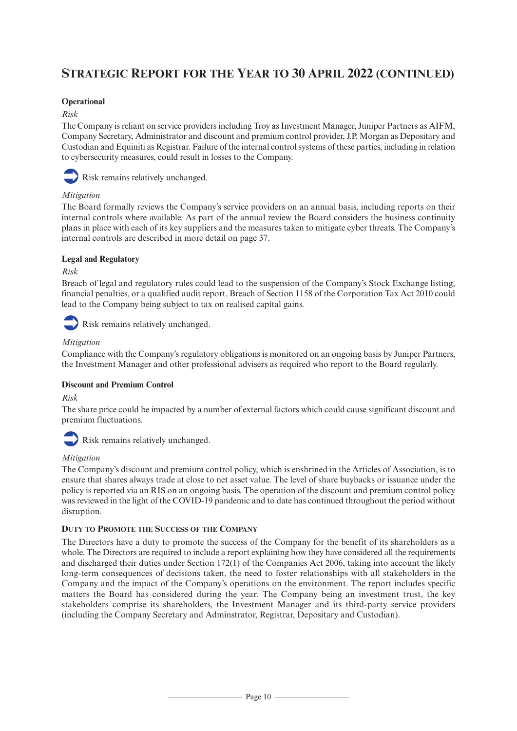# Strategic Report for the Year to 30 April 2022 (continued)

**Operational**

*Risk*

The Company is reliant on service providers including Troy as Investment Manager, Juniper Partners as AIFM, Company Secretary, Administrator and discount and premium control provider, J.P. Morgan as Depositary and Custodian and Equiniti as Registrar. Failure of the internal control systems of these parties, including in relation to cybersecurity measures, could result in losses to the Company.

➡ Risk remains relatively unchanged.

*Mitigation*

The Board formally reviews the Company's service providers on an annual basis, including reports on their internal controls where available. As part of the annual review the Board considers the business continuity plans in place with each of its key suppliers and the measures taken to mitigate cyber threats. The Company's internal controls are described in more detail on page 37.

**Legal and Regulatory**

*Risk*

Breach of legal and regulatory rules could lead to the suspension of the Company's Stock Exchange listing, financial penalties, or a qualified audit report. Breach of Section 1158 of the Corporation Tax Act 2010 could lead to the Company being subject to tax on realised capital gains.

➡ Risk remains relatively unchanged.

*Mitigation*

Compliance with the Company's regulatory obligations is monitored on an ongoing basis by Juniper Partners, the Investment Manager and other professional advisers as required who report to the Board regularly.

**Discount and Premium Control**

*Risk*

The share price could be impacted by a number of external factors which could cause significant discount and premium fluctuations.

➡ Risk remains relatively unchanged.

*Mitigation*

The Company's discount and premium control policy, which is enshrined in the Articles of Association, is to ensure that shares always trade at close to net asset value. The level of share buybacks or issuance under the policy is reported via an RIS on an ongoing basis. The operation of the discount and premium control policy was reviewed in the light of the COVID-19 pandemic and to date has continued throughout the period without disruption.

## Duty to Promote the Success of the Company

The Directors have a duty to promote the success of the Company for the benefit of its shareholders as a whole. The Directors are required to include a report explaining how they have considered all the requirements and discharged their duties under Section 172(1) of the Companies Act 2006, taking into account the likely long-term consequences of decisions taken, the need to foster relationships with all stakeholders in the Company and the impact of the Company's operations on the environment. The report includes specific matters the Board has considered during the year. The Company being an investment trust, the key stakeholders comprise its shareholders, the Investment Manager and its third-party service providers (including the Company Secretary and Adminstrator, Registrar, Depositary and Custodian).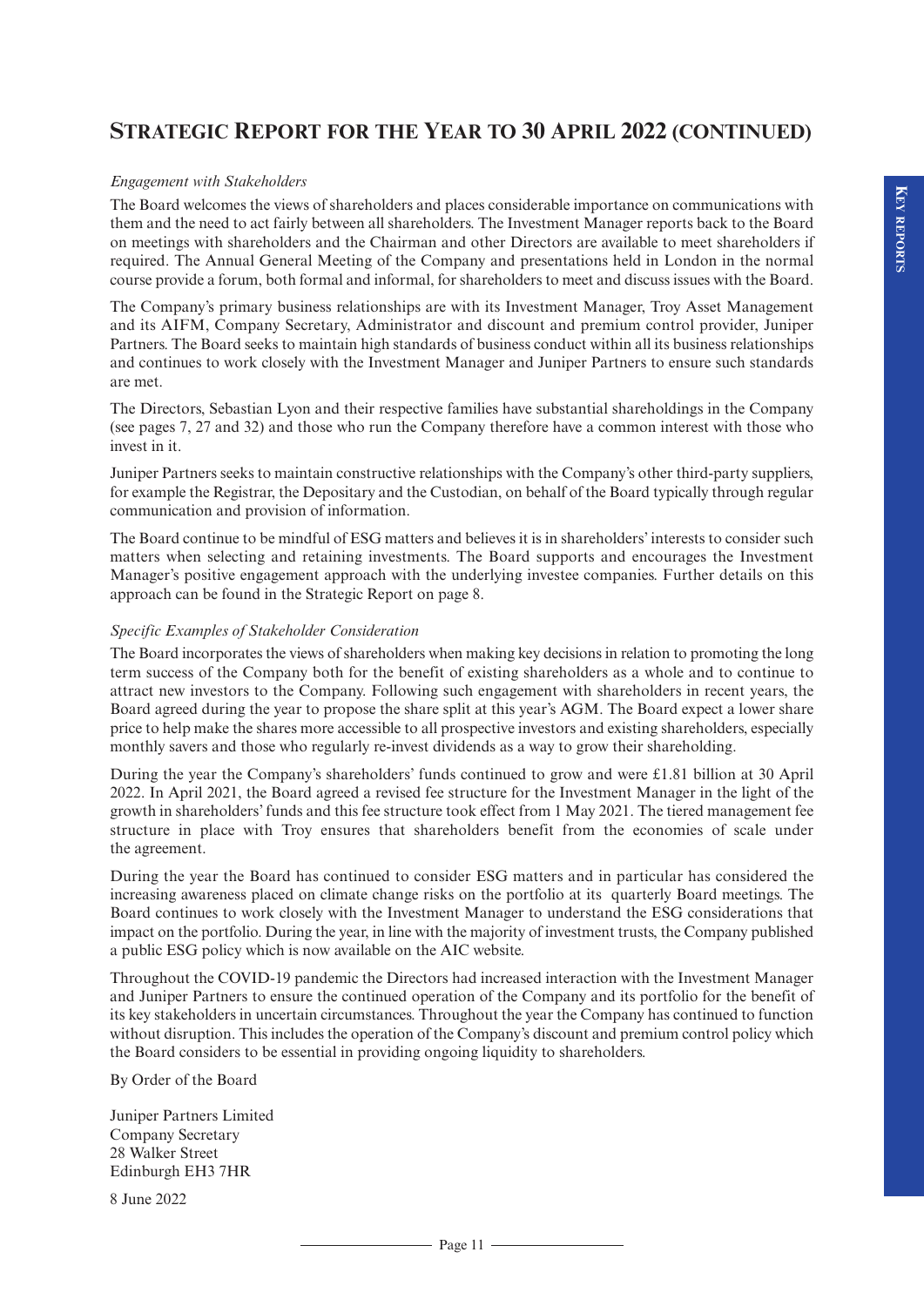## Strategic Report for the Year to 30 April 2022 (continued)

*Engagement with Stakeholders*

The Board welcomes the views of shareholders and places considerable importance on communications with them and the need to act fairly between all shareholders. The Investment Manager reports back to the Board on meetings with shareholders and the Chairman and other Directors are available to meet shareholders if required. The Annual General Meeting of the Company and presentations held in London in the normal course provide a forum, both formal and informal, for shareholders to meet and discuss issues with the Board.

The Company's primary business relationships are with its Investment Manager, Troy Asset Management and its AIFM, Company Secretary, Administrator and discount and premium control provider, Juniper Partners. The Board seeks to maintain high standards of business conduct within all its business relationships and continues to work closely with the Investment Manager and Juniper Partners to ensure such standards are met.

The Directors, Sebastian Lyon and their respective families have substantial shareholdings in the Company (see pages 7, 27 and 32) and those who run the Company therefore have a common interest with those who invest in it.

Juniper Partners seeks to maintain constructive relationships with the Company's other third-party suppliers, for example the Registrar, the Depositary and the Custodian, on behalf of the Board typically through regular communication and provision of information.

The Board continue to be mindful of ESG matters and believes it is in shareholders' interests to consider such matters when selecting and retaining investments. The Board supports and encourages the Investment Manager's positive engagement approach with the underlying investee companies. Further details on this approach can be found in the Strategic Report on page 8.

*Specific Examples of Stakeholder Consideration*

The Board incorporates the views of shareholders when making key decisions in relation to promoting the long term success of the Company both for the benefit of existing shareholders as a whole and to continue to attract new investors to the Company. Following such engagement with shareholders in recent years, the Board agreed during the year to propose the share split at this year's AGM. The Board expect a lower share price to help make the shares more accessible to all prospective investors and existing shareholders, especially monthly savers and those who regularly re-invest dividends as a way to grow their shareholding.

During the year the Company's shareholders' funds continued to grow and were £1.81 billion at 30 April 2022. In April 2021, the Board agreed a revised fee structure for the Investment Manager in the light of the growth in shareholders' funds and this fee structure took effect from 1 May 2021. The tiered management fee structure in place with Troy ensures that shareholders benefit from the economies of scale under the agreement.

During the year the Board has continued to consider ESG matters and in particular has considered the increasing awareness placed on climate change risks on the portfolio at its quarterly Board meetings. The Board continues to work closely with the Investment Manager to understand the ESG considerations that impact on the portfolio. During the year, in line with the majority of investment trusts, the Company published a public ESG policy which is now available on the AIC website.

Throughout the COVID-19 pandemic the Directors had increased interaction with the Investment Manager and Juniper Partners to ensure the continued operation of the Company and its portfolio for the benefit of its key stakeholders in uncertain circumstances. Throughout the year the Company has continued to function without disruption. This includes the operation of the Company's discount and premium control policy which the Board considers to be essential in providing ongoing liquidity to shareholders.

By Order of the Board

Juniper Partners Limited
Company Secretary
28 Walker Street
Edinburgh EH3 7HR

8 June 2022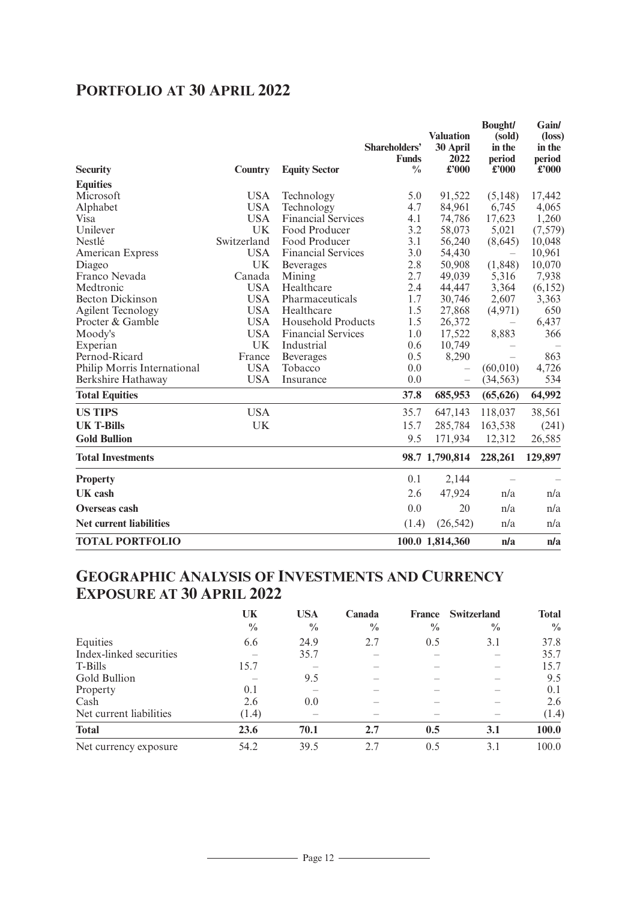## PORTFOLIO AT 30 APRIL 2022

| Security | Country | Equity Sector | Shareholders' Funds % | Valuation 30 April 2022 £'000 | Bought/ (sold) in the period £'000 | Gain/ (loss) in the period £'000 |
|---|---|---|---|---|---|---|
| **Equities** | | | | | | |
| Microsoft | USA | Technology | 5.0 | 91,522 | (5,148) | 17,442 |
| Alphabet | USA | Technology | 4.7 | 84,961 | 6,745 | 4,065 |
| Visa | USA | Financial Services | 4.1 | 74,786 | 17,623 | 1,260 |
| Unilever | UK | Food Producer | 3.2 | 58,073 | 5,021 | (7,579) |
| Nestlé | Switzerland | Food Producer | 3.1 | 56,240 | (8,645) | 10,048 |
| American Express | USA | Financial Services | 3.0 | 54,430 | – | 10,961 |
| Diageo | UK | Beverages | 2.8 | 50,908 | (1,848) | 10,070 |
| Franco Nevada | Canada | Mining | 2.7 | 49,039 | 5,316 | 7,938 |
| Medtronic | USA | Healthcare | 2.4 | 44,447 | 3,364 | (6,152) |
| Becton Dickinson | USA | Pharmaceuticals | 1.7 | 30,746 | 2,607 | 3,363 |
| Agilent Tecnology | USA | Healthcare | 1.5 | 27,868 | (4,971) | 650 |
| Procter & Gamble | USA | Household Products | 1.5 | 26,372 | – | 6,437 |
| Moody's | USA | Financial Services | 1.0 | 17,522 | 8,883 | 366 |
| Experian | UK | Industrial | 0.6 | 10,749 | – | – |
| Pernod-Ricard | France | Beverages | 0.5 | 8,290 | – | 863 |
| Philip Morris International | USA | Tobacco | 0.0 | – | (60,010) | 4,726 |
| Berkshire Hathaway | USA | Insurance | 0.0 | – | (34,563) | 534 |
| **Total Equities** | | | **37.8** | **685,953** | **(65,626)** | **64,992** |
| **US TIPS** | USA | | 35.7 | 647,143 | 118,037 | 38,561 |
| **UK T-Bills** | UK | | 15.7 | 285,784 | 163,538 | (241) |
| **Gold Bullion** | | | 9.5 | 171,934 | 12,312 | 26,585 |
| **Total Investments** | | | **98.7** | **1,790,814** | **228,261** | **129,897** |
| **Property** | | | 0.1 | 2,144 | – | – |
| **UK cash** | | | 2.6 | 47,924 | n/a | n/a |
| **Overseas cash** | | | 0.0 | 20 | n/a | n/a |
| **Net current liabilities** | | | (1.4) | (26,542) | n/a | n/a |
| **TOTAL PORTFOLIO** | | | **100.0** | **1,814,360** | **n/a** | **n/a** |

## GEOGRAPHIC ANALYSIS OF INVESTMENTS AND CURRENCY EXPOSURE AT 30 APRIL 2022

| | UK % | USA % | Canada % | France % | Switzerland % | Total % |
|---|---|---|---|---|---|---|
| Equities | 6.6 | 24.9 | 2.7 | 0.5 | 3.1 | 37.8 |
| Index-linked securities | – | 35.7 | – | – | – | 35.7 |
| T-Bills | 15.7 | – | – | – | – | 15.7 |
| Gold Bullion | – | 9.5 | – | – | – | 9.5 |
| Property | 0.1 | – | – | – | – | 0.1 |
| Cash | 2.6 | 0.0 | – | – | – | 2.6 |
| Net current liabilities | (1.4) | – | – | – | – | (1.4) |
| **Total** | **23.6** | **70.1** | **2.7** | **0.5** | **3.1** | **100.0** |
| Net currency exposure | 54.2 | 39.5 | 2.7 | 0.5 | 3.1 | 100.0 |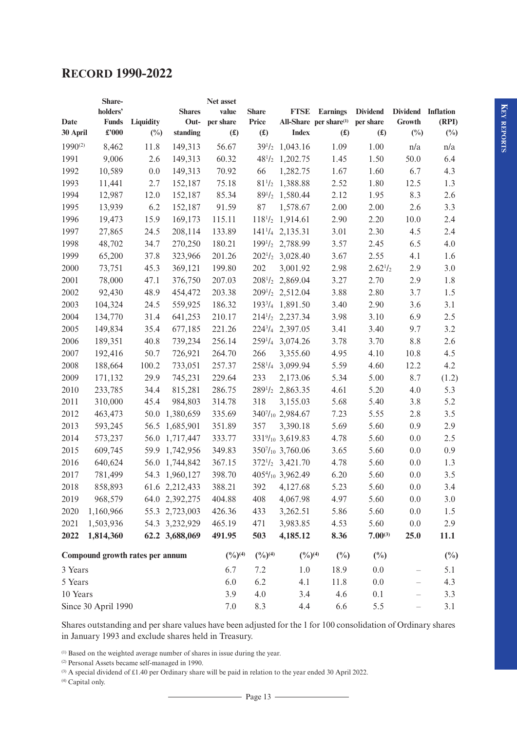# RECORD 1990-2022

| Date 30 April | Share-holders' Funds £'000 | Liquidity (%) | Shares Out-standing | Net asset value per share (£) | Share Price (£) | FTSE All-Share Index | Earnings per share[1] (£) | Dividend per share (£) | Dividend Growth (%) | Inflation (RPI) (%) |
|---|---|---|---|---|---|---|---|---|---|---|
| 1990[2] | 8,462 | 11.8 | 149,313 | 56.67 | 39½ | 1,043.16 | 1.09 | 1.00 | n/a | n/a |
| 1991 | 9,006 | 2.6 | 149,313 | 60.32 | 48½ | 1,202.75 | 1.45 | 1.50 | 50.0 | 6.4 |
| 1992 | 10,589 | 0.0 | 149,313 | 70.92 | 66 | 1,282.75 | 1.67 | 1.60 | 6.7 | 4.3 |
| 1993 | 11,441 | 2.7 | 152,187 | 75.18 | 81½ | 1,388.88 | 2.52 | 1.80 | 12.5 | 1.3 |
| 1994 | 12,987 | 12.0 | 152,187 | 85.34 | 89½ | 1,580.44 | 2.12 | 1.95 | 8.3 | 2.6 |
| 1995 | 13,939 | 6.2 | 152,187 | 91.59 | 87 | 1,578.67 | 2.00 | 2.00 | 2.6 | 3.3 |
| 1996 | 19,473 | 15.9 | 169,173 | 115.11 | 118½ | 1,914.61 | 2.90 | 2.20 | 10.0 | 2.4 |
| 1997 | 27,865 | 24.5 | 208,114 | 133.89 | 141¼ | 2,135.31 | 3.01 | 2.30 | 4.5 | 2.4 |
| 1998 | 48,702 | 34.7 | 270,250 | 180.21 | 199½ | 2,788.99 | 3.57 | 2.45 | 6.5 | 4.0 |
| 1999 | 65,200 | 37.8 | 323,966 | 201.26 | 202½ | 3,028.40 | 3.67 | 2.55 | 4.1 | 1.6 |
| 2000 | 73,751 | 45.3 | 369,121 | 199.80 | 202 | 3,001.92 | 2.98 | 2.62½ | 2.9 | 3.0 |
| 2001 | 78,000 | 47.1 | 376,750 | 207.03 | 208½ | 2,869.04 | 3.27 | 2.70 | 2.9 | 1.8 |
| 2002 | 92,430 | 48.9 | 454,472 | 203.38 | 209½ | 2,512.04 | 3.88 | 2.80 | 3.7 | 1.5 |
| 2003 | 104,324 | 24.5 | 559,925 | 186.32 | 193¾ | 1,891.50 | 3.40 | 2.90 | 3.6 | 3.1 |
| 2004 | 134,770 | 31.4 | 641,253 | 210.17 | 214½ | 2,237.34 | 3.98 | 3.10 | 6.9 | 2.5 |
| 2005 | 149,834 | 35.4 | 677,185 | 221.26 | 224¾ | 2,397.05 | 3.41 | 3.40 | 9.7 | 3.2 |
| 2006 | 189,351 | 40.8 | 739,234 | 256.14 | 259¼ | 3,074.26 | 3.78 | 3.70 | 8.8 | 2.6 |
| 2007 | 192,416 | 50.7 | 726,921 | 264.70 | 266 | 3,355.60 | 4.95 | 4.10 | 10.8 | 4.5 |
| 2008 | 188,664 | 100.2 | 733,051 | 257.37 | 258¼ | 3,099.94 | 5.59 | 4.60 | 12.2 | 4.2 |
| 2009 | 171,132 | 29.9 | 745,231 | 229.64 | 233 | 2,173.06 | 5.34 | 5.00 | 8.7 | (1.2) |
| 2010 | 233,785 | 34.4 | 815,281 | 286.75 | 289½ | 2,863.35 | 4.61 | 5.20 | 4.0 | 5.3 |
| 2011 | 310,000 | 45.4 | 984,803 | 314.78 | 318 | 3,155.03 | 5.68 | 5.40 | 3.8 | 5.2 |
| 2012 | 463,473 | 50.0 | 1,380,659 | 335.69 | 340 7/10 | 2,984.67 | 7.23 | 5.55 | 2.8 | 3.5 |
| 2013 | 593,245 | 56.5 | 1,685,901 | 351.89 | 357 | 3,390.18 | 5.69 | 5.60 | 0.9 | 2.9 |
| 2014 | 573,237 | 56.0 | 1,717,447 | 333.77 | 331 9/10 | 3,619.83 | 4.78 | 5.60 | 0.0 | 2.5 |
| 2015 | 609,745 | 59.9 | 1,742,956 | 349.83 | 350 7/10 | 3,760.06 | 3.65 | 5.60 | 0.0 | 0.9 |
| 2016 | 640,624 | 56.0 | 1,744,842 | 367.15 | 372½ | 3,421.70 | 4.78 | 5.60 | 0.0 | 1.3 |
| 2017 | 781,499 | 54.3 | 1,960,127 | 398.70 | 405 4/10 | 3,962.49 | 6.20 | 5.60 | 0.0 | 3.5 |
| 2018 | 858,893 | 61.6 | 2,212,433 | 388.21 | 392 | 4,127.68 | 5.23 | 5.60 | 0.0 | 3.4 |
| 2019 | 968,579 | 64.0 | 2,392,275 | 404.88 | 408 | 4,067.98 | 4.97 | 5.60 | 0.0 | 3.0 |
| 2020 | 1,160,966 | 55.3 | 2,723,003 | 426.36 | 433 | 3,262.51 | 5.86 | 5.60 | 0.0 | 1.5 |
| 2021 | 1,503,936 | 54.3 | 3,232,929 | 465.19 | 471 | 3,983.85 | 4.53 | 5.60 | 0.0 | 2.9 |
| **2022** | **1,814,360** | **62.2** | **3,688,069** | **491.95** | **503** | **4,185.12** | **8.36** | **7.00[3]** | **25.0** | **11.1** |
| **Compound growth rates per annum** | | | | (%)[4] | (%)[4] | (%)[4] | (%) | (%) | | (%) |
| 3 Years | | | | 6.7 | 7.2 | 1.0 | 18.9 | 0.0 | – | 5.1 |
| 5 Years | | | | 6.0 | 6.2 | 4.1 | 11.8 | 0.0 | – | 4.3 |
| 10 Years | | | | 3.9 | 4.0 | 3.4 | 4.6 | 0.1 | – | 3.3 |
| Since 30 April 1990 | | | | 7.0 | 8.3 | 4.4 | 6.6 | 5.5 | – | 3.1 |

Shares outstanding and per share values have been adjusted for the 1 for 100 consolidation of Ordinary shares in January 1993 and exclude shares held in Treasury.

[1] Based on the weighted average number of shares in issue during the year.

[2] Personal Assets became self-managed in 1990.

[3] A special dividend of £1.40 per Ordinary share will be paid in relation to the year ended 30 April 2022.

[4] Capital only.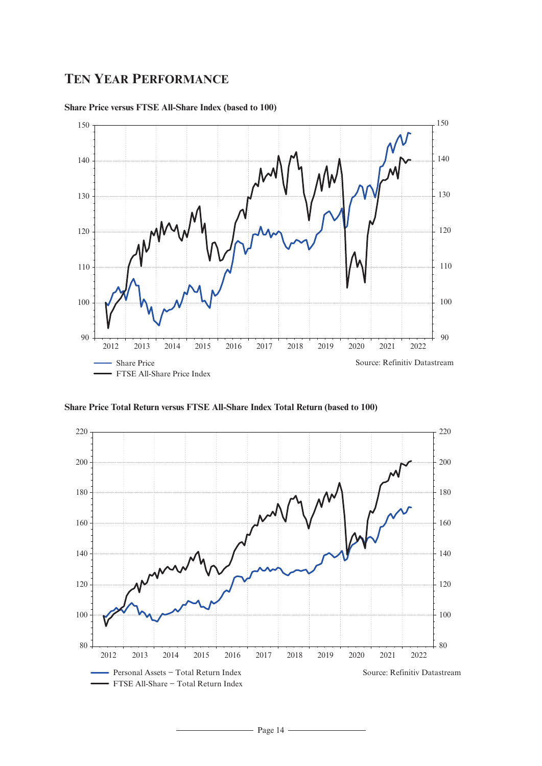# TEN YEAR PERFORMANCE

**Share Price versus FTSE All-Share Index (based to 100)**

Source: Refinitiv Datastream

**Share Price Total Return versus FTSE All-Share Index Total Return (based to 100)**

Source: Refinitiv Datastream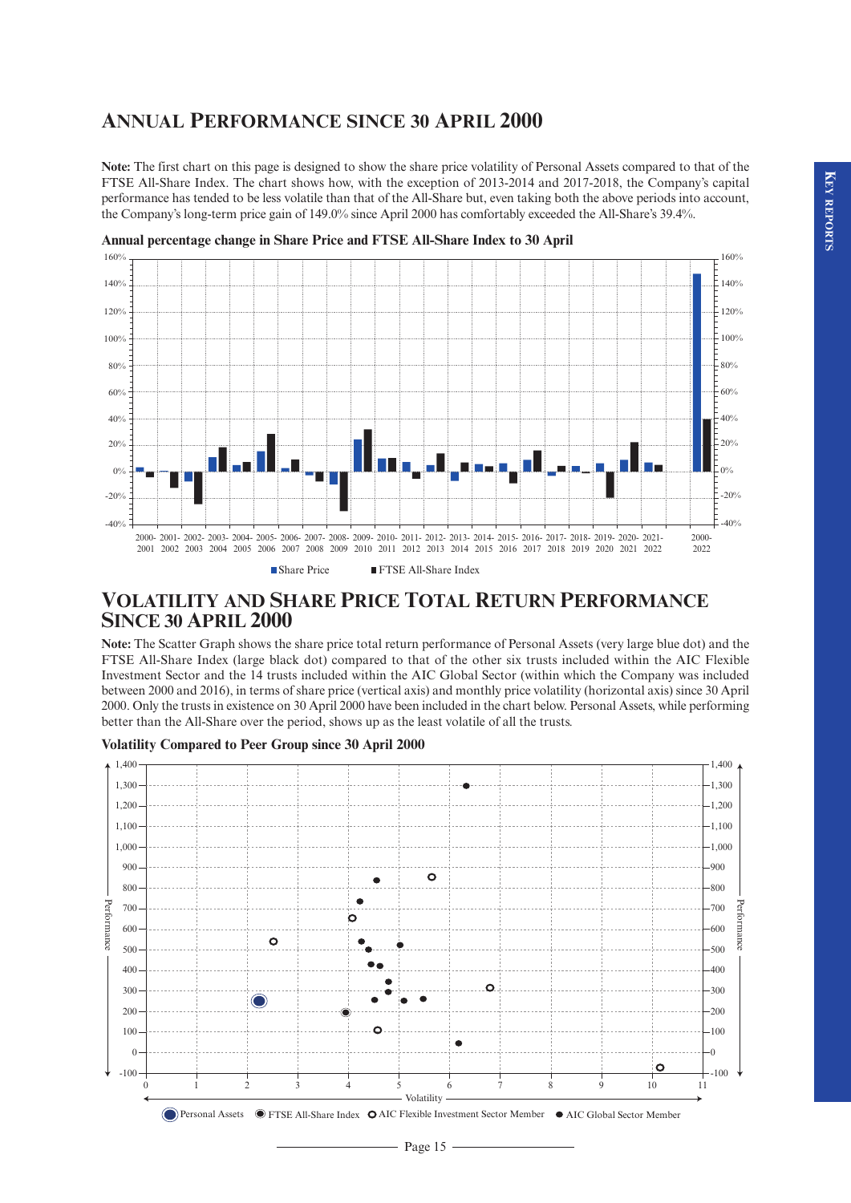## Annual Performance since 30 April 2000

**Note:** The first chart on this page is designed to show the share price volatility of Personal Assets compared to that of the FTSE All-Share Index. The chart shows how, with the exception of 2013-2014 and 2017-2018, the Company's capital performance has tended to be less volatile than that of the All-Share but, even taking both the above periods into account, the Company's long-term price gain of 149.0% since April 2000 has comfortably exceeded the All-Share's 39.4%.

**Annual percentage change in Share Price and FTSE All-Share Index to 30 April**

## Volatility and Share Price Total Return Performance since 30 April 2000

**Note:** The Scatter Graph shows the share price total return performance of Personal Assets (very large blue dot) and the FTSE All-Share Index (large black dot) compared to that of the other six trusts included within the AIC Flexible Investment Sector and the 14 trusts included within the AIC Global Sector (within which the Company was included between 2000 and 2016), in terms of share price (vertical axis) and monthly price volatility (horizontal axis) since 30 April 2000. Only the trusts in existence on 30 April 2000 have been included in the chart below. Personal Assets, while performing better than the All-Share over the period, shows up as the least volatile of all the trusts.

**Volatility Compared to Peer Group since 30 April 2000**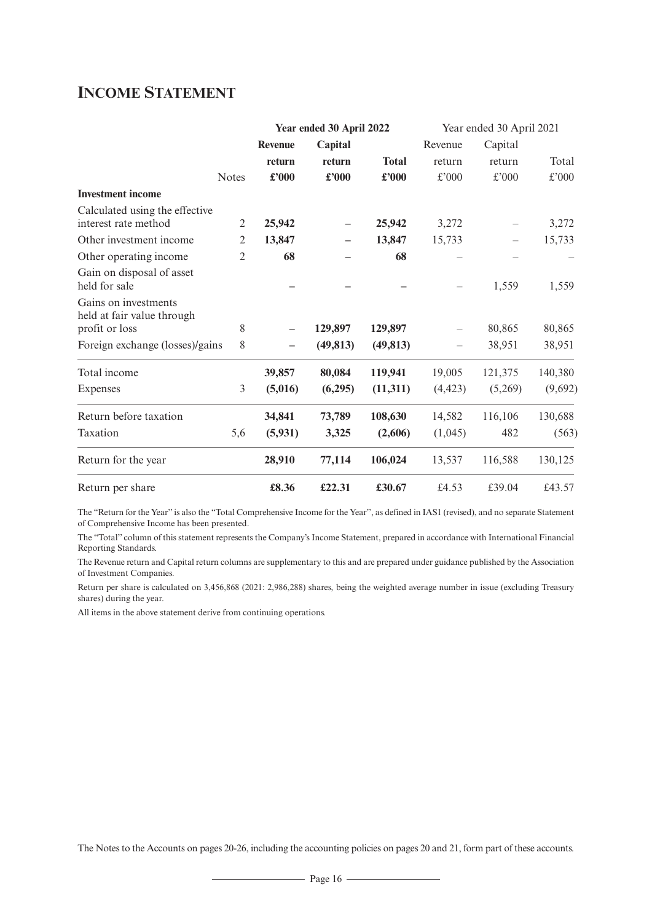# Income Statement

| | Notes | Year ended 30 April 2022 Revenue return £'000 | Capital return £'000 | Total £'000 | Year ended 30 April 2021 Revenue return £'000 | Capital return £'000 | Total £'000 |
|---|---|---|---|---|---|---|---|
| **Investment income** | | | | | | | |
| Calculated using the effective interest rate method | 2 | **25,942** | **–** | **25,942** | 3,272 | – | 3,272 |
| Other investment income | 2 | **13,847** | **–** | **13,847** | 15,733 | – | 15,733 |
| Other operating income | 2 | **68** | **–** | **68** | – | – | – |
| Gain on disposal of asset held for sale | | **–** | **–** | **–** | – | 1,559 | 1,559 |
| Gains on investments held at fair value through profit or loss | 8 | **–** | **129,897** | **129,897** | – | 80,865 | 80,865 |
| Foreign exchange (losses)/gains | 8 | **–** | **(49,813)** | **(49,813)** | – | 38,951 | 38,951 |
| Total income | | **39,857** | **80,084** | **119,941** | 19,005 | 121,375 | 140,380 |
| Expenses | 3 | **(5,016)** | **(6,295)** | **(11,311)** | (4,423) | (5,269) | (9,692) |
| Return before taxation | | **34,841** | **73,789** | **108,630** | 14,582 | 116,106 | 130,688 |
| Taxation | 5,6 | **(5,931)** | **3,325** | **(2,606)** | (1,045) | 482 | (563) |
| Return for the year | | **28,910** | **77,114** | **106,024** | 13,537 | 116,588 | 130,125 |
| Return per share | | **£8.36** | **£22.31** | **£30.67** | £4.53 | £39.04 | £43.57 |

The "Return for the Year" is also the "Total Comprehensive Income for the Year", as defined in IAS1 (revised), and no separate Statement of Comprehensive Income has been presented.

The "Total" column of this statement represents the Company's Income Statement, prepared in accordance with International Financial Reporting Standards.

The Revenue return and Capital return columns are supplementary to this and are prepared under guidance published by the Association of Investment Companies.

Return per share is calculated on 3,456,868 (2021: 2,986,288) shares, being the weighted average number in issue (excluding Treasury shares) during the year.

All items in the above statement derive from continuing operations.

The Notes to the Accounts on pages 20-26, including the accounting policies on pages 20 and 21, form part of these accounts.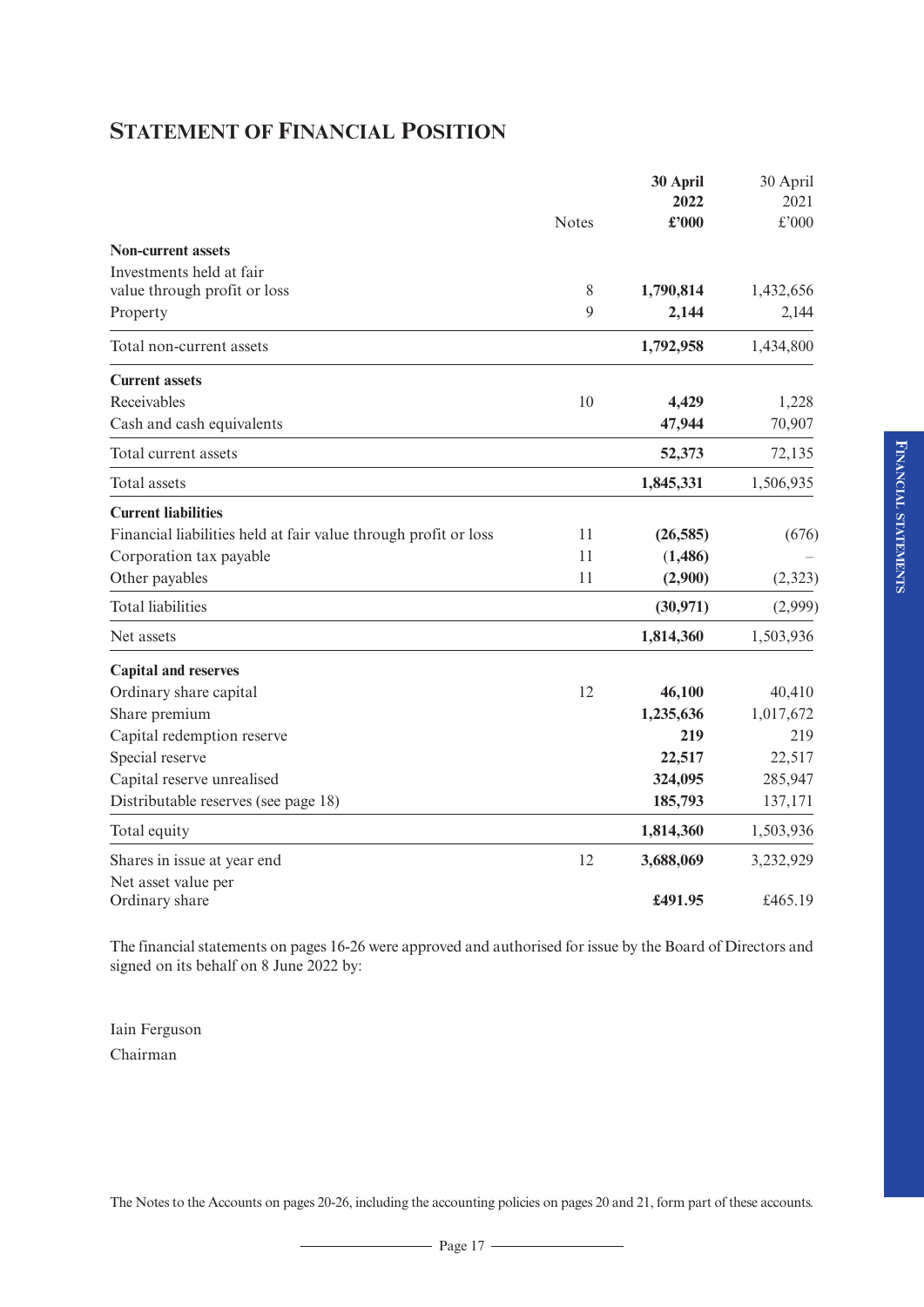## STATEMENT OF FINANCIAL POSITION

| | Notes | 30 April 2022 £'000 | 30 April 2021 £'000 |
|---|---|---|---|
| **Non-current assets** | | | |
| Investments held at fair value through profit or loss | 8 | **1,790,814** | 1,432,656 |
| Property | 9 | **2,144** | 2,144 |
| Total non-current assets | | **1,792,958** | 1,434,800 |
| **Current assets** | | | |
| Receivables | 10 | **4,429** | 1,228 |
| Cash and cash equivalents | | **47,944** | 70,907 |
| Total current assets | | **52,373** | 72,135 |
| Total assets | | **1,845,331** | 1,506,935 |
| **Current liabilities** | | | |
| Financial liabilities held at fair value through profit or loss | 11 | **(26,585)** | (676) |
| Corporation tax payable | 11 | **(1,486)** | – |
| Other payables | 11 | **(2,900)** | (2,323) |
| Total liabilities | | **(30,971)** | (2,999) |
| Net assets | | **1,814,360** | 1,503,936 |
| **Capital and reserves** | | | |
| Ordinary share capital | 12 | **46,100** | 40,410 |
| Share premium | | **1,235,636** | 1,017,672 |
| Capital redemption reserve | | **219** | 219 |
| Special reserve | | **22,517** | 22,517 |
| Capital reserve unrealised | | **324,095** | 285,947 |
| Distributable reserves (see page 18) | | **185,793** | 137,171 |
| Total equity | | **1,814,360** | 1,503,936 |
| Shares in issue at year end | 12 | **3,688,069** | 3,232,929 |
| Net asset value per Ordinary share | | **£491.95** | £465.19 |

The financial statements on pages 16-26 were approved and authorised for issue by the Board of Directors and signed on its behalf on 8 June 2022 by:

Iain Ferguson
Chairman

The Notes to the Accounts on pages 20-26, including the accounting policies on pages 20 and 21, form part of these accounts.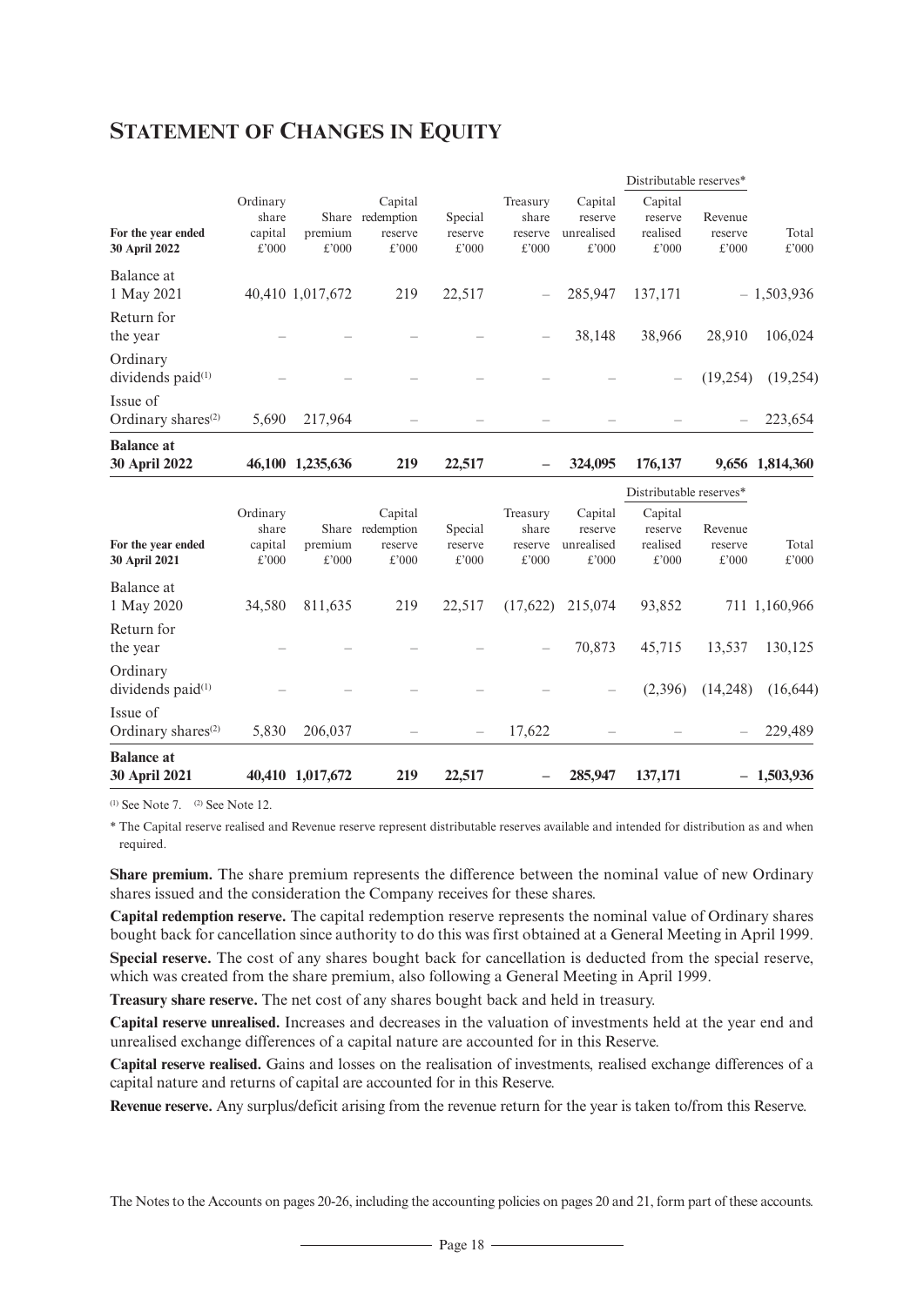# STATEMENT OF CHANGES IN EQUITY

| For the year ended 30 April 2022 | Ordinary share capital £'000 | Share premium £'000 | Capital redemption reserve £'000 | Special reserve £'000 | Treasury share reserve £'000 | Capital reserve unrealised £'000 | Distributable reserves* Capital reserve realised £'000 | Revenue reserve £'000 | Total £'000 |
|---|---|---|---|---|---|---|---|---|---|
| Balance at 1 May 2021 | 40,410 | 1,017,672 | 219 | 22,517 | – | 285,947 | 137,171 | – | 1,503,936 |
| Return for the year | – | – | – | – | – | 38,148 | 38,966 | 28,910 | 106,024 |
| Ordinary dividends paid(1) | – | – | – | – | – | – | – | (19,254) | (19,254) |
| Issue of Ordinary shares(2) | 5,690 | 217,964 | – | – | – | – | – | – | 223,654 |
| **Balance at 30 April 2022** | **46,100** | **1,235,636** | **219** | **22,517** | **–** | **324,095** | **176,137** | **9,656** | **1,814,360** |

| For the year ended 30 April 2021 | Ordinary share capital £'000 | Share premium £'000 | Capital redemption reserve £'000 | Special reserve £'000 | Treasury share reserve £'000 | Capital reserve unrealised £'000 | Distributable reserves* Capital reserve realised £'000 | Revenue reserve £'000 | Total £'000 |
|---|---|---|---|---|---|---|---|---|---|
| Balance at 1 May 2020 | 34,580 | 811,635 | 219 | 22,517 | (17,622) | 215,074 | 93,852 | 711 | 1,160,966 |
| Return for the year | – | – | – | – | – | 70,873 | 45,715 | 13,537 | 130,125 |
| Ordinary dividends paid(1) | – | – | – | – | – | – | (2,396) | (14,248) | (16,644) |
| Issue of Ordinary shares(2) | 5,830 | 206,037 | – | – | 17,622 | – | – | – | 229,489 |
| **Balance at 30 April 2021** | **40,410** | **1,017,672** | **219** | **22,517** | **–** | **285,947** | **137,171** | **–** | **1,503,936** |

(1) See Note 7. (2) See Note 12.

\* The Capital reserve realised and Revenue reserve represent distributable reserves available and intended for distribution as and when required.

**Share premium.** The share premium represents the difference between the nominal value of new Ordinary shares issued and the consideration the Company receives for these shares.

**Capital redemption reserve.** The capital redemption reserve represents the nominal value of Ordinary shares bought back for cancellation since authority to do this was first obtained at a General Meeting in April 1999.

**Special reserve.** The cost of any shares bought back for cancellation is deducted from the special reserve, which was created from the share premium, also following a General Meeting in April 1999.

**Treasury share reserve.** The net cost of any shares bought back and held in treasury.

**Capital reserve unrealised.** Increases and decreases in the valuation of investments held at the year end and unrealised exchange differences of a capital nature are accounted for in this Reserve.

**Capital reserve realised.** Gains and losses on the realisation of investments, realised exchange differences of a capital nature and returns of capital are accounted for in this Reserve.

**Revenue reserve.** Any surplus/deficit arising from the revenue return for the year is taken to/from this Reserve.

The Notes to the Accounts on pages 20-26, including the accounting policies on pages 20 and 21, form part of these accounts.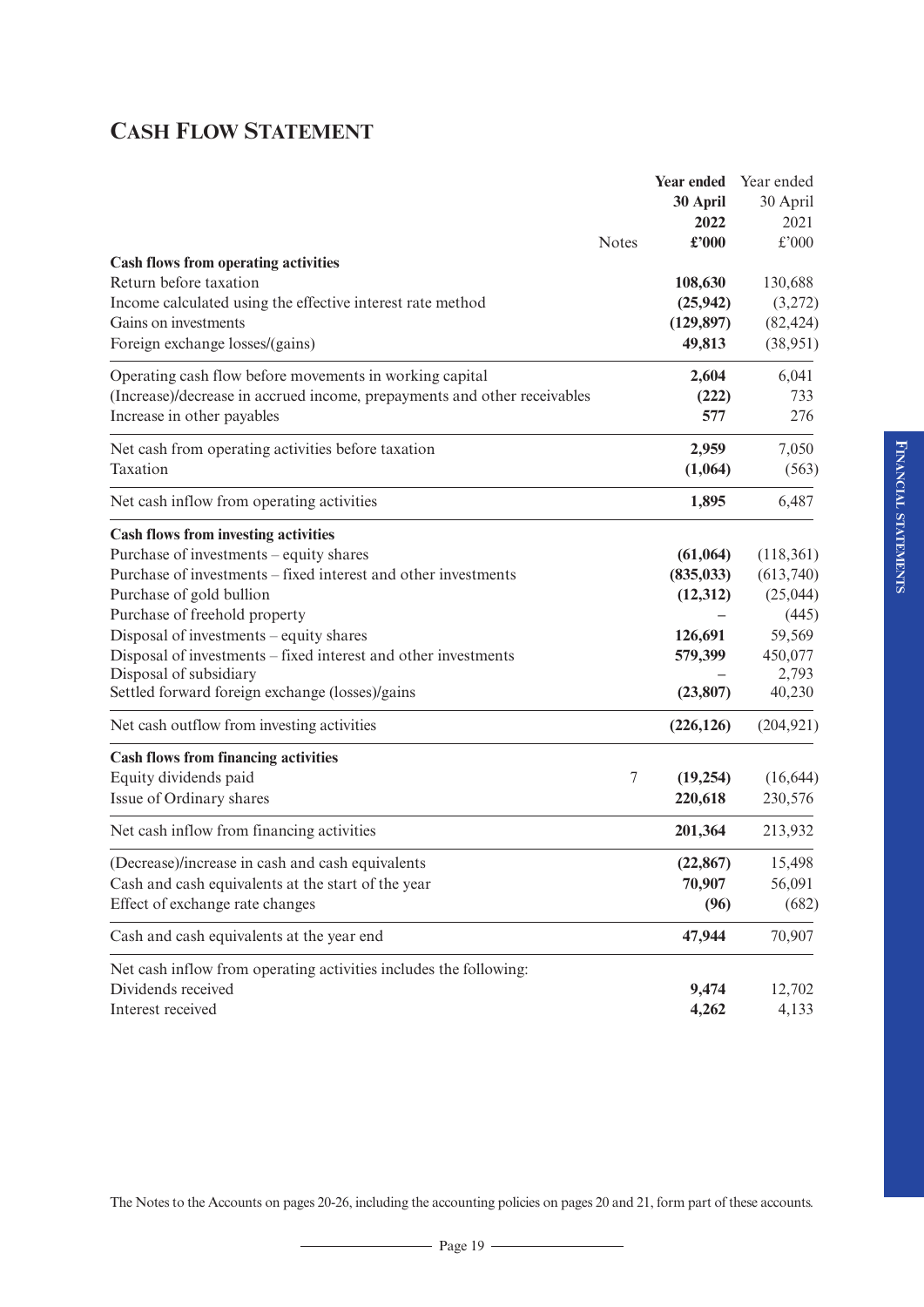# Cash Flow Statement

| | Notes | Year ended 30 April 2022 £'000 | Year ended 30 April 2021 £'000 |
|---|---|---|---|
| **Cash flows from operating activities** | | | |
| Return before taxation | | **108,630** | 130,688 |
| Income calculated using the effective interest rate method | | **(25,942)** | (3,272) |
| Gains on investments | | **(129,897)** | (82,424) |
| Foreign exchange losses/(gains) | | **49,813** | (38,951) |
| Operating cash flow before movements in working capital | | **2,604** | 6,041 |
| (Increase)/decrease in accrued income, prepayments and other receivables | | **(222)** | 733 |
| Increase in other payables | | **577** | 276 |
| Net cash from operating activities before taxation | | **2,959** | 7,050 |
| Taxation | | **(1,064)** | (563) |
| Net cash inflow from operating activities | | **1,895** | 6,487 |
| **Cash flows from investing activities** | | | |
| Purchase of investments – equity shares | | **(61,064)** | (118,361) |
| Purchase of investments – fixed interest and other investments | | **(835,033)** | (613,740) |
| Purchase of gold bullion | | **(12,312)** | (25,044) |
| Purchase of freehold property | | **–** | (445) |
| Disposal of investments – equity shares | | **126,691** | 59,569 |
| Disposal of investments – fixed interest and other investments | | **579,399** | 450,077 |
| Disposal of subsidiary | | **–** | 2,793 |
| Settled forward foreign exchange (losses)/gains | | **(23,807)** | 40,230 |
| Net cash outflow from investing activities | | **(226,126)** | (204,921) |
| **Cash flows from financing activities** | | | |
| Equity dividends paid | 7 | **(19,254)** | (16,644) |
| Issue of Ordinary shares | | **220,618** | 230,576 |
| Net cash inflow from financing activities | | **201,364** | 213,932 |
| (Decrease)/increase in cash and cash equivalents | | **(22,867)** | 15,498 |
| Cash and cash equivalents at the start of the year | | **70,907** | 56,091 |
| Effect of exchange rate changes | | **(96)** | (682) |
| Cash and cash equivalents at the year end | | **47,944** | 70,907 |
| Net cash inflow from operating activities includes the following: | | | |
| Dividends received | | **9,474** | 12,702 |
| Interest received | | **4,262** | 4,133 |

The Notes to the Accounts on pages 20-26, including the accounting policies on pages 20 and 21, form part of these accounts.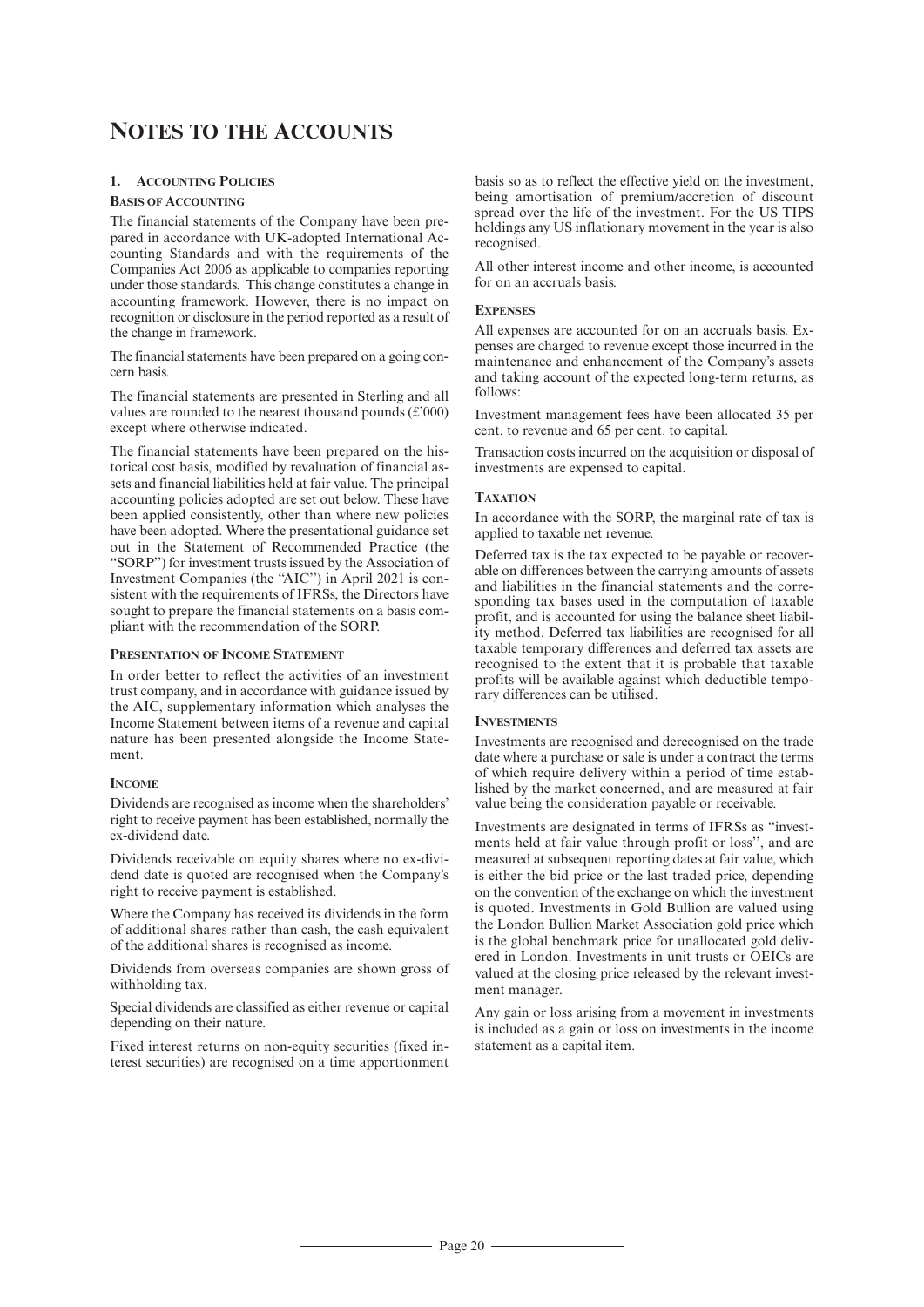# NOTES TO THE ACCOUNTS

## 1. ACCOUNTING POLICIES

### BASIS OF ACCOUNTING

The financial statements of the Company have been prepared in accordance with UK-adopted International Accounting Standards and with the requirements of the Companies Act 2006 as applicable to companies reporting under those standards. This change constitutes a change in accounting framework. However, there is no impact on recognition or disclosure in the period reported as a result of the change in framework.

The financial statements have been prepared on a going concern basis.

The financial statements are presented in Sterling and all values are rounded to the nearest thousand pounds (£'000) except where otherwise indicated.

The financial statements have been prepared on the historical cost basis, modified by revaluation of financial assets and financial liabilities held at fair value. The principal accounting policies adopted are set out below. These have been applied consistently, other than where new policies have been adopted. Where the presentational guidance set out in the Statement of Recommended Practice (the "SORP") for investment trusts issued by the Association of Investment Companies (the "AIC") in April 2021 is consistent with the requirements of IFRSs, the Directors have sought to prepare the financial statements on a basis compliant with the recommendation of the SORP.

### PRESENTATION OF INCOME STATEMENT

In order better to reflect the activities of an investment trust company, and in accordance with guidance issued by the AIC, supplementary information which analyses the Income Statement between items of a revenue and capital nature has been presented alongside the Income Statement.

### INCOME

Dividends are recognised as income when the shareholders' right to receive payment has been established, normally the ex-dividend date.

Dividends receivable on equity shares where no ex-dividend date is quoted are recognised when the Company's right to receive payment is established.

Where the Company has received its dividends in the form of additional shares rather than cash, the cash equivalent of the additional shares is recognised as income.

Dividends from overseas companies are shown gross of withholding tax.

Special dividends are classified as either revenue or capital depending on their nature.

Fixed interest returns on non-equity securities (fixed interest securities) are recognised on a time apportionment basis so as to reflect the effective yield on the investment, being amortisation of premium/accretion of discount spread over the life of the investment. For the US TIPS holdings any US inflationary movement in the year is also recognised.

All other interest income and other income, is accounted for on an accruals basis.

### EXPENSES

All expenses are accounted for on an accruals basis. Expenses are charged to revenue except those incurred in the maintenance and enhancement of the Company's assets and taking account of the expected long-term returns, as follows:

Investment management fees have been allocated 35 per cent. to revenue and 65 per cent. to capital.

Transaction costs incurred on the acquisition or disposal of investments are expensed to capital.

### TAXATION

In accordance with the SORP, the marginal rate of tax is applied to taxable net revenue.

Deferred tax is the tax expected to be payable or recoverable on differences between the carrying amounts of assets and liabilities in the financial statements and the corresponding tax bases used in the computation of taxable profit, and is accounted for using the balance sheet liability method. Deferred tax liabilities are recognised for all taxable temporary differences and deferred tax assets are recognised to the extent that it is probable that taxable profits will be available against which deductible temporary differences can be utilised.

### INVESTMENTS

Investments are recognised and derecognised on the trade date where a purchase or sale is under a contract the terms of which require delivery within a period of time established by the market concerned, and are measured at fair value being the consideration payable or receivable.

Investments are designated in terms of IFRSs as "investments held at fair value through profit or loss", and are measured at subsequent reporting dates at fair value, which is either the bid price or the last traded price, depending on the convention of the exchange on which the investment is quoted. Investments in Gold Bullion are valued using the London Bullion Market Association gold price which is the global benchmark price for unallocated gold delivered in London. Investments in unit trusts or OEICs are valued at the closing price released by the relevant investment manager.

Any gain or loss arising from a movement in investments is included as a gain or loss on investments in the income statement as a capital item.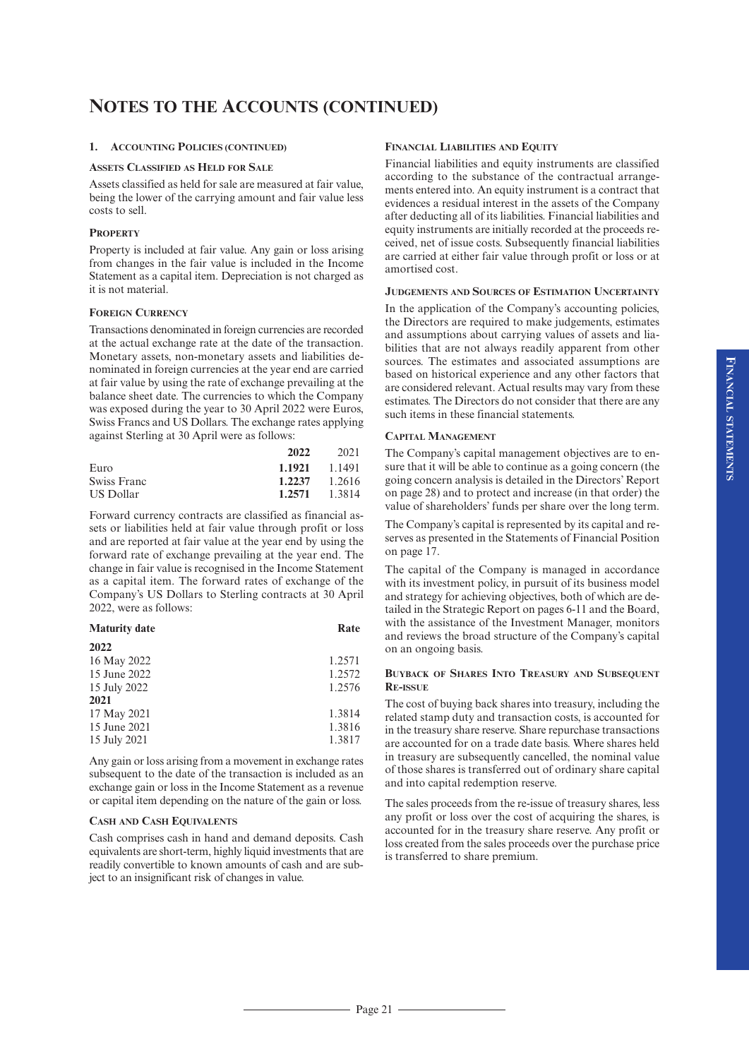# NOTES TO THE ACCOUNTS (CONTINUED)

### 1. ACCOUNTING POLICIES (CONTINUED)

#### ASSETS CLASSIFIED AS HELD FOR SALE

Assets classified as held for sale are measured at fair value, being the lower of the carrying amount and fair value less costs to sell.

#### PROPERTY

Property is included at fair value. Any gain or loss arising from changes in the fair value is included in the Income Statement as a capital item. Depreciation is not charged as it is not material.

#### FOREIGN CURRENCY

Transactions denominated in foreign currencies are recorded at the actual exchange rate at the date of the transaction. Monetary assets, non-monetary assets and liabilities denominated in foreign currencies at the year end are carried at fair value by using the rate of exchange prevailing at the balance sheet date. The currencies to which the Company was exposed during the year to 30 April 2022 were Euros, Swiss Francs and US Dollars. The exchange rates applying against Sterling at 30 April were as follows:

| | 2022 | 2021 |
|---|---|---|
| Euro | **1.1921** | 1.1491 |
| Swiss Franc | **1.2237** | 1.2616 |
| US Dollar | **1.2571** | 1.3814 |

Forward currency contracts are classified as financial assets or liabilities held at fair value through profit or loss and are reported at fair value at the year end by using the forward rate of exchange prevailing at the year end. The change in fair value is recognised in the Income Statement as a capital item. The forward rates of exchange of the Company's US Dollars to Sterling contracts at 30 April 2022, were as follows:

| Maturity date | Rate |
|---|---|
| **2022** | |
| 16 May 2022 | 1.2571 |
| 15 June 2022 | 1.2572 |
| 15 July 2022 | 1.2576 |
| **2021** | |
| 17 May 2021 | 1.3814 |
| 15 June 2021 | 1.3816 |
| 15 July 2021 | 1.3817 |

Any gain or loss arising from a movement in exchange rates subsequent to the date of the transaction is included as an exchange gain or loss in the Income Statement as a revenue or capital item depending on the nature of the gain or loss.

#### CASH AND CASH EQUIVALENTS

Cash comprises cash in hand and demand deposits. Cash equivalents are short-term, highly liquid investments that are readily convertible to known amounts of cash and are subject to an insignificant risk of changes in value.

#### FINANCIAL LIABILITIES AND EQUITY

Financial liabilities and equity instruments are classified according to the substance of the contractual arrangements entered into. An equity instrument is a contract that evidences a residual interest in the assets of the Company after deducting all of its liabilities. Financial liabilities and equity instruments are initially recorded at the proceeds received, net of issue costs. Subsequently financial liabilities are carried at either fair value through profit or loss or at amortised cost.

#### JUDGEMENTS AND SOURCES OF ESTIMATION UNCERTAINTY

In the application of the Company's accounting policies, the Directors are required to make judgements, estimates and assumptions about carrying values of assets and liabilities that are not always readily apparent from other sources. The estimates and associated assumptions are based on historical experience and any other factors that are considered relevant. Actual results may vary from these estimates. The Directors do not consider that there are any such items in these financial statements.

#### CAPITAL MANAGEMENT

The Company's capital management objectives are to ensure that it will be able to continue as a going concern (the going concern analysis is detailed in the Directors' Report on page 28) and to protect and increase (in that order) the value of shareholders' funds per share over the long term.

The Company's capital is represented by its capital and reserves as presented in the Statements of Financial Position on page 17.

The capital of the Company is managed in accordance with its investment policy, in pursuit of its business model and strategy for achieving objectives, both of which are detailed in the Strategic Report on pages 6-11 and the Board, with the assistance of the Investment Manager, monitors and reviews the broad structure of the Company's capital on an ongoing basis.

#### BUYBACK OF SHARES INTO TREASURY AND SUBSEQUENT RE-ISSUE

The cost of buying back shares into treasury, including the related stamp duty and transaction costs, is accounted for in the treasury share reserve. Share repurchase transactions are accounted for on a trade date basis. Where shares held in treasury are subsequently cancelled, the nominal value of those shares is transferred out of ordinary share capital and into capital redemption reserve.

The sales proceeds from the re-issue of treasury shares, less any profit or loss over the cost of acquiring the shares, is accounted for in the treasury share reserve. Any profit or loss created from the sales proceeds over the purchase price is transferred to share premium.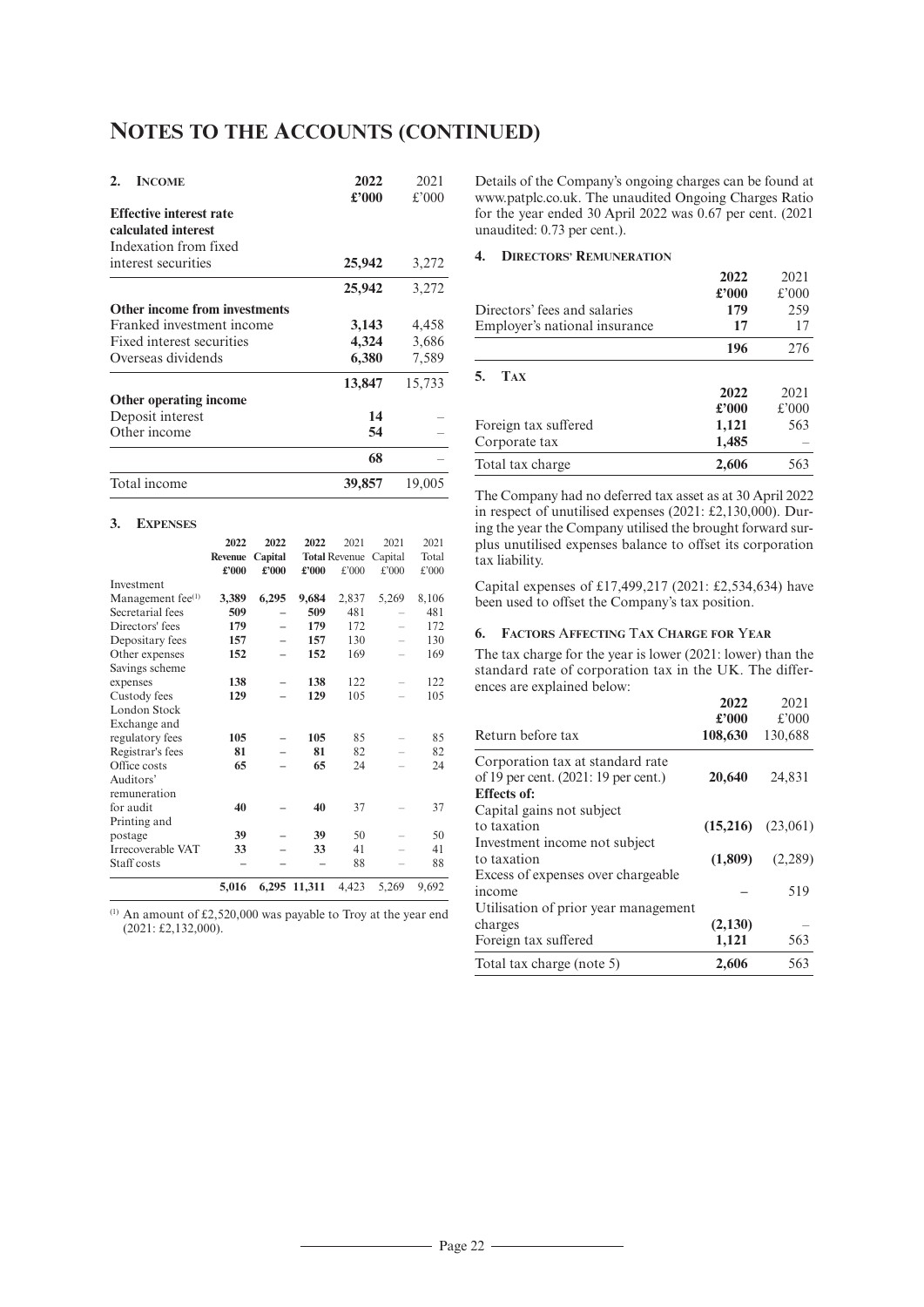# NOTES TO THE ACCOUNTS (CONTINUED)

## 2. INCOME

| | 2022 £'000 | 2021 £'000 |
|---|---|---|
| **Effective interest rate calculated interest** | | |
| Indexation from fixed interest securities | **25,942** | 3,272 |
| | **25,942** | 3,272 |
| **Other income from investments** | | |
| Franked investment income | **3,143** | 4,458 |
| Fixed interest securities | **4,324** | 3,686 |
| Overseas dividends | **6,380** | 7,589 |
| | **13,847** | 15,733 |
| **Other operating income** | | |
| Deposit interest | **14** | – |
| Other income | **54** | – |
| | **68** | – |
| Total income | **39,857** | 19,005 |

## 3. EXPENSES

| | 2022 Revenue £'000 | 2022 Capital £'000 | 2022 Total £'000 | 2021 Revenue £'000 | 2021 Capital £'000 | 2021 Total £'000 |
|---|---|---|---|---|---|---|
| Investment Management fee[1] | **3,389** | **6,295** | **9,684** | 2,837 | 5,269 | 8,106 |
| Secretarial fees | **509** | **–** | **509** | 481 | – | 481 |
| Directors' fees | **179** | **–** | **179** | 172 | – | 172 |
| Depositary fees | **157** | **–** | **157** | 130 | – | 130 |
| Other expenses | **152** | **–** | **152** | 169 | – | 169 |
| Savings scheme expenses | **138** | **–** | **138** | 122 | – | 122 |
| Custody fees | **129** | **–** | **129** | 105 | – | 105 |
| London Stock Exchange and regulatory fees | **105** | **–** | **105** | 85 | – | 85 |
| Registrar's fees | **81** | **–** | **81** | 82 | – | 82 |
| Office costs | **65** | **–** | **65** | 24 | – | 24 |
| Auditors' remuneration for audit | **40** | **–** | **40** | 37 | – | 37 |
| Printing and postage | **39** | **–** | **39** | 50 | – | 50 |
| Irrecoverable VAT | **33** | **–** | **33** | 41 | – | 41 |
| Staff costs | **–** | **–** | **–** | 88 | – | 88 |
| | **5,016** | **6,295** | **11,311** | 4,423 | 5,269 | 9,692 |

[1] An amount of £2,520,000 was payable to Troy at the year end (2021: £2,132,000).

Details of the Company's ongoing charges can be found at www.patplc.co.uk. The unaudited Ongoing Charges Ratio for the year ended 30 April 2022 was 0.67 per cent. (2021 unaudited: 0.73 per cent.).

## 4. DIRECTORS' REMUNERATION

| | 2022 £'000 | 2021 £'000 |
|---|---|---|
| Directors' fees and salaries | **179** | 259 |
| Employer's national insurance | **17** | 17 |
| | **196** | 276 |

## 5. TAX

| | 2022 £'000 | 2021 £'000 |
|---|---|---|
| Foreign tax suffered | **1,121** | 563 |
| Corporate tax | **1,485** | – |
| Total tax charge | **2,606** | 563 |

The Company had no deferred tax asset as at 30 April 2022 in respect of unutilised expenses (2021: £2,130,000). During the year the Company utilised the brought forward surplus unutilised expenses balance to offset its corporation tax liability.

Capital expenses of £17,499,217 (2021: £2,534,634) have been used to offset the Company's tax position.

## 6. FACTORS AFFECTING TAX CHARGE FOR YEAR

The tax charge for the year is lower (2021: lower) than the standard rate of corporation tax in the UK. The differences are explained below:

| | 2022 £'000 | 2021 £'000 |
|---|---|---|
| Return before tax | **108,630** | 130,688 |
| Corporation tax at standard rate of 19 per cent. (2021: 19 per cent.) | **20,640** | 24,831 |
| **Effects of:** | | |
| Capital gains not subject to taxation | **(15,216)** | (23,061) |
| Investment income not subject to taxation | **(1,809)** | (2,289) |
| Excess of expenses over chargeable income | **–** | 519 |
| Utilisation of prior year management charges | **(2,130)** | – |
| Foreign tax suffered | **1,121** | 563 |
| Total tax charge (note 5) | **2,606** | 563 |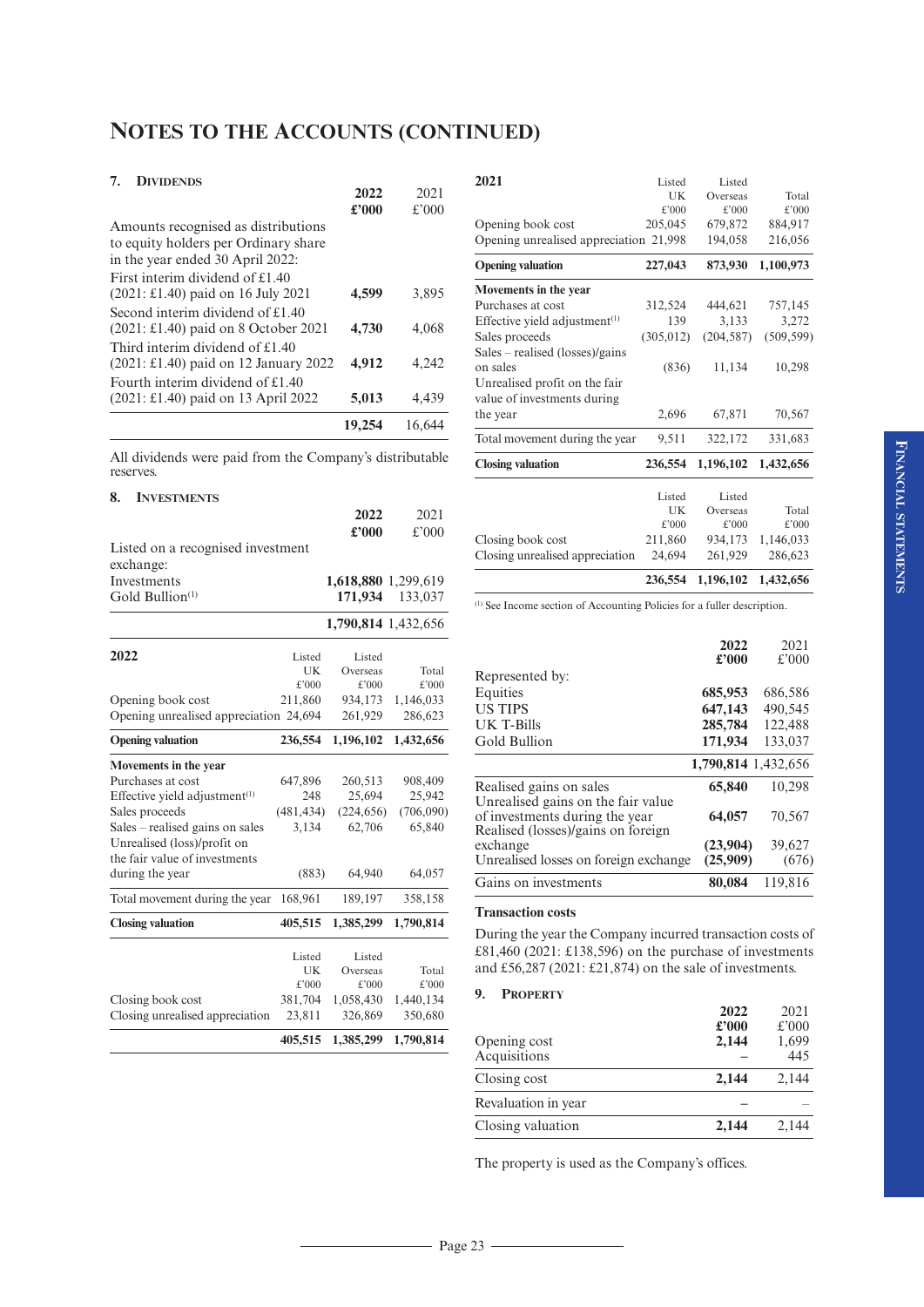# NOTES TO THE ACCOUNTS (CONTINUED)

## 7. DIVIDENDS

| | 2022 £'000 | 2021 £'000 |
|---|---|---|
| Amounts recognised as distributions to equity holders per Ordinary share in the year ended 30 April 2022: | | |
| First interim dividend of £1.40 (2021: £1.40) paid on 16 July 2021 | **4,599** | 3,895 |
| Second interim dividend of £1.40 (2021: £1.40) paid on 8 October 2021 | **4,730** | 4,068 |
| Third interim dividend of £1.40 (2021: £1.40) paid on 12 January 2022 | **4,912** | 4,242 |
| Fourth interim dividend of £1.40 (2021: £1.40) paid on 13 April 2022 | **5,013** | 4,439 |
| | **19,254** | 16,644 |

All dividends were paid from the Company's distributable reserves.

## 8. INVESTMENTS

| | 2022 £'000 | 2021 £'000 |
|---|---|---|
| Listed on a recognised investment exchange: | | |
| Investments | **1,618,880** | 1,299,619 |
| Gold Bullion[(1)] | **171,934** | 133,037 |
| | **1,790,814** | 1,432,656 |

| 2022 | Listed UK £'000 | Listed Overseas £'000 | Total £'000 |
|---|---|---|---|
| Opening book cost | 211,860 | 934,173 | 1,146,033 |
| Opening unrealised appreciation | 24,694 | 261,929 | 286,623 |
| **Opening valuation** | **236,554** | **1,196,102** | **1,432,656** |
| **Movements in the year** | | | |
| Purchases at cost | 647,896 | 260,513 | 908,409 |
| Effective yield adjustment[(1)] | 248 | 25,694 | 25,942 |
| Sales proceeds | (481,434) | (224,656) | (706,090) |
| Sales – realised gains on sales | 3,134 | 62,706 | 65,840 |
| Unrealised (loss)/profit on the fair value of investments during the year | (883) | 64,940 | 64,057 |
| Total movement during the year | 168,961 | 189,197 | 358,158 |
| **Closing valuation** | **405,515** | **1,385,299** | **1,790,814** |

| | Listed UK £'000 | Listed Overseas £'000 | Total £'000 |
|---|---|---|---|
| Closing book cost | 381,704 | 1,058,430 | 1,440,134 |
| Closing unrealised appreciation | 23,811 | 326,869 | 350,680 |
| | **405,515** | **1,385,299** | **1,790,814** |

| 2021 | Listed UK £'000 | Listed Overseas £'000 | Total £'000 |
|---|---|---|---|
| Opening book cost | 205,045 | 679,872 | 884,917 |
| Opening unrealised appreciation | 21,998 | 194,058 | 216,056 |
| **Opening valuation** | **227,043** | **873,930** | **1,100,973** |
| **Movements in the year** | | | |
| Purchases at cost | 312,524 | 444,621 | 757,145 |
| Effective yield adjustment[(1)] | 139 | 3,133 | 3,272 |
| Sales proceeds | (305,012) | (204,587) | (509,599) |
| Sales – realised (losses)/gains on sales | (836) | 11,134 | 10,298 |
| Unrealised profit on the fair value of investments during the year | 2,696 | 67,871 | 70,567 |
| Total movement during the year | 9,511 | 322,172 | 331,683 |
| **Closing valuation** | **236,554** | **1,196,102** | **1,432,656** |

| | Listed UK £'000 | Listed Overseas £'000 | Total £'000 |
|---|---|---|---|
| Closing book cost | 211,860 | 934,173 | 1,146,033 |
| Closing unrealised appreciation | 24,694 | 261,929 | 286,623 |
| | **236,554** | **1,196,102** | **1,432,656** |

(1) See Income section of Accounting Policies for a fuller description.

| | 2022 £'000 | 2021 £'000 |
|---|---|---|
| Represented by: | | |
| Equities | **685,953** | 686,586 |
| US TIPS | **647,143** | 490,545 |
| UK T-Bills | **285,784** | 122,488 |
| Gold Bullion | **171,934** | 133,037 |
| | **1,790,814** | 1,432,656 |

| | 2022 | 2021 |
|---|---|---|
| Realised gains on sales | **65,840** | 10,298 |
| Unrealised gains on the fair value of investments during the year | **64,057** | 70,567 |
| Realised (losses)/gains on foreign exchange | **(23,904)** | 39,627 |
| Unrealised losses on foreign exchange | **(25,909)** | (676) |
| Gains on investments | **80,084** | 119,816 |

### Transaction costs

During the year the Company incurred transaction costs of £81,460 (2021: £138,596) on the purchase of investments and £56,287 (2021: £21,874) on the sale of investments.

## 9. PROPERTY

| | 2022 £'000 | 2021 £'000 |
|---|---|---|
| Opening cost | **2,144** | 1,699 |
| Acquisitions | – | 445 |
| Closing cost | **2,144** | 2,144 |
| Revaluation in year | – | – |
| Closing valuation | **2,144** | 2,144 |

The property is used as the Company's offices.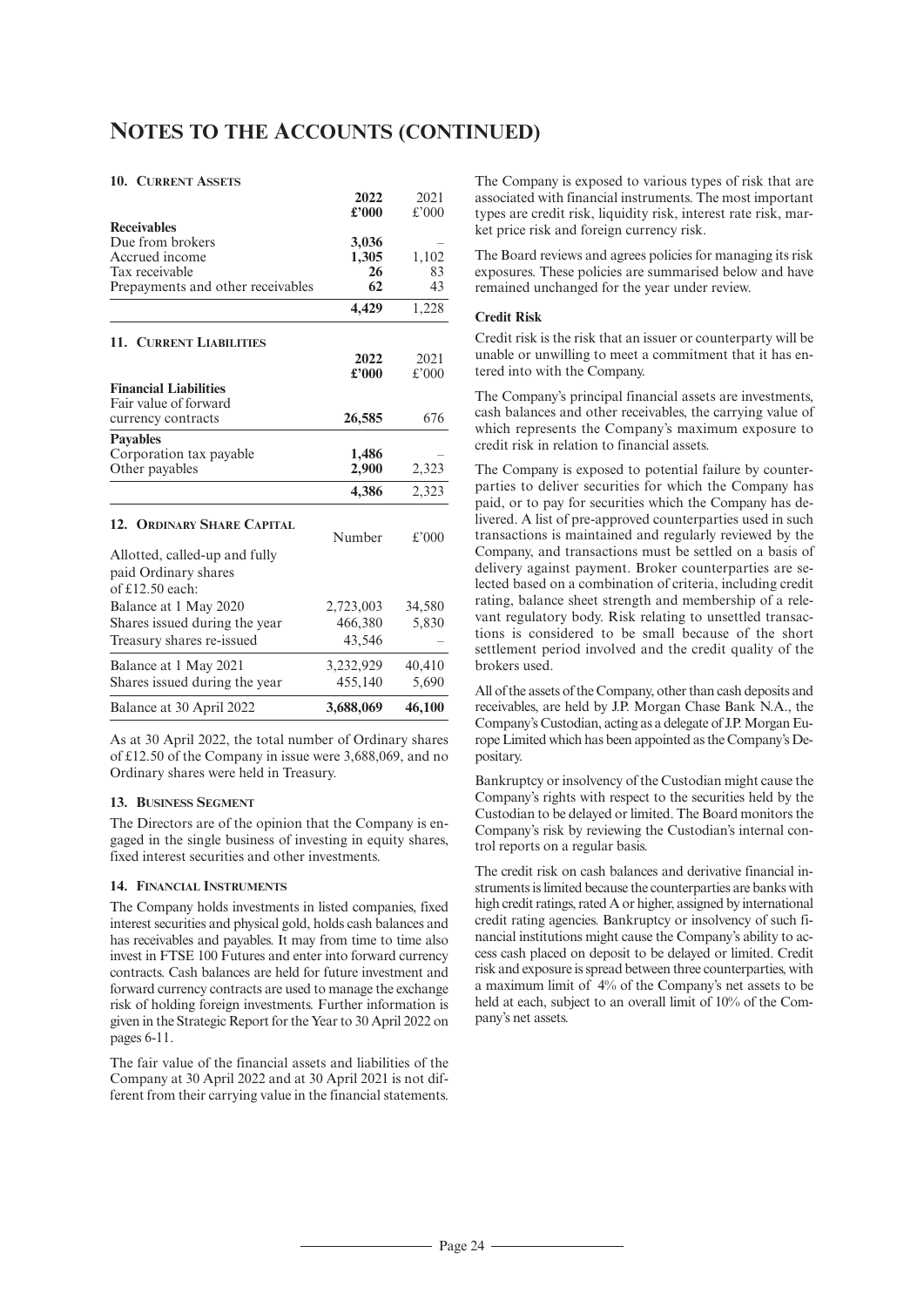# NOTES TO THE ACCOUNTS (CONTINUED)

### 10. Current Assets

| | 2022 £'000 | 2021 £'000 |
|---|---|---|
| **Receivables** | | |
| Due from brokers | **3,036** | – |
| Accrued income | **1,305** | 1,102 |
| Tax receivable | **26** | 83 |
| Prepayments and other receivables | **62** | 43 |
| | **4,429** | 1,228 |

### 11. Current Liabilities

| | 2022 £'000 | 2021 £'000 |
|---|---|---|
| **Financial Liabilities** | | |
| Fair value of forward currency contracts | **26,585** | 676 |
| **Payables** | | |
| Corporation tax payable | **1,486** | – |
| Other payables | **2,900** | 2,323 |
| | **4,386** | 2,323 |

### 12. Ordinary Share Capital

| | Number | £'000 |
|---|---|---|
| Allotted, called-up and fully paid Ordinary shares of £12.50 each: | | |
| Balance at 1 May 2020 | 2,723,003 | 34,580 |
| Shares issued during the year | 466,380 | 5,830 |
| Treasury shares re-issued | 43,546 | – |
| Balance at 1 May 2021 | 3,232,929 | 40,410 |
| Shares issued during the year | 455,140 | 5,690 |
| Balance at 30 April 2022 | **3,688,069** | **46,100** |

As at 30 April 2022, the total number of Ordinary shares of £12.50 of the Company in issue were 3,688,069, and no Ordinary shares were held in Treasury.

### 13. Business Segment

The Directors are of the opinion that the Company is engaged in the single business of investing in equity shares, fixed interest securities and other investments.

### 14. Financial Instruments

The Company holds investments in listed companies, fixed interest securities and physical gold, holds cash balances and has receivables and payables. It may from time to time also invest in FTSE 100 Futures and enter into forward currency contracts. Cash balances are held for future investment and forward currency contracts are used to manage the exchange risk of holding foreign investments. Further information is given in the Strategic Report for the Year to 30 April 2022 on pages 6-11.

The fair value of the financial assets and liabilities of the Company at 30 April 2022 and at 30 April 2021 is not different from their carrying value in the financial statements.

The Company is exposed to various types of risk that are associated with financial instruments. The most important types are credit risk, liquidity risk, interest rate risk, market price risk and foreign currency risk.

The Board reviews and agrees policies for managing its risk exposures. These policies are summarised below and have remained unchanged for the year under review.

#### Credit Risk

Credit risk is the risk that an issuer or counterparty will be unable or unwilling to meet a commitment that it has entered into with the Company.

The Company's principal financial assets are investments, cash balances and other receivables, the carrying value of which represents the Company's maximum exposure to credit risk in relation to financial assets.

The Company is exposed to potential failure by counterparties to deliver securities for which the Company has paid, or to pay for securities which the Company has delivered. A list of pre-approved counterparties used in such transactions is maintained and regularly reviewed by the Company, and transactions must be settled on a basis of delivery against payment. Broker counterparties are selected based on a combination of criteria, including credit rating, balance sheet strength and membership of a relevant regulatory body. Risk relating to unsettled transactions is considered to be small because of the short settlement period involved and the credit quality of the brokers used.

All of the assets of the Company, other than cash deposits and receivables, are held by J.P. Morgan Chase Bank N.A., the Company's Custodian, acting as a delegate of J.P. Morgan Europe Limited which has been appointed as the Company's Depositary.

Bankruptcy or insolvency of the Custodian might cause the Company's rights with respect to the securities held by the Custodian to be delayed or limited. The Board monitors the Company's risk by reviewing the Custodian's internal control reports on a regular basis.

The credit risk on cash balances and derivative financial instruments is limited because the counterparties are banks with high credit ratings, rated A or higher, assigned by international credit rating agencies. Bankruptcy or insolvency of such financial institutions might cause the Company's ability to access cash placed on deposit to be delayed or limited. Credit risk and exposure is spread between three counterparties, with a maximum limit of 4% of the Company's net assets to be held at each, subject to an overall limit of 10% of the Company's net assets.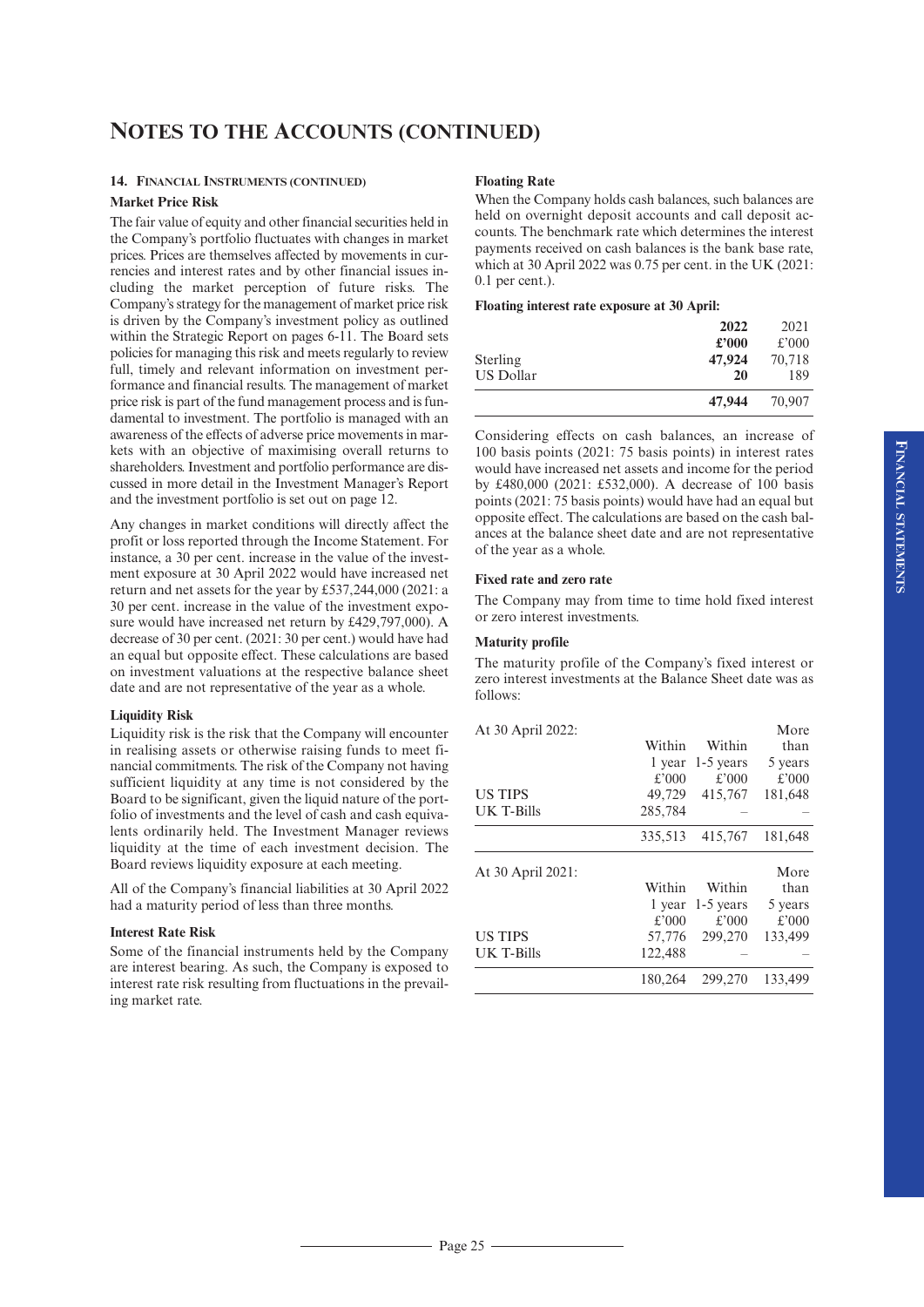# NOTES TO THE ACCOUNTS (CONTINUED)

### 14. FINANCIAL INSTRUMENTS (CONTINUED)

**Market Price Risk**

The fair value of equity and other financial securities held in the Company's portfolio fluctuates with changes in market prices. Prices are themselves affected by movements in currencies and interest rates and by other financial issues including the market perception of future risks. The Company's strategy for the management of market price risk is driven by the Company's investment policy as outlined within the Strategic Report on pages 6-11. The Board sets policies for managing this risk and meets regularly to review full, timely and relevant information on investment performance and financial results. The management of market price risk is part of the fund management process and is fundamental to investment. The portfolio is managed with an awareness of the effects of adverse price movements in markets with an objective of maximising overall returns to shareholders. Investment and portfolio performance are discussed in more detail in the Investment Manager's Report and the investment portfolio is set out on page 12.

Any changes in market conditions will directly affect the profit or loss reported through the Income Statement. For instance, a 30 per cent. increase in the value of the investment exposure at 30 April 2022 would have increased net return and net assets for the year by £537,244,000 (2021: a 30 per cent. increase in the value of the investment exposure would have increased net return by £429,797,000). A decrease of 30 per cent. (2021: 30 per cent.) would have had an equal but opposite effect. These calculations are based on investment valuations at the respective balance sheet date and are not representative of the year as a whole.

**Liquidity Risk**

Liquidity risk is the risk that the Company will encounter in realising assets or otherwise raising funds to meet financial commitments. The risk of the Company not having sufficient liquidity at any time is not considered by the Board to be significant, given the liquid nature of the portfolio of investments and the level of cash and cash equivalents ordinarily held. The Investment Manager reviews liquidity at the time of each investment decision. The Board reviews liquidity exposure at each meeting.

All of the Company's financial liabilities at 30 April 2022 had a maturity period of less than three months.

**Interest Rate Risk**

Some of the financial instruments held by the Company are interest bearing. As such, the Company is exposed to interest rate risk resulting from fluctuations in the prevailing market rate.

**Floating Rate**

When the Company holds cash balances, such balances are held on overnight deposit accounts and call deposit accounts. The benchmark rate which determines the interest payments received on cash balances is the bank base rate, which at 30 April 2022 was 0.75 per cent. in the UK (2021: 0.1 per cent.).

**Floating interest rate exposure at 30 April:**

| | **2022** | 2021 |
|---|---|---|
| | **£'000** | £'000 |
| Sterling | **47,924** | 70,718 |
| US Dollar | **20** | 189 |
| | **47,944** | 70,907 |

Considering effects on cash balances, an increase of 100 basis points (2021: 75 basis points) in interest rates would have increased net assets and income for the period by £480,000 (2021: £532,000). A decrease of 100 basis points (2021: 75 basis points) would have had an equal but opposite effect. The calculations are based on the cash balances at the balance sheet date and are not representative of the year as a whole.

**Fixed rate and zero rate**

The Company may from time to time hold fixed interest or zero interest investments.

**Maturity profile**

The maturity profile of the Company's fixed interest or zero interest investments at the Balance Sheet date was as follows:

| At 30 April 2022: | Within 1 year | Within 1-5 years | More than 5 years |
|---|---|---|---|
| | £'000 | £'000 | £'000 |
| US TIPS | 49,729 | 415,767 | 181,648 |
| UK T-Bills | 285,784 | – | – |
| | 335,513 | 415,767 | 181,648 |

| At 30 April 2021: | Within 1 year | Within 1-5 years | More than 5 years |
|---|---|---|---|
| | £'000 | £'000 | £'000 |
| US TIPS | 57,776 | 299,270 | 133,499 |
| UK T-Bills | 122,488 | – | – |
| | 180,264 | 299,270 | 133,499 |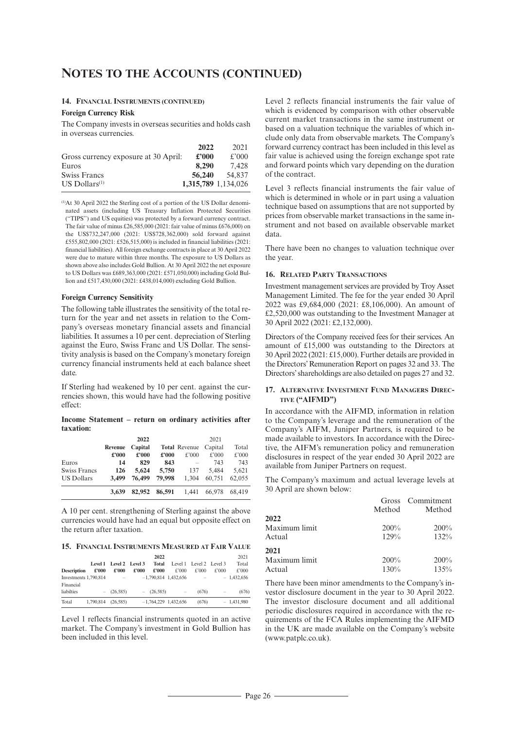# NOTES TO THE ACCOUNTS (CONTINUED)

### 14. FINANCIAL INSTRUMENTS (CONTINUED)

**Foreign Currency Risk**

The Company invests in overseas securities and holds cash in overseas currencies.

| Gross currency exposure at 30 April: | 2022 £'000 | 2021 £'000 |
|---|---|---|
| Euros | **8,290** | 7,428 |
| Swiss Francs | **56,240** | 54,837 |
| US Dollars[1] | **1,315,789** | 1,134,026 |

[1]At 30 April 2022 the Sterling cost of a portion of the US Dollar denominated assets (including US Treasury Inflation Protected Securities ("TIPS") and US equities) was protected by a forward currency contract. The fair value of minus £26,585,000 (2021: fair value of minus £676,000) on the US$732,247,000 (2021: US$728,362,000) sold forward against £555,802,000 (2021: £526,515,000) is included in financial liabilities (2021: financial liabilities). All foreign exchange contracts in place at 30 April 2022 were due to mature within three months. The exposure to US Dollars as shown above also includes Gold Bullion. At 30 April 2022 the net exposure to US Dollars was £689,363,000 (2021: £571,050,000) including Gold Bullion and £517,430,000 (2021: £438,014,000) excluding Gold Bullion.

**Foreign Currency Sensitivity**

The following table illustrates the sensitivity of the total return for the year and net assets in relation to the Company's overseas monetary financial assets and financial liabilities. It assumes a 10 per cent. depreciation of Sterling against the Euro, Swiss Franc and US Dollar. The sensitivity analysis is based on the Company's monetary foreign currency financial instruments held at each balance sheet date.

If Sterling had weakened by 10 per cent. against the currencies shown, this would have had the following positive effect:

**Income Statement – return on ordinary activities after taxation:**

| | 2022 Revenue £'000 | 2022 Capital £'000 | 2022 Total £'000 | 2021 Revenue £'000 | 2021 Capital £'000 | 2021 Total £'000 |
|---|---|---|---|---|---|---|
| Euros | **14** | **829** | **843** | – | 743 | 743 |
| Swiss Francs | **126** | **5,624** | **5,750** | 137 | 5,484 | 5,621 |
| US Dollars | **3,499** | **76,499** | **79,998** | 1,304 | 60,751 | 62,055 |
| | **3,639** | **82,952** | **86,591** | 1,441 | 66,978 | 68,419 |

A 10 per cent. strengthening of Sterling against the above currencies would have had an equal but opposite effect on the return after taxation.

### 15. FINANCIAL INSTRUMENTS MEASURED AT FAIR VALUE

| Description | 2022 Level 1 £'000 | 2022 Level 2 £'000 | 2022 Level 3 £'000 | 2022 Total £'000 | 2021 Level 1 £'000 | 2021 Level 2 £'000 | 2021 Level 3 £'000 | 2021 Total £'000 |
|---|---|---|---|---|---|---|---|---|
| Investments | 1,790,814 | – | – | 1,790,814 | 1,432,656 | – | – | 1,432,656 |
| Financial liabilties | – | (26,585) | – | (26,585) | – | (676) | – | (676) |
| Total | 1,790,814 | (26,585) | – | 1,764,229 | 1,432,656 | (676) | – | 1,431,980 |

Level 1 reflects financial instruments quoted in an active market. The Company's investment in Gold Bullion has been included in this level.

Level 2 reflects financial instruments the fair value of which is evidenced by comparison with other observable current market transactions in the same instrument or based on a valuation technique the variables of which include only data from observable markets. The Company's forward currency contract has been included in this level as fair value is achieved using the foreign exchange spot rate and forward points which vary depending on the duration of the contract.

Level 3 reflects financial instruments the fair value of which is determined in whole or in part using a valuation technique based on assumptions that are not supported by prices from observable market transactions in the same instrument and not based on available observable market data.

There have been no changes to valuation technique over the year.

### 16. RELATED PARTY TRANSACTIONS

Investment management services are provided by Troy Asset Management Limited. The fee for the year ended 30 April 2022 was £9,684,000 (2021: £8,106,000). An amount of £2,520,000 was outstanding to the Investment Manager at 30 April 2022 (2021: £2,132,000).

Directors of the Company received fees for their services. An amount of £15,000 was outstanding to the Directors at 30 April 2022 (2021: £15,000). Further details are provided in the Directors' Remuneration Report on pages 32 and 33. The Directors' shareholdings are also detailed on pages 27 and 32.

### 17. ALTERNATIVE INVESTMENT FUND MANAGERS DIRECTIVE ("AIFMD")

In accordance with the AIFMD, information in relation to the Company's leverage and the remuneration of the Company's AIFM, Juniper Partners, is required to be made available to investors. In accordance with the Directive, the AIFM's remuneration policy and remuneration disclosures in respect of the year ended 30 April 2022 are available from Juniper Partners on request.

The Company's maximum and actual leverage levels at 30 April are shown below:

| | Gross Method | Commitment Method |
|---|---|---|
| **2022** | | |
| Maximum limit | 200% | 200% |
| Actual | 129% | 132% |
| **2021** | | |
| Maximum limit | 200% | 200% |
| Actual | 130% | 135% |

There have been minor amendments to the Company's investor disclosure document in the year to 30 April 2022. The investor disclosure document and all additional periodic disclosures required in accordance with the requirements of the FCA Rules implementing the AIFMD in the UK are made available on the Company's website (www.patplc.co.uk).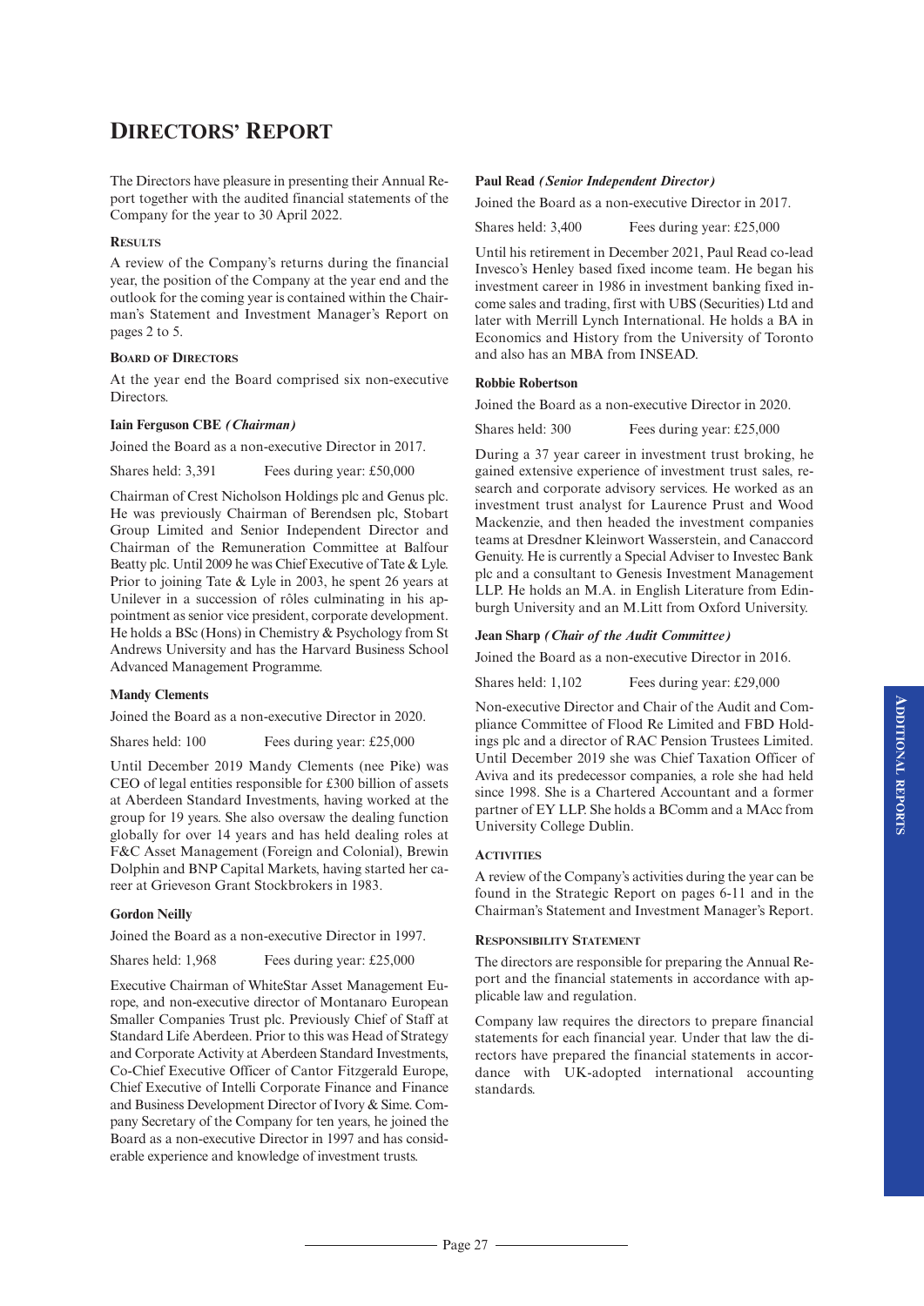# Directors' Report

The Directors have pleasure in presenting their Annual Report together with the audited financial statements of the Company for the year to 30 April 2022.

### Results

A review of the Company's returns during the financial year, the position of the Company at the year end and the outlook for the coming year is contained within the Chairman's Statement and Investment Manager's Report on pages 2 to 5.

### Board of Directors

At the year end the Board comprised six non-executive Directors.

**Iain Ferguson CBE** ***(Chairman)***

Joined the Board as a non-executive Director in 2017.

Shares held: 3,391 Fees during year: £50,000

Chairman of Crest Nicholson Holdings plc and Genus plc. He was previously Chairman of Berendsen plc, Stobart Group Limited and Senior Independent Director and Chairman of the Remuneration Committee at Balfour Beatty plc. Until 2009 he was Chief Executive of Tate & Lyle. Prior to joining Tate & Lyle in 2003, he spent 26 years at Unilever in a succession of rôles culminating in his appointment as senior vice president, corporate development. He holds a BSc (Hons) in Chemistry & Psychology from St Andrews University and has the Harvard Business School Advanced Management Programme.

**Mandy Clements**

Joined the Board as a non-executive Director in 2020.

Shares held: 100 Fees during year: £25,000

Until December 2019 Mandy Clements (nee Pike) was CEO of legal entities responsible for £300 billion of assets at Aberdeen Standard Investments, having worked at the group for 19 years. She also oversaw the dealing function globally for over 14 years and has held dealing roles at F&C Asset Management (Foreign and Colonial), Brewin Dolphin and BNP Capital Markets, having started her career at Grieveson Grant Stockbrokers in 1983.

**Gordon Neilly**

Joined the Board as a non-executive Director in 1997.

Shares held: 1,968 Fees during year: £25,000

Executive Chairman of WhiteStar Asset Management Europe, and non-executive director of Montanaro European Smaller Companies Trust plc. Previously Chief of Staff at Standard Life Aberdeen. Prior to this was Head of Strategy and Corporate Activity at Aberdeen Standard Investments, Co-Chief Executive Officer of Cantor Fitzgerald Europe, Chief Executive of Intelli Corporate Finance and Finance and Business Development Director of Ivory & Sime. Company Secretary of the Company for ten years, he joined the Board as a non-executive Director in 1997 and has considerable experience and knowledge of investment trusts.

**Paul Read** ***(Senior Independent Director)***

Joined the Board as a non-executive Director in 2017.

Shares held: 3,400 Fees during year: £25,000

Until his retirement in December 2021, Paul Read co-lead Invesco's Henley based fixed income team. He began his investment career in 1986 in investment banking fixed income sales and trading, first with UBS (Securities) Ltd and later with Merrill Lynch International. He holds a BA in Economics and History from the University of Toronto and also has an MBA from INSEAD.

**Robbie Robertson**

Joined the Board as a non-executive Director in 2020.

Shares held: 300 Fees during year: £25,000

During a 37 year career in investment trust broking, he gained extensive experience of investment trust sales, research and corporate advisory services. He worked as an investment trust analyst for Laurence Prust and Wood Mackenzie, and then headed the investment companies teams at Dresdner Kleinwort Wasserstein, and Canaccord Genuity. He is currently a Special Adviser to Investec Bank plc and a consultant to Genesis Investment Management LLP. He holds an M.A. in English Literature from Edinburgh University and an M.Litt from Oxford University.

**Jean Sharp** ***(Chair of the Audit Committee)***

Joined the Board as a non-executive Director in 2016.

Shares held: 1,102 Fees during year: £29,000

Non-executive Director and Chair of the Audit and Compliance Committee of Flood Re Limited and FBD Holdings plc and a director of RAC Pension Trustees Limited. Until December 2019 she was Chief Taxation Officer of Aviva and its predecessor companies, a role she had held since 1998. She is a Chartered Accountant and a former partner of EY LLP. She holds a BComm and a MAcc from University College Dublin.

### Activities

A review of the Company's activities during the year can be found in the Strategic Report on pages 6-11 and in the Chairman's Statement and Investment Manager's Report.

### Responsibility Statement

The directors are responsible for preparing the Annual Report and the financial statements in accordance with applicable law and regulation.

Company law requires the directors to prepare financial statements for each financial year. Under that law the directors have prepared the financial statements in accordance with UK-adopted international accounting standards.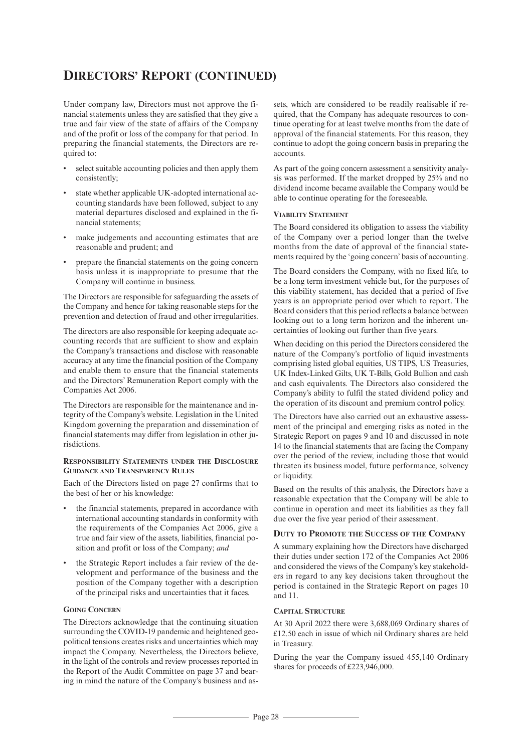# Directors' Report (continued)

Under company law, Directors must not approve the financial statements unless they are satisfied that they give a true and fair view of the state of affairs of the Company and of the profit or loss of the company for that period. In preparing the financial statements, the Directors are required to:

- select suitable accounting policies and then apply them consistently;
- state whether applicable UK-adopted international accounting standards have been followed, subject to any material departures disclosed and explained in the financial statements;
- make judgements and accounting estimates that are reasonable and prudent; and
- prepare the financial statements on the going concern basis unless it is inappropriate to presume that the Company will continue in business.

The Directors are responsible for safeguarding the assets of the Company and hence for taking reasonable steps for the prevention and detection of fraud and other irregularities.

The directors are also responsible for keeping adequate accounting records that are sufficient to show and explain the Company's transactions and disclose with reasonable accuracy at any time the financial position of the Company and enable them to ensure that the financial statements and the Directors' Remuneration Report comply with the Companies Act 2006.

The Directors are responsible for the maintenance and integrity of the Company's website. Legislation in the United Kingdom governing the preparation and dissemination of financial statements may differ from legislation in other jurisdictions.

### Responsibility Statements under the Disclosure Guidance and Transparency Rules

Each of the Directors listed on page 27 confirms that to the best of her or his knowledge:

- the financial statements, prepared in accordance with international accounting standards in conformity with the requirements of the Companies Act 2006, give a true and fair view of the assets, liabilities, financial position and profit or loss of the Company; *and*
- the Strategic Report includes a fair review of the development and performance of the business and the position of the Company together with a description of the principal risks and uncertainties that it faces.

### Going Concern

The Directors acknowledge that the continuing situation surrounding the COVID-19 pandemic and heightened geopolitical tensions creates risks and uncertainties which may impact the Company. Nevertheless, the Directors believe, in the light of the controls and review processes reported in the Report of the Audit Committee on page 37 and bearing in mind the nature of the Company's business and assets, which are considered to be readily realisable if required, that the Company has adequate resources to continue operating for at least twelve months from the date of approval of the financial statements. For this reason, they continue to adopt the going concern basis in preparing the accounts.

As part of the going concern assessment a sensitivity analysis was performed. If the market dropped by 25% and no dividend income became available the Company would be able to continue operating for the foreseeable.

### Viability Statement

The Board considered its obligation to assess the viability of the Company over a period longer than the twelve months from the date of approval of the financial statements required by the 'going concern' basis of accounting.

The Board considers the Company, with no fixed life, to be a long term investment vehicle but, for the purposes of this viability statement, has decided that a period of five years is an appropriate period over which to report. The Board considers that this period reflects a balance between looking out to a long term horizon and the inherent uncertainties of looking out further than five years.

When deciding on this period the Directors considered the nature of the Company's portfolio of liquid investments comprising listed global equities, US TIPS, US Treasuries, UK Index-Linked Gilts, UK T-Bills, Gold Bullion and cash and cash equivalents. The Directors also considered the Company's ability to fulfil the stated dividend policy and the operation of its discount and premium control policy.

The Directors have also carried out an exhaustive assessment of the principal and emerging risks as noted in the Strategic Report on pages 9 and 10 and discussed in note 14 to the financial statements that are facing the Company over the period of the review, including those that would threaten its business model, future performance, solvency or liquidity.

Based on the results of this analysis, the Directors have a reasonable expectation that the Company will be able to continue in operation and meet its liabilities as they fall due over the five year period of their assessment.

## Duty to Promote the Success of the Company

A summary explaining how the Directors have discharged their duties under section 172 of the Companies Act 2006 and considered the views of the Company's key stakeholders in regard to any key decisions taken throughout the period is contained in the Strategic Report on pages 10 and 11.

### Capital Structure

At 30 April 2022 there were 3,688,069 Ordinary shares of £12.50 each in issue of which nil Ordinary shares are held in Treasury.

During the year the Company issued 455,140 Ordinary shares for proceeds of £223,946,000.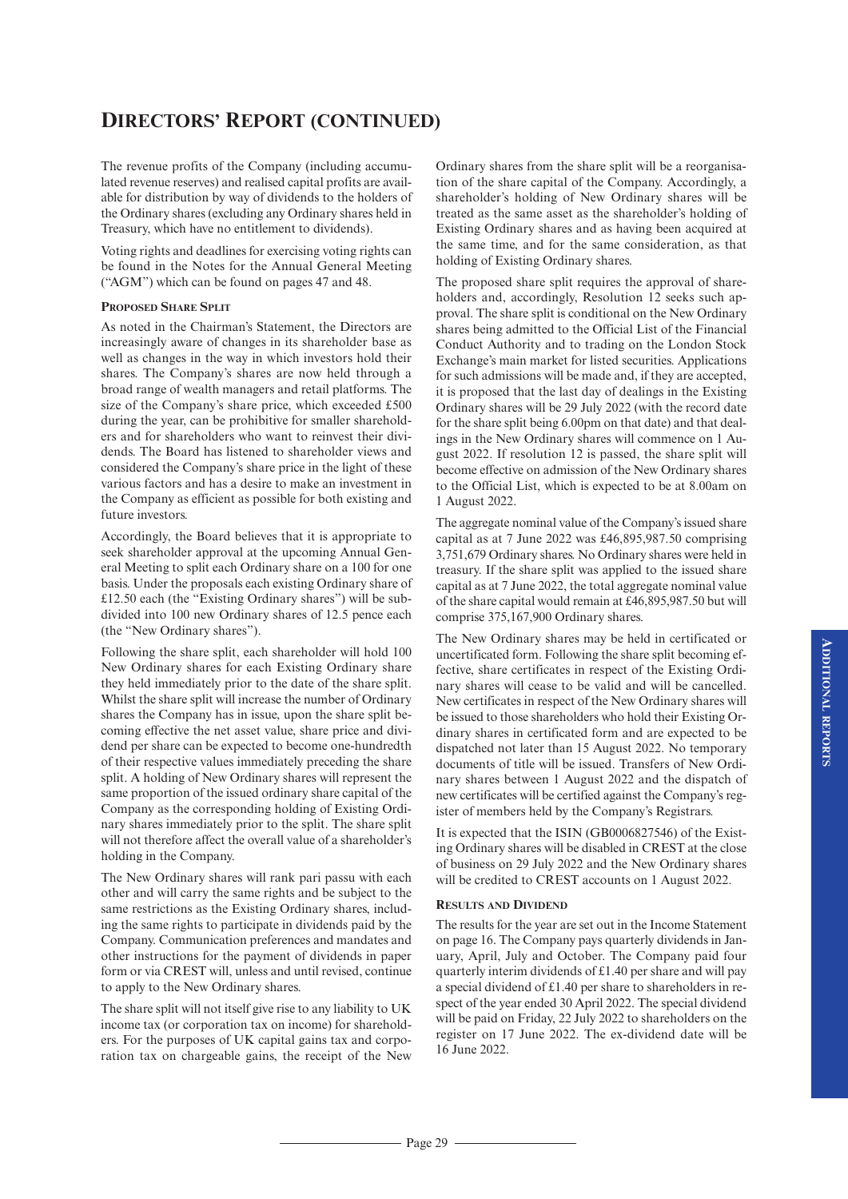# Directors' Report (continued)

The revenue profits of the Company (including accumulated revenue reserves) and realised capital profits are available for distribution by way of dividends to the holders of the Ordinary shares (excluding any Ordinary shares held in Treasury, which have no entitlement to dividends).

Voting rights and deadlines for exercising voting rights can be found in the Notes for the Annual General Meeting ("AGM") which can be found on pages 47 and 48.

### Proposed Share Split

As noted in the Chairman's Statement, the Directors are increasingly aware of changes in its shareholder base as well as changes in the way in which investors hold their shares. The Company's shares are now held through a broad range of wealth managers and retail platforms. The size of the Company's share price, which exceeded £500 during the year, can be prohibitive for smaller shareholders and for shareholders who want to reinvest their dividends. The Board has listened to shareholder views and considered the Company's share price in the light of these various factors and has a desire to make an investment in the Company as efficient as possible for both existing and future investors.

Accordingly, the Board believes that it is appropriate to seek shareholder approval at the upcoming Annual General Meeting to split each Ordinary share on a 100 for one basis. Under the proposals each existing Ordinary share of £12.50 each (the "Existing Ordinary shares") will be subdivided into 100 new Ordinary shares of 12.5 pence each (the "New Ordinary shares").

Following the share split, each shareholder will hold 100 New Ordinary shares for each Existing Ordinary share they held immediately prior to the date of the share split. Whilst the share split will increase the number of Ordinary shares the Company has in issue, upon the share split becoming effective the net asset value, share price and dividend per share can be expected to become one-hundredth of their respective values immediately preceding the share split. A holding of New Ordinary shares will represent the same proportion of the issued ordinary share capital of the Company as the corresponding holding of Existing Ordinary shares immediately prior to the split. The share split will not therefore affect the overall value of a shareholder's holding in the Company.

The New Ordinary shares will rank pari passu with each other and will carry the same rights and be subject to the same restrictions as the Existing Ordinary shares, including the same rights to participate in dividends paid by the Company. Communication preferences and mandates and other instructions for the payment of dividends in paper form or via CREST will, unless and until revised, continue to apply to the New Ordinary shares.

The share split will not itself give rise to any liability to UK income tax (or corporation tax on income) for shareholders. For the purposes of UK capital gains tax and corporation tax on chargeable gains, the receipt of the New Ordinary shares from the share split will be a reorganisation of the share capital of the Company. Accordingly, a shareholder's holding of New Ordinary shares will be treated as the same asset as the shareholder's holding of Existing Ordinary shares and as having been acquired at the same time, and for the same consideration, as that holding of Existing Ordinary shares.

The proposed share split requires the approval of shareholders and, accordingly, Resolution 12 seeks such approval. The share split is conditional on the New Ordinary shares being admitted to the Official List of the Financial Conduct Authority and to trading on the London Stock Exchange's main market for listed securities. Applications for such admissions will be made and, if they are accepted, it is proposed that the last day of dealings in the Existing Ordinary shares will be 29 July 2022 (with the record date for the share split being 6.00pm on that date) and that dealings in the New Ordinary shares will commence on 1 August 2022. If resolution 12 is passed, the share split will become effective on admission of the New Ordinary shares to the Official List, which is expected to be at 8.00am on 1 August 2022.

The aggregate nominal value of the Company's issued share capital as at 7 June 2022 was £46,895,987.50 comprising 3,751,679 Ordinary shares. No Ordinary shares were held in treasury. If the share split was applied to the issued share capital as at 7 June 2022, the total aggregate nominal value of the share capital would remain at £46,895,987.50 but will comprise 375,167,900 Ordinary shares.

The New Ordinary shares may be held in certificated or uncertificated form. Following the share split becoming effective, share certificates in respect of the Existing Ordinary shares will cease to be valid and will be cancelled. New certificates in respect of the New Ordinary shares will be issued to those shareholders who hold their Existing Ordinary shares in certificated form and are expected to be dispatched not later than 15 August 2022. No temporary documents of title will be issued. Transfers of New Ordinary shares between 1 August 2022 and the dispatch of new certificates will be certified against the Company's register of members held by the Company's Registrars.

It is expected that the ISIN (GB0006827546) of the Existing Ordinary shares will be disabled in CREST at the close of business on 29 July 2022 and the New Ordinary shares will be credited to CREST accounts on 1 August 2022.

### Results and Dividend

The results for the year are set out in the Income Statement on page 16. The Company pays quarterly dividends in January, April, July and October. The Company paid four quarterly interim dividends of £1.40 per share and will pay a special dividend of £1.40 per share to shareholders in respect of the year ended 30 April 2022. The special dividend will be paid on Friday, 22 July 2022 to shareholders on the register on 17 June 2022. The ex-dividend date will be 16 June 2022.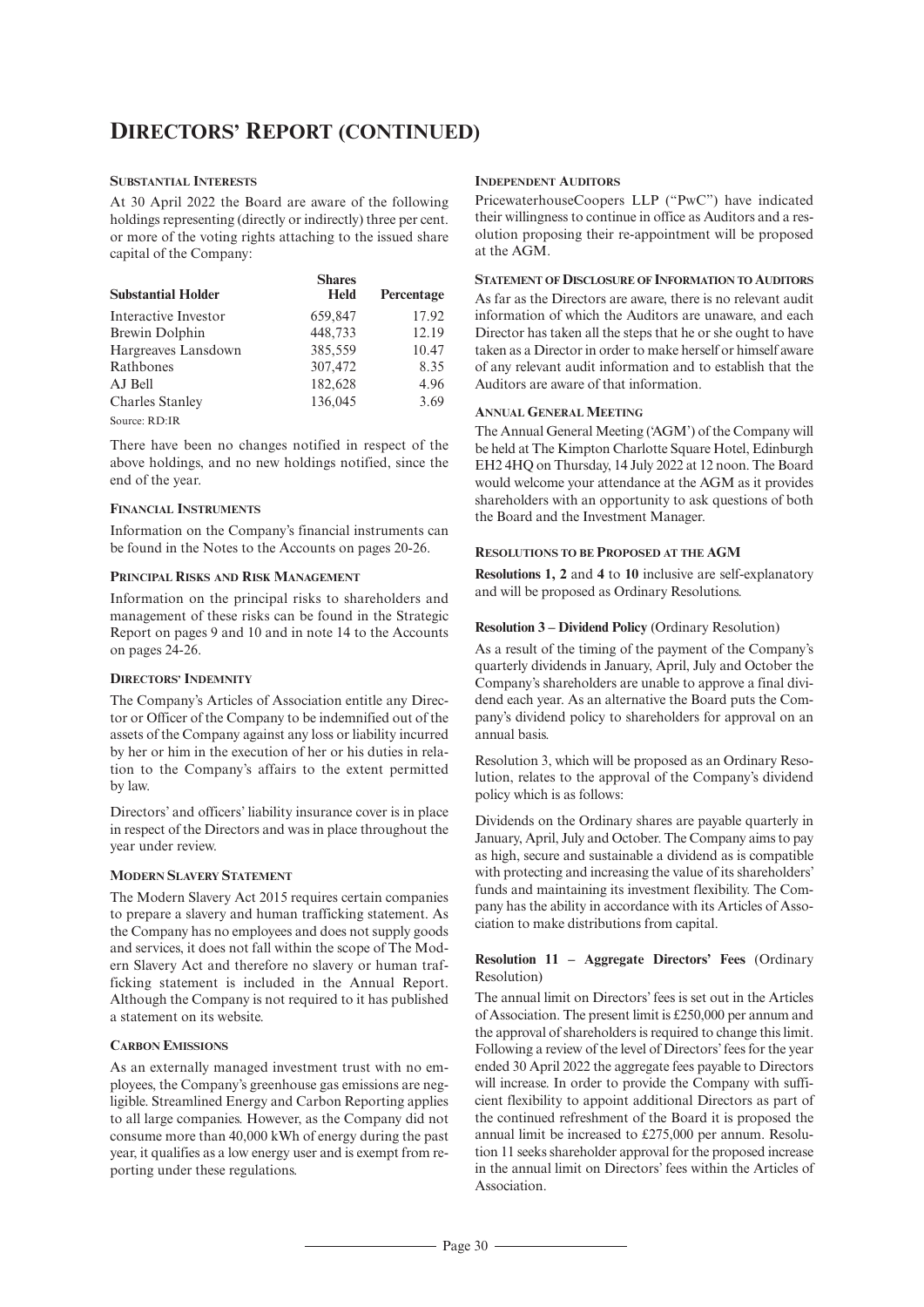# DIRECTORS' REPORT (CONTINUED)

### SUBSTANTIAL INTERESTS

At 30 April 2022 the Board are aware of the following holdings representing (directly or indirectly) three per cent. or more of the voting rights attaching to the issued share capital of the Company:

| Substantial Holder | Shares Held | Percentage |
|---|---|---|
| Interactive Investor | 659,847 | 17.92 |
| Brewin Dolphin | 448,733 | 12.19 |
| Hargreaves Lansdown | 385,559 | 10.47 |
| Rathbones | 307,472 | 8.35 |
| AJ Bell | 182,628 | 4.96 |
| Charles Stanley | 136,045 | 3.69 |

Source: RD:IR

There have been no changes notified in respect of the above holdings, and no new holdings notified, since the end of the year.

### FINANCIAL INSTRUMENTS

Information on the Company's financial instruments can be found in the Notes to the Accounts on pages 20-26.

### PRINCIPAL RISKS AND RISK MANAGEMENT

Information on the principal risks to shareholders and management of these risks can be found in the Strategic Report on pages 9 and 10 and in note 14 to the Accounts on pages 24-26.

### DIRECTORS' INDEMNITY

The Company's Articles of Association entitle any Director or Officer of the Company to be indemnified out of the assets of the Company against any loss or liability incurred by her or him in the execution of her or his duties in relation to the Company's affairs to the extent permitted by law.

Directors' and officers' liability insurance cover is in place in respect of the Directors and was in place throughout the year under review.

### MODERN SLAVERY STATEMENT

The Modern Slavery Act 2015 requires certain companies to prepare a slavery and human trafficking statement. As the Company has no employees and does not supply goods and services, it does not fall within the scope of The Modern Slavery Act and therefore no slavery or human trafficking statement is included in the Annual Report. Although the Company is not required to it has published a statement on its website.

### CARBON EMISSIONS

As an externally managed investment trust with no employees, the Company's greenhouse gas emissions are negligible. Streamlined Energy and Carbon Reporting applies to all large companies. However, as the Company did not consume more than 40,000 kWh of energy during the past year, it qualifies as a low energy user and is exempt from reporting under these regulations.

### INDEPENDENT AUDITORS

PricewaterhouseCoopers LLP ("PwC") have indicated their willingness to continue in office as Auditors and a resolution proposing their re-appointment will be proposed at the AGM.

### STATEMENT OF DISCLOSURE OF INFORMATION TO AUDITORS

As far as the Directors are aware, there is no relevant audit information of which the Auditors are unaware, and each Director has taken all the steps that he or she ought to have taken as a Director in order to make herself or himself aware of any relevant audit information and to establish that the Auditors are aware of that information.

### ANNUAL GENERAL MEETING

The Annual General Meeting ('AGM') of the Company will be held at The Kimpton Charlotte Square Hotel, Edinburgh EH2 4HQ on Thursday, 14 July 2022 at 12 noon. The Board would welcome your attendance at the AGM as it provides shareholders with an opportunity to ask questions of both the Board and the Investment Manager.

### RESOLUTIONS TO BE PROPOSED AT THE AGM

**Resolutions 1, 2** and **4** to **10** inclusive are self-explanatory and will be proposed as Ordinary Resolutions.

**Resolution 3 – Dividend Policy** (Ordinary Resolution)

As a result of the timing of the payment of the Company's quarterly dividends in January, April, July and October the Company's shareholders are unable to approve a final dividend each year. As an alternative the Board puts the Company's dividend policy to shareholders for approval on an annual basis.

Resolution 3, which will be proposed as an Ordinary Resolution, relates to the approval of the Company's dividend policy which is as follows:

Dividends on the Ordinary shares are payable quarterly in January, April, July and October. The Company aims to pay as high, secure and sustainable a dividend as is compatible with protecting and increasing the value of its shareholders' funds and maintaining its investment flexibility. The Company has the ability in accordance with its Articles of Association to make distributions from capital.

**Resolution 11 – Aggregate Directors' Fees** (Ordinary Resolution)

The annual limit on Directors' fees is set out in the Articles of Association. The present limit is £250,000 per annum and the approval of shareholders is required to change this limit. Following a review of the level of Directors' fees for the year ended 30 April 2022 the aggregate fees payable to Directors will increase. In order to provide the Company with sufficient flexibility to appoint additional Directors as part of the continued refreshment of the Board it is proposed the annual limit be increased to £275,000 per annum. Resolution 11 seeks shareholder approval for the proposed increase in the annual limit on Directors' fees within the Articles of Association.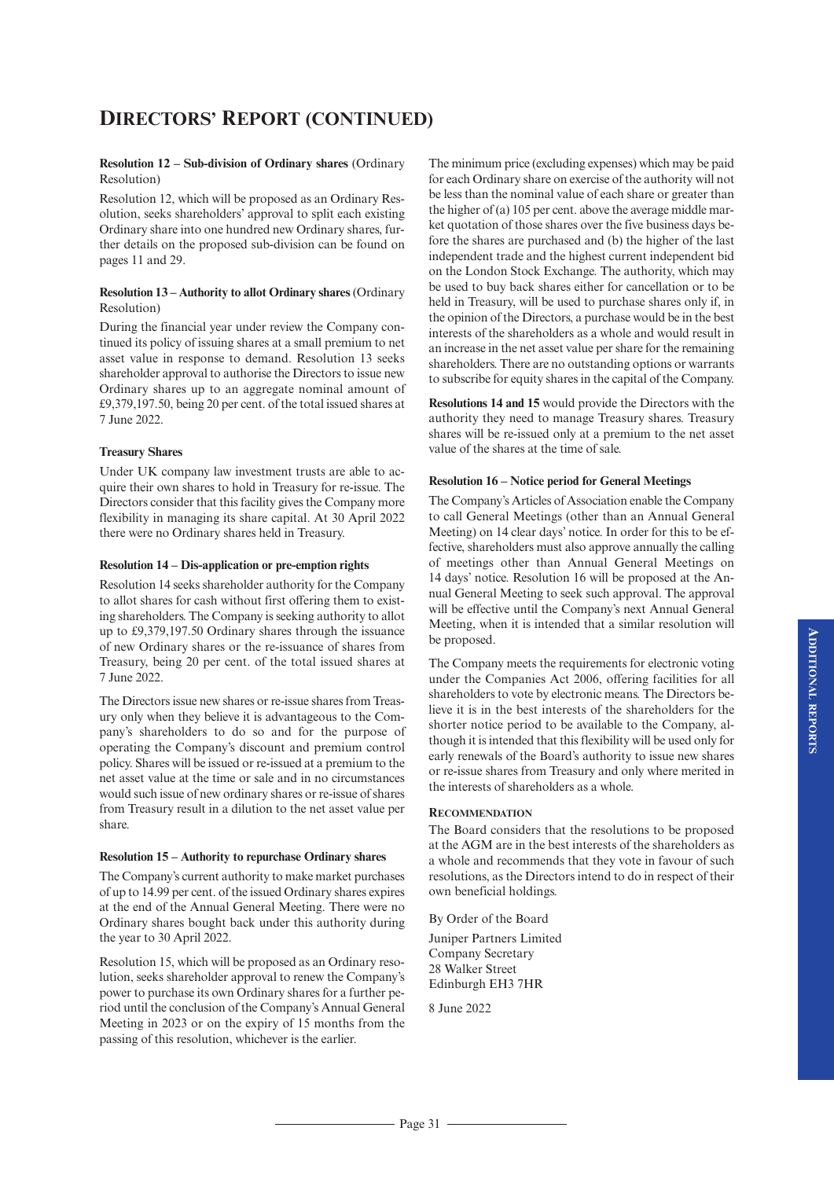# DIRECTORS' REPORT (CONTINUED)

**Resolution 12 – Sub-division of Ordinary shares** (Ordinary Resolution)

Resolution 12, which will be proposed as an Ordinary Resolution, seeks shareholders' approval to split each existing Ordinary share into one hundred new Ordinary shares, further details on the proposed sub-division can be found on pages 11 and 29.

**Resolution 13 – Authority to allot Ordinary shares** (Ordinary Resolution)

During the financial year under review the Company continued its policy of issuing shares at a small premium to net asset value in response to demand. Resolution 13 seeks shareholder approval to authorise the Directors to issue new Ordinary shares up to an aggregate nominal amount of £9,379,197.50, being 20 per cent. of the total issued shares at 7 June 2022.

**Treasury Shares**

Under UK company law investment trusts are able to acquire their own shares to hold in Treasury for re-issue. The Directors consider that this facility gives the Company more flexibility in managing its share capital. At 30 April 2022 there were no Ordinary shares held in Treasury.

**Resolution 14 – Dis-application or pre-emption rights**

Resolution 14 seeks shareholder authority for the Company to allot shares for cash without first offering them to existing shareholders. The Company is seeking authority to allot up to £9,379,197.50 Ordinary shares through the issuance of new Ordinary shares or the re-issuance of shares from Treasury, being 20 per cent. of the total issued shares at 7 June 2022.

The Directors issue new shares or re-issue shares from Treasury only when they believe it is advantageous to the Company's shareholders to do so and for the purpose of operating the Company's discount and premium control policy. Shares will be issued or re-issued at a premium to the net asset value at the time or sale and in no circumstances would such issue of new ordinary shares or re-issue of shares from Treasury result in a dilution to the net asset value per share.

**Resolution 15 – Authority to repurchase Ordinary shares**

The Company's current authority to make market purchases of up to 14.99 per cent. of the issued Ordinary shares expires at the end of the Annual General Meeting. There were no Ordinary shares bought back under this authority during the year to 30 April 2022.

Resolution 15, which will be proposed as an Ordinary resolution, seeks shareholder approval to renew the Company's power to purchase its own Ordinary shares for a further period until the conclusion of the Company's Annual General Meeting in 2023 or on the expiry of 15 months from the passing of this resolution, whichever is the earlier.

The minimum price (excluding expenses) which may be paid for each Ordinary share on exercise of the authority will not be less than the nominal value of each share or greater than the higher of (a) 105 per cent. above the average middle market quotation of those shares over the five business days before the shares are purchased and (b) the higher of the last independent trade and the highest current independent bid on the London Stock Exchange. The authority, which may be used to buy back shares either for cancellation or to be held in Treasury, will be used to purchase shares only if, in the opinion of the Directors, a purchase would be in the best interests of the shareholders as a whole and would result in an increase in the net asset value per share for the remaining shareholders. There are no outstanding options or warrants to subscribe for equity shares in the capital of the Company.

**Resolutions 14 and 15** would provide the Directors with the authority they need to manage Treasury shares. Treasury shares will be re-issued only at a premium to the net asset value of the shares at the time of sale.

**Resolution 16 – Notice period for General Meetings**

The Company's Articles of Association enable the Company to call General Meetings (other than an Annual General Meeting) on 14 clear days' notice. In order for this to be effective, shareholders must also approve annually the calling of meetings other than Annual General Meetings on 14 days' notice. Resolution 16 will be proposed at the Annual General Meeting to seek such approval. The approval will be effective until the Company's next Annual General Meeting, when it is intended that a similar resolution will be proposed.

The Company meets the requirements for electronic voting under the Companies Act 2006, offering facilities for all shareholders to vote by electronic means. The Directors believe it is in the best interests of the shareholders for the shorter notice period to be available to the Company, although it is intended that this flexibility will be used only for early renewals of the Board's authority to issue new shares or re-issue shares from Treasury and only where merited in the interests of shareholders as a whole.

**RECOMMENDATION**

The Board considers that the resolutions to be proposed at the AGM are in the best interests of the shareholders as a whole and recommends that they vote in favour of such resolutions, as the Directors intend to do in respect of their own beneficial holdings.

By Order of the Board

Juniper Partners Limited
Company Secretary
28 Walker Street
Edinburgh EH3 7HR

8 June 2022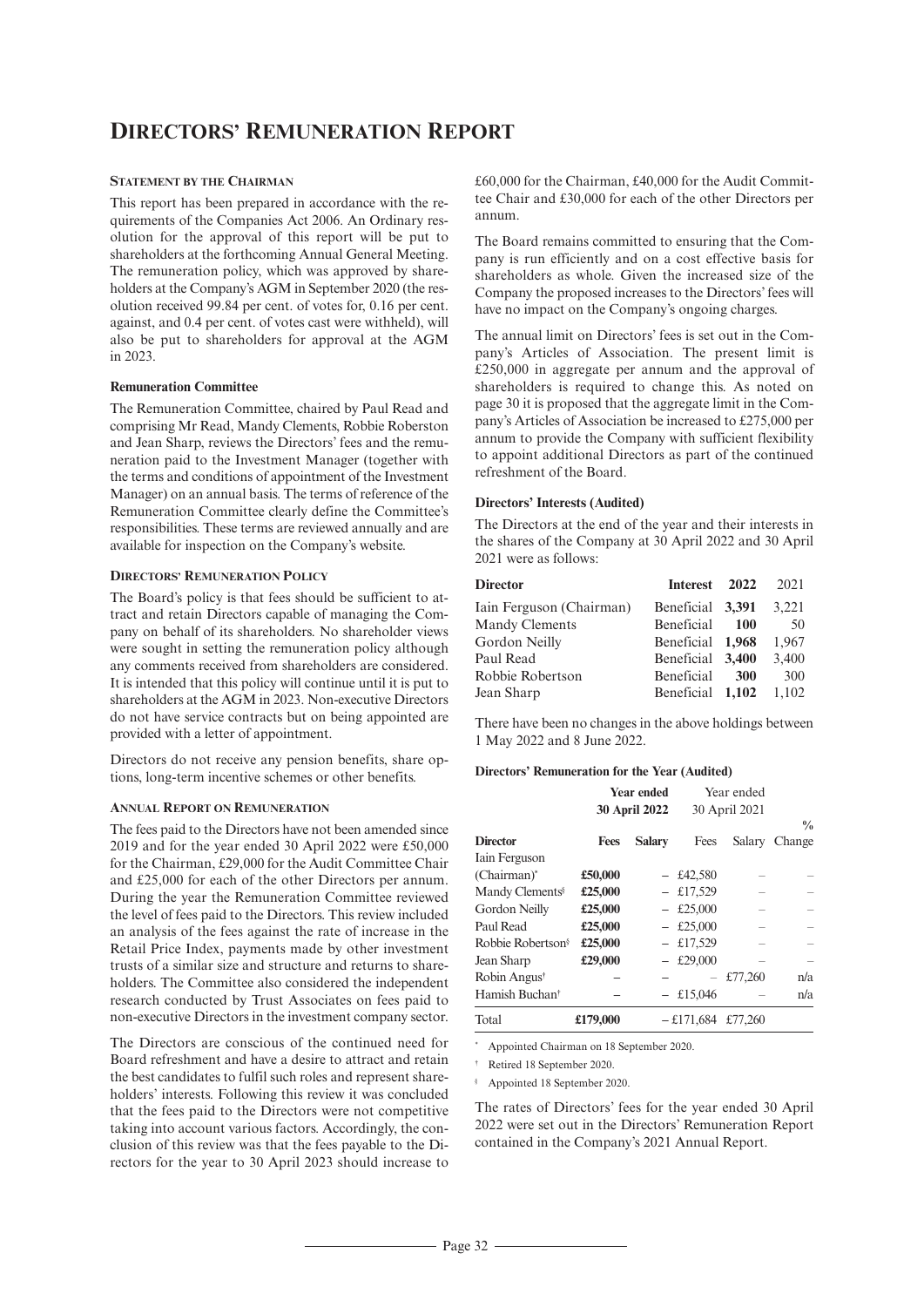# Directors' Remuneration Report

## Statement by the Chairman

This report has been prepared in accordance with the requirements of the Companies Act 2006. An Ordinary resolution for the approval of this report will be put to shareholders at the forthcoming Annual General Meeting. The remuneration policy, which was approved by shareholders at the Company's AGM in September 2020 (the resolution received 99.84 per cent. of votes for, 0.16 per cent. against, and 0.4 per cent. of votes cast were withheld), will also be put to shareholders for approval at the AGM in 2023.

### Remuneration Committee

The Remuneration Committee, chaired by Paul Read and comprising Mr Read, Mandy Clements, Robbie Roberston and Jean Sharp, reviews the Directors' fees and the remuneration paid to the Investment Manager (together with the terms and conditions of appointment of the Investment Manager) on an annual basis. The terms of reference of the Remuneration Committee clearly define the Committee's responsibilities. These terms are reviewed annually and are available for inspection on the Company's website.

## Directors' Remuneration Policy

The Board's policy is that fees should be sufficient to attract and retain Directors capable of managing the Company on behalf of its shareholders. No shareholder views were sought in setting the remuneration policy although any comments received from shareholders are considered. It is intended that this policy will continue until it is put to shareholders at the AGM in 2023. Non-executive Directors do not have service contracts but on being appointed are provided with a letter of appointment.

Directors do not receive any pension benefits, share options, long-term incentive schemes or other benefits.

## Annual Report on Remuneration

The fees paid to the Directors have not been amended since 2019 and for the year ended 30 April 2022 were £50,000 for the Chairman, £29,000 for the Audit Committee Chair and £25,000 for each of the other Directors per annum. During the year the Remuneration Committee reviewed the level of fees paid to the Directors. This review included an analysis of the fees against the rate of increase in the Retail Price Index, payments made by other investment trusts of a similar size and structure and returns to shareholders. The Committee also considered the independent research conducted by Trust Associates on fees paid to non-executive Directors in the investment company sector.

The Directors are conscious of the continued need for Board refreshment and have a desire to attract and retain the best candidates to fulfil such roles and represent shareholders' interests. Following this review it was concluded that the fees paid to the Directors were not competitive taking into account various factors. Accordingly, the conclusion of this review was that the fees payable to the Directors for the year to 30 April 2023 should increase to £60,000 for the Chairman, £40,000 for the Audit Committee Chair and £30,000 for each of the other Directors per annum.

The Board remains committed to ensuring that the Company is run efficiently and on a cost effective basis for shareholders as whole. Given the increased size of the Company the proposed increases to the Directors' fees will have no impact on the Company's ongoing charges.

The annual limit on Directors' fees is set out in the Company's Articles of Association. The present limit is £250,000 in aggregate per annum and the approval of shareholders is required to change this. As noted on page 30 it is proposed that the aggregate limit in the Company's Articles of Association be increased to £275,000 per annum to provide the Company with sufficient flexibility to appoint additional Directors as part of the continued refreshment of the Board.

### Directors' Interests (Audited)

The Directors at the end of the year and their interests in the shares of the Company at 30 April 2022 and 30 April 2021 were as follows:

| Director | Interest | 2022 | 2021 |
|---|---|---|---|
| Iain Ferguson (Chairman) | Beneficial | **3,391** | 3,221 |
| Mandy Clements | Beneficial | **100** | 50 |
| Gordon Neilly | Beneficial | **1,968** | 1,967 |
| Paul Read | Beneficial | **3,400** | 3,400 |
| Robbie Robertson | Beneficial | **300** | 300 |
| Jean Sharp | Beneficial | **1,102** | 1,102 |

There have been no changes in the above holdings between 1 May 2022 and 8 June 2022.

### Directors' Remuneration for the Year (Audited)

| | **Year ended 30 April 2022** | | Year ended 30 April 2021 | | |
|---|---|---|---|---|---|
| **Director** | **Fees** | **Salary** | Fees | Salary | % Change |
| Iain Ferguson (Chairman)* | **£50,000** | – | £42,580 | – | – |
| Mandy Clements§ | **£25,000** | – | £17,529 | – | – |
| Gordon Neilly | **£25,000** | – | £25,000 | – | – |
| Paul Read | **£25,000** | – | £25,000 | – | – |
| Robbie Robertson§ | **£25,000** | – | £17,529 | – | – |
| Jean Sharp | **£29,000** | – | £29,000 | – | – |
| Robin Angus† | – | – | – | £77,260 | n/a |
| Hamish Buchan† | – | – | £15,046 | – | n/a |
| Total | **£179,000** | – | £171,684 | £77,260 | |

\* Appointed Chairman on 18 September 2020.

† Retired 18 September 2020.

§ Appointed 18 September 2020.

The rates of Directors' fees for the year ended 30 April 2022 were set out in the Directors' Remuneration Report contained in the Company's 2021 Annual Report.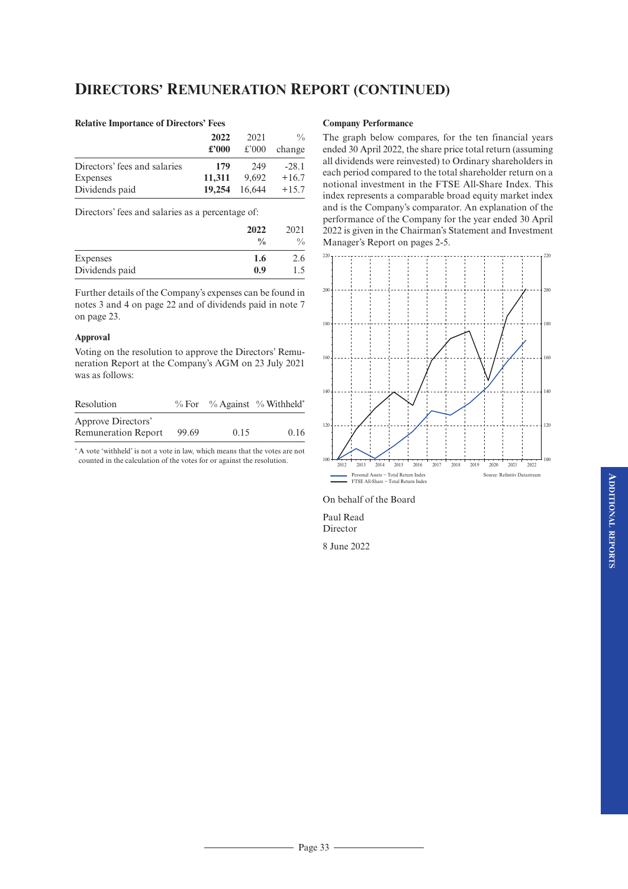## DIRECTORS' REMUNERATION REPORT (CONTINUED)

**Relative Importance of Directors' Fees**

| | **2022 £'000** | 2021 £'000 | % change |
|---|---|---|---|
| Directors' fees and salaries | **179** | 249 | -28.1 |
| Expenses | **11,311** | 9,692 | +16.7 |
| Dividends paid | **19,254** | 16,644 | +15.7 |

Directors' fees and salaries as a percentage of:

| | **2022 %** | 2021 % |
|---|---|---|
| Expenses | **1.6** | 2.6 |
| Dividends paid | **0.9** | 1.5 |

Further details of the Company's expenses can be found in notes 3 and 4 on page 22 and of dividends paid in note 7 on page 23.

**Approval**

Voting on the resolution to approve the Directors' Remuneration Report at the Company's AGM on 23 July 2021 was as follows:

| Resolution | % For | % Against | % Withheld* |
|---|---|---|---|
| Approve Directors' Remuneration Report | 99.69 | 0.15 | 0.16 |

* A vote 'withheld' is not a vote in law, which means that the votes are not counted in the calculation of the votes for or against the resolution.

**Company Performance**

The graph below compares, for the ten financial years ended 30 April 2022, the share price total return (assuming all dividends were reinvested) to Ordinary shareholders in each period compared to the total shareholder return on a notional investment in the FTSE All-Share Index. This index represents a comparable broad equity market index and is the Company's comparator. An explanation of the performance of the Company for the year ended 30 April 2022 is given in the Chairman's Statement and Investment Manager's Report on pages 2-5.

Personal Assets – Total Return Index
FTSE All-Share – Total Return Index

Source: Refinitiv Datastream

On behalf of the Board

Paul Read
Director

8 June 2022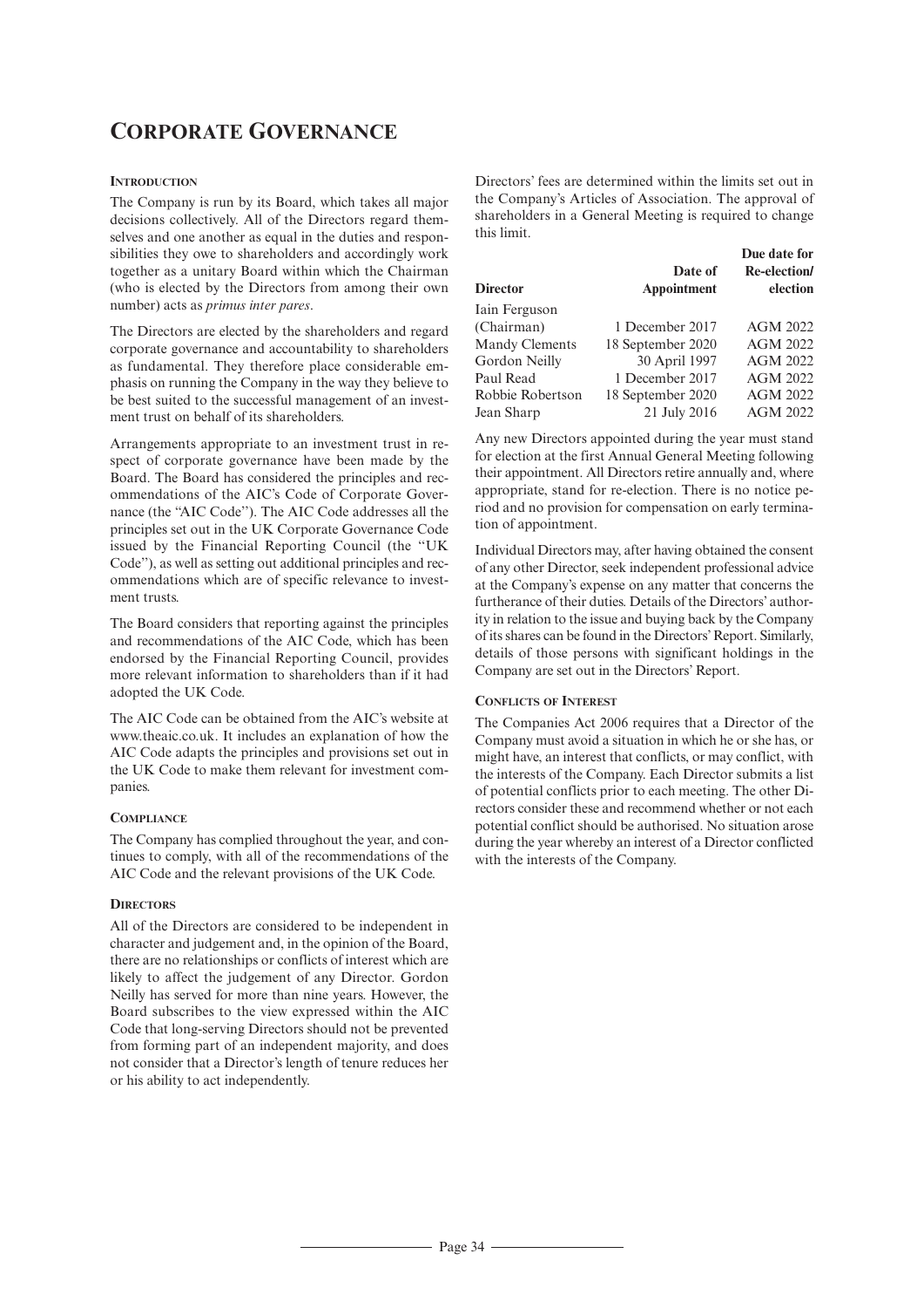# Corporate Governance

#### Introduction

The Company is run by its Board, which takes all major decisions collectively. All of the Directors regard themselves and one another as equal in the duties and responsibilities they owe to shareholders and accordingly work together as a unitary Board within which the Chairman (who is elected by the Directors from among their own number) acts as *primus inter pares*.

The Directors are elected by the shareholders and regard corporate governance and accountability to shareholders as fundamental. They therefore place considerable emphasis on running the Company in the way they believe to be best suited to the successful management of an investment trust on behalf of its shareholders.

Arrangements appropriate to an investment trust in respect of corporate governance have been made by the Board. The Board has considered the principles and recommendations of the AIC's Code of Corporate Governance (the "AIC Code"). The AIC Code addresses all the principles set out in the UK Corporate Governance Code issued by the Financial Reporting Council (the "UK Code"), as well as setting out additional principles and recommendations which are of specific relevance to investment trusts.

The Board considers that reporting against the principles and recommendations of the AIC Code, which has been endorsed by the Financial Reporting Council, provides more relevant information to shareholders than if it had adopted the UK Code.

The AIC Code can be obtained from the AIC's website at www.theaic.co.uk. It includes an explanation of how the AIC Code adapts the principles and provisions set out in the UK Code to make them relevant for investment companies.

#### Compliance

The Company has complied throughout the year, and continues to comply, with all of the recommendations of the AIC Code and the relevant provisions of the UK Code.

#### Directors

All of the Directors are considered to be independent in character and judgement and, in the opinion of the Board, there are no relationships or conflicts of interest which are likely to affect the judgement of any Director. Gordon Neilly has served for more than nine years. However, the Board subscribes to the view expressed within the AIC Code that long-serving Directors should not be prevented from forming part of an independent majority, and does not consider that a Director's length of tenure reduces her or his ability to act independently.

Directors' fees are determined within the limits set out in the Company's Articles of Association. The approval of shareholders in a General Meeting is required to change this limit.

| Director | Date of Appointment | Due date for Re-election/ election |
|---|---|---|
| Iain Ferguson (Chairman) | 1 December 2017 | AGM 2022 |
| Mandy Clements | 18 September 2020 | AGM 2022 |
| Gordon Neilly | 30 April 1997 | AGM 2022 |
| Paul Read | 1 December 2017 | AGM 2022 |
| Robbie Robertson | 18 September 2020 | AGM 2022 |
| Jean Sharp | 21 July 2016 | AGM 2022 |

Any new Directors appointed during the year must stand for election at the first Annual General Meeting following their appointment. All Directors retire annually and, where appropriate, stand for re-election. There is no notice period and no provision for compensation on early termination of appointment.

Individual Directors may, after having obtained the consent of any other Director, seek independent professional advice at the Company's expense on any matter that concerns the furtherance of their duties. Details of the Directors' authority in relation to the issue and buying back by the Company of its shares can be found in the Directors' Report. Similarly, details of those persons with significant holdings in the Company are set out in the Directors' Report.

#### Conflicts of Interest

The Companies Act 2006 requires that a Director of the Company must avoid a situation in which he or she has, or might have, an interest that conflicts, or may conflict, with the interests of the Company. Each Director submits a list of potential conflicts prior to each meeting. The other Directors consider these and recommend whether or not each potential conflict should be authorised. No situation arose during the year whereby an interest of a Director conflicted with the interests of the Company.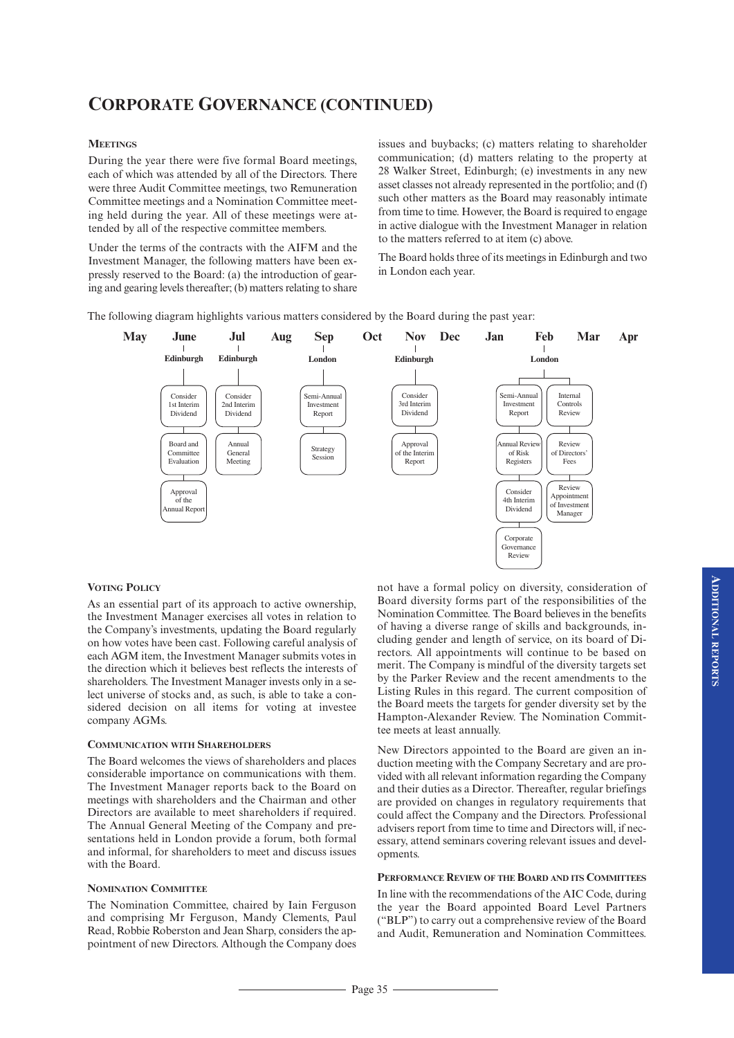# Corporate Governance (continued)

### Meetings

During the year there were five formal Board meetings, each of which was attended by all of the Directors. There were three Audit Committee meetings, two Remuneration Committee meetings and a Nomination Committee meeting held during the year. All of these meetings were attended by all of the respective committee members.

Under the terms of the contracts with the AIFM and the Investment Manager, the following matters have been expressly reserved to the Board: (a) the introduction of gearing and gearing levels thereafter; (b) matters relating to share issues and buybacks; (c) matters relating to shareholder communication; (d) matters relating to the property at 28 Walker Street, Edinburgh; (e) investments in any new asset classes not already represented in the portfolio; and (f) such other matters as the Board may reasonably intimate from time to time. However, the Board is required to engage in active dialogue with the Investment Manager in relation to the matters referred to at item (c) above.

The Board holds three of its meetings in Edinburgh and two in London each year.

The following diagram highlights various matters considered by the Board during the past year:

| Month | Location | Matters considered |
|---|---|---|
| May | | |
| June | Edinburgh | Consider 1st Interim Dividend; Board and Committee Evaluation; Approval of the Annual Report |
| Jul | Edinburgh | Consider 2nd Interim Dividend; Annual General Meeting |
| Aug | | |
| Sep | London | Semi-Annual Investment Report; Strategy Session |
| Oct | | |
| Nov | Edinburgh | Consider 3rd Interim Dividend; Approval of the Interim Report |
| Dec | | |
| Jan | | |
| Feb | London | Semi-Annual Investment Report; Annual Review of Risk Registers; Consider 4th Interim Dividend; Corporate Governance Review; Internal Controls Review; Review of Directors' Fees; Review Appointment of Investment Manager |
| Mar | | |
| Apr | | |

### Voting Policy

As an essential part of its approach to active ownership, the Investment Manager exercises all votes in relation to the Company's investments, updating the Board regularly on how votes have been cast. Following careful analysis of each AGM item, the Investment Manager submits votes in the direction which it believes best reflects the interests of shareholders. The Investment Manager invests only in a select universe of stocks and, as such, is able to take a considered decision on all items for voting at investee company AGMs.

### Communication with Shareholders

The Board welcomes the views of shareholders and places considerable importance on communications with them. The Investment Manager reports back to the Board on meetings with shareholders and the Chairman and other Directors are available to meet shareholders if required. The Annual General Meeting of the Company and presentations held in London provide a forum, both formal and informal, for shareholders to meet and discuss issues with the Board.

### Nomination Committee

The Nomination Committee, chaired by Iain Ferguson and comprising Mr Ferguson, Mandy Clements, Paul Read, Robbie Roberston and Jean Sharp, considers the appointment of new Directors. Although the Company does not have a formal policy on diversity, consideration of Board diversity forms part of the responsibilities of the Nomination Committee. The Board believes in the benefits of having a diverse range of skills and backgrounds, including gender and length of service, on its board of Directors. All appointments will continue to be based on merit. The Company is mindful of the diversity targets set by the Parker Review and the recent amendments to the Listing Rules in this regard. The current composition of the Board meets the targets for gender diversity set by the Hampton-Alexander Review. The Nomination Committee meets at least annually.

New Directors appointed to the Board are given an induction meeting with the Company Secretary and are provided with all relevant information regarding the Company and their duties as a Director. Thereafter, regular briefings are provided on changes in regulatory requirements that could affect the Company and the Directors. Professional advisers report from time to time and Directors will, if necessary, attend seminars covering relevant issues and developments.

### Performance Review of the Board and its Committees

In line with the recommendations of the AIC Code, during the year the Board appointed Board Level Partners ("BLP") to carry out a comprehensive review of the Board and Audit, Remuneration and Nomination Committees.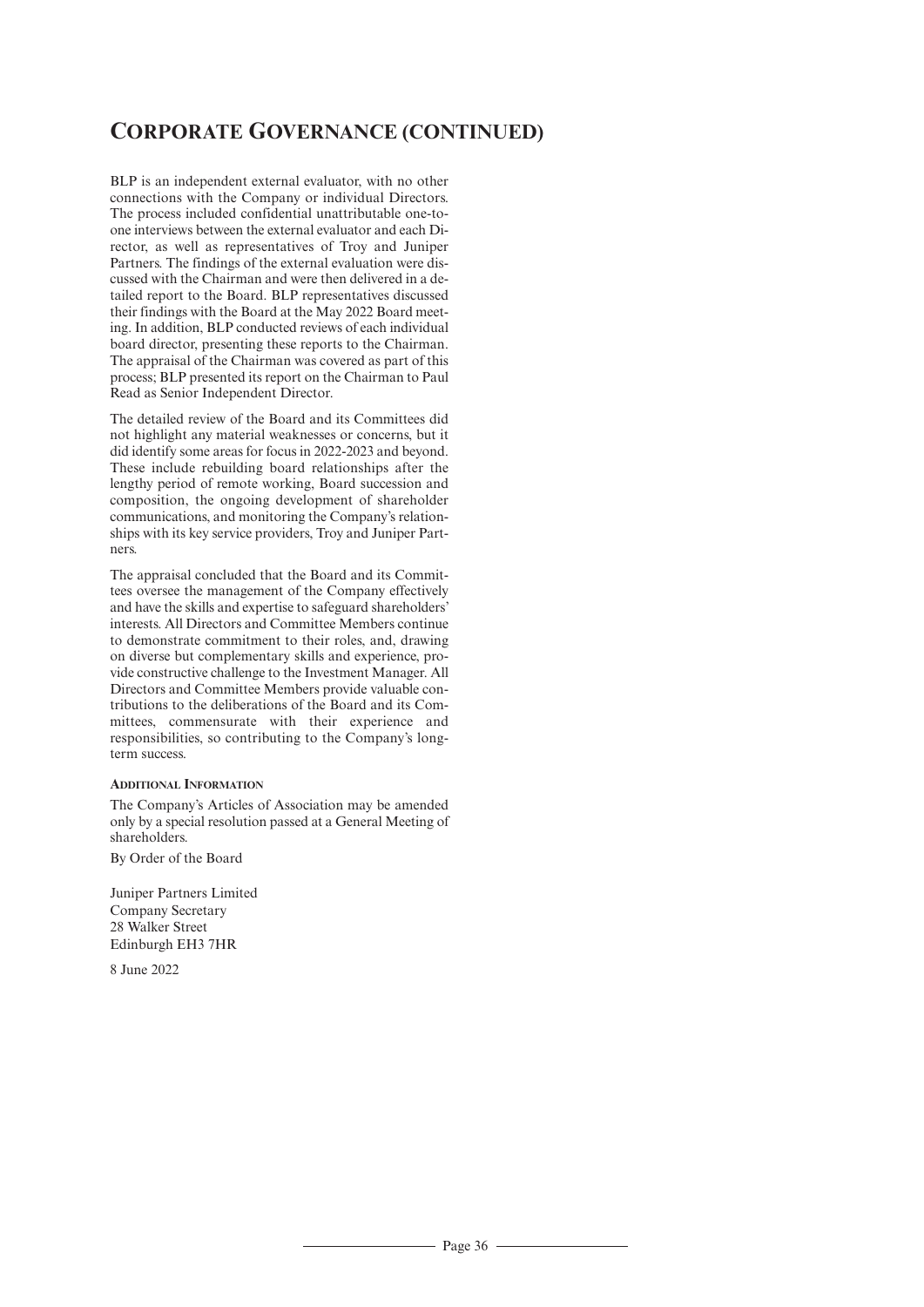# CORPORATE GOVERNANCE (CONTINUED)

BLP is an independent external evaluator, with no other connections with the Company or individual Directors. The process included confidential unattributable one-to-one interviews between the external evaluator and each Director, as well as representatives of Troy and Juniper Partners. The findings of the external evaluation were discussed with the Chairman and were then delivered in a detailed report to the Board. BLP representatives discussed their findings with the Board at the May 2022 Board meeting. In addition, BLP conducted reviews of each individual board director, presenting these reports to the Chairman. The appraisal of the Chairman was covered as part of this process; BLP presented its report on the Chairman to Paul Read as Senior Independent Director.

The detailed review of the Board and its Committees did not highlight any material weaknesses or concerns, but it did identify some areas for focus in 2022-2023 and beyond. These include rebuilding board relationships after the lengthy period of remote working, Board succession and composition, the ongoing development of shareholder communications, and monitoring the Company's relationships with its key service providers, Troy and Juniper Partners.

The appraisal concluded that the Board and its Committees oversee the management of the Company effectively and have the skills and expertise to safeguard shareholders' interests. All Directors and Committee Members continue to demonstrate commitment to their roles, and, drawing on diverse but complementary skills and experience, provide constructive challenge to the Investment Manager. All Directors and Committee Members provide valuable contributions to the deliberations of the Board and its Committees, commensurate with their experience and responsibilities, so contributing to the Company's long-term success.

#### ADDITIONAL INFORMATION

The Company's Articles of Association may be amended only by a special resolution passed at a General Meeting of shareholders.

By Order of the Board

Juniper Partners Limited
Company Secretary
28 Walker Street
Edinburgh EH3 7HR

8 June 2022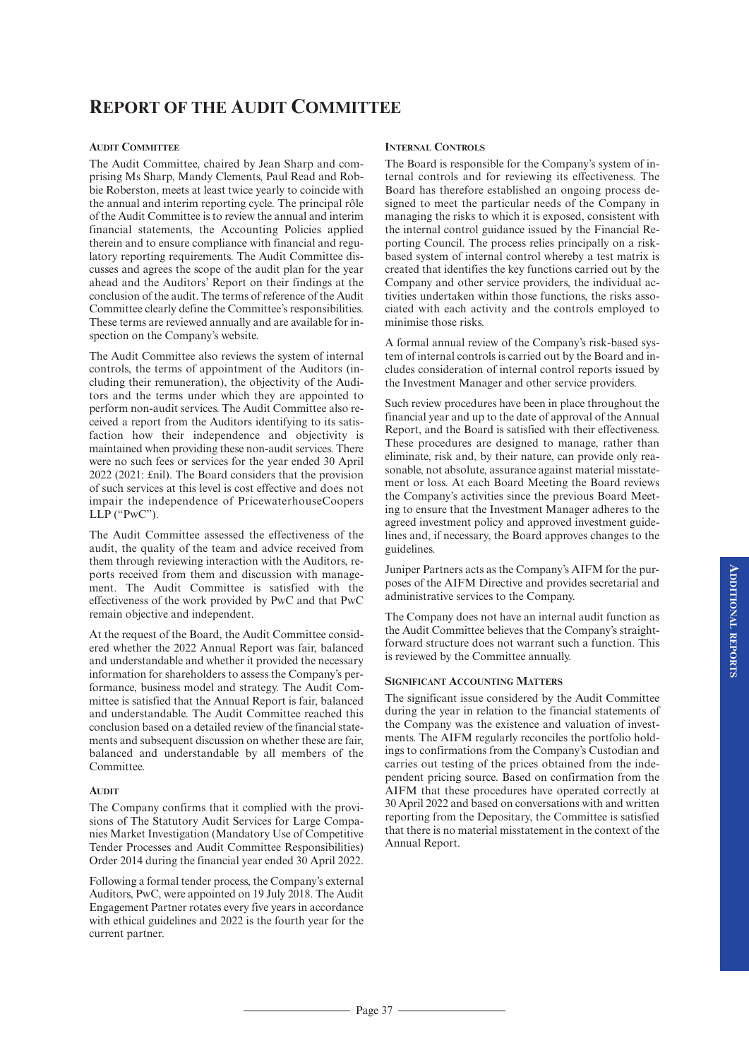# Report of the Audit Committee

### Audit Committee

The Audit Committee, chaired by Jean Sharp and comprising Ms Sharp, Mandy Clements, Paul Read and Robbie Roberston, meets at least twice yearly to coincide with the annual and interim reporting cycle. The principal rôle of the Audit Committee is to review the annual and interim financial statements, the Accounting Policies applied therein and to ensure compliance with financial and regulatory reporting requirements. The Audit Committee discusses and agrees the scope of the audit plan for the year ahead and the Auditors' Report on their findings at the conclusion of the audit. The terms of reference of the Audit Committee clearly define the Committee's responsibilities. These terms are reviewed annually and are available for inspection on the Company's website.

The Audit Committee also reviews the system of internal controls, the terms of appointment of the Auditors (including their remuneration), the objectivity of the Auditors and the terms under which they are appointed to perform non-audit services. The Audit Committee also received a report from the Auditors identifying to its satisfaction how their independence and objectivity is maintained when providing these non-audit services. There were no such fees or services for the year ended 30 April 2022 (2021: £nil). The Board considers that the provision of such services at this level is cost effective and does not impair the independence of PricewaterhouseCoopers LLP ("PwC").

The Audit Committee assessed the effectiveness of the audit, the quality of the team and advice received from them through reviewing interaction with the Auditors, reports received from them and discussion with management. The Audit Committee is satisfied with the effectiveness of the work provided by PwC and that PwC remain objective and independent.

At the request of the Board, the Audit Committee considered whether the 2022 Annual Report was fair, balanced and understandable and whether it provided the necessary information for shareholders to assess the Company's performance, business model and strategy. The Audit Committee is satisfied that the Annual Report is fair, balanced and understandable. The Audit Committee reached this conclusion based on a detailed review of the financial statements and subsequent discussion on whether these are fair, balanced and understandable by all members of the Committee.

### Audit

The Company confirms that it complied with the provisions of The Statutory Audit Services for Large Companies Market Investigation (Mandatory Use of Competitive Tender Processes and Audit Committee Responsibilities) Order 2014 during the financial year ended 30 April 2022.

Following a formal tender process, the Company's external Auditors, PwC, were appointed on 19 July 2018. The Audit Engagement Partner rotates every five years in accordance with ethical guidelines and 2022 is the fourth year for the current partner.

### Internal Controls

The Board is responsible for the Company's system of internal controls and for reviewing its effectiveness. The Board has therefore established an ongoing process designed to meet the particular needs of the Company in managing the risks to which it is exposed, consistent with the internal control guidance issued by the Financial Reporting Council. The process relies principally on a risk-based system of internal control whereby a test matrix is created that identifies the key functions carried out by the Company and other service providers, the individual activities undertaken within those functions, the risks associated with each activity and the controls employed to minimise those risks.

A formal annual review of the Company's risk-based system of internal controls is carried out by the Board and includes consideration of internal control reports issued by the Investment Manager and other service providers.

Such review procedures have been in place throughout the financial year and up to the date of approval of the Annual Report, and the Board is satisfied with their effectiveness. These procedures are designed to manage, rather than eliminate, risk and, by their nature, can provide only reasonable, not absolute, assurance against material misstatement or loss. At each Board Meeting the Board reviews the Company's activities since the previous Board Meeting to ensure that the Investment Manager adheres to the agreed investment policy and approved investment guidelines and, if necessary, the Board approves changes to the guidelines.

Juniper Partners acts as the Company's AIFM for the purposes of the AIFM Directive and provides secretarial and administrative services to the Company.

The Company does not have an internal audit function as the Audit Committee believes that the Company's straightforward structure does not warrant such a function. This is reviewed by the Committee annually.

### Significant Accounting Matters

The significant issue considered by the Audit Committee during the year in relation to the financial statements of the Company was the existence and valuation of investments. The AIFM regularly reconciles the portfolio holdings to confirmations from the Company's Custodian and carries out testing of the prices obtained from the independent pricing source. Based on confirmation from the AIFM that these procedures have operated correctly at 30 April 2022 and based on conversations with and written reporting from the Depositary, the Committee is satisfied that there is no material misstatement in the context of the Annual Report.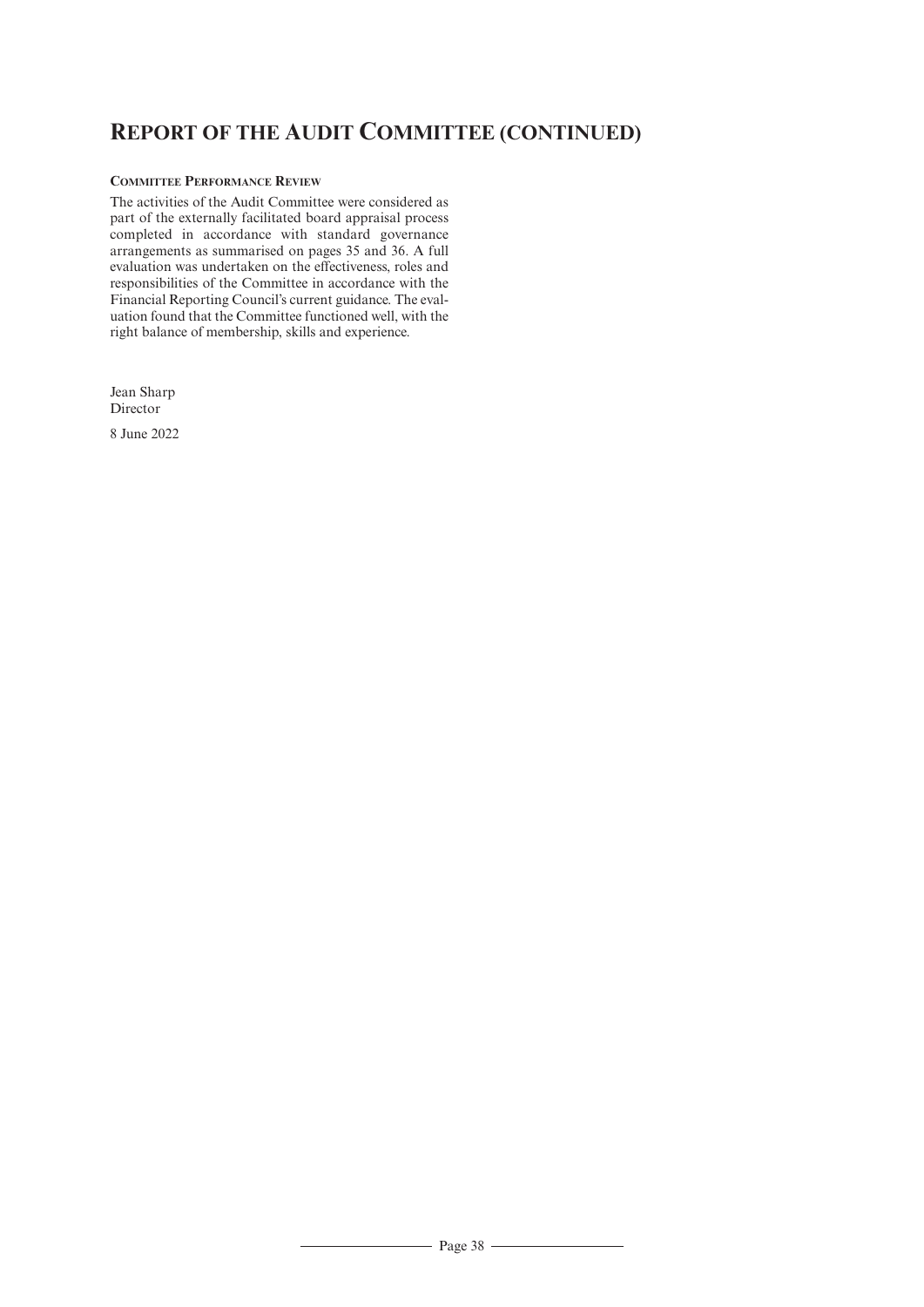# Report of the Audit Committee (continued)

### Committee Performance Review

The activities of the Audit Committee were considered as part of the externally facilitated board appraisal process completed in accordance with standard governance arrangements as summarised on pages 35 and 36. A full evaluation was undertaken on the effectiveness, roles and responsibilities of the Committee in accordance with the Financial Reporting Council's current guidance. The evaluation found that the Committee functioned well, with the right balance of membership, skills and experience.

Jean Sharp
Director

8 June 2022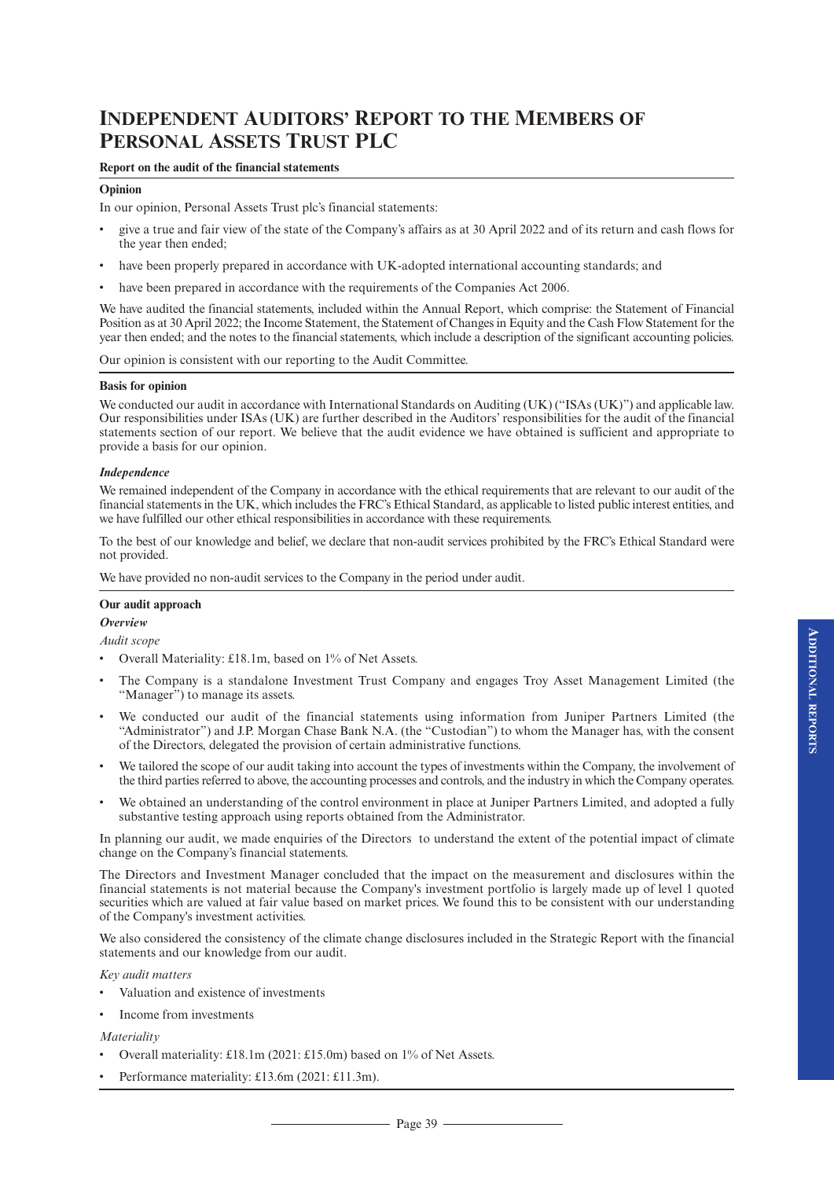# INDEPENDENT AUDITORS' REPORT TO THE MEMBERS OF PERSONAL ASSETS TRUST PLC

**Report on the audit of the financial statements**

**Opinion**

In our opinion, Personal Assets Trust plc's financial statements:

- give a true and fair view of the state of the Company's affairs as at 30 April 2022 and of its return and cash flows for the year then ended;
- have been properly prepared in accordance with UK-adopted international accounting standards; and
- have been prepared in accordance with the requirements of the Companies Act 2006.

We have audited the financial statements, included within the Annual Report, which comprise: the Statement of Financial Position as at 30 April 2022; the Income Statement, the Statement of Changes in Equity and the Cash Flow Statement for the year then ended; and the notes to the financial statements, which include a description of the significant accounting policies.

Our opinion is consistent with our reporting to the Audit Committee.

**Basis for opinion**

We conducted our audit in accordance with International Standards on Auditing (UK) ("ISAs (UK)") and applicable law. Our responsibilities under ISAs (UK) are further described in the Auditors' responsibilities for the audit of the financial statements section of our report. We believe that the audit evidence we have obtained is sufficient and appropriate to provide a basis for our opinion.

***Independence***

We remained independent of the Company in accordance with the ethical requirements that are relevant to our audit of the financial statements in the UK, which includes the FRC's Ethical Standard, as applicable to listed public interest entities, and we have fulfilled our other ethical responsibilities in accordance with these requirements.

To the best of our knowledge and belief, we declare that non-audit services prohibited by the FRC's Ethical Standard were not provided.

We have provided no non-audit services to the Company in the period under audit.

**Our audit approach**

***Overview***

*Audit scope*

- Overall Materiality: £18.1m, based on 1% of Net Assets.
- The Company is a standalone Investment Trust Company and engages Troy Asset Management Limited (the "Manager") to manage its assets.
- We conducted our audit of the financial statements using information from Juniper Partners Limited (the "Administrator") and J.P. Morgan Chase Bank N.A. (the "Custodian") to whom the Manager has, with the consent of the Directors, delegated the provision of certain administrative functions.
- We tailored the scope of our audit taking into account the types of investments within the Company, the involvement of the third parties referred to above, the accounting processes and controls, and the industry in which the Company operates.
- We obtained an understanding of the control environment in place at Juniper Partners Limited, and adopted a fully substantive testing approach using reports obtained from the Administrator.

In planning our audit, we made enquiries of the Directors to understand the extent of the potential impact of climate change on the Company's financial statements.

The Directors and Investment Manager concluded that the impact on the measurement and disclosures within the financial statements is not material because the Company's investment portfolio is largely made up of level 1 quoted securities which are valued at fair value based on market prices. We found this to be consistent with our understanding of the Company's investment activities.

We also considered the consistency of the climate change disclosures included in the Strategic Report with the financial statements and our knowledge from our audit.

*Key audit matters*

- Valuation and existence of investments
- Income from investments

*Materiality*

- Overall materiality: £18.1m (2021: £15.0m) based on 1% of Net Assets.
- Performance materiality: £13.6m (2021: £11.3m).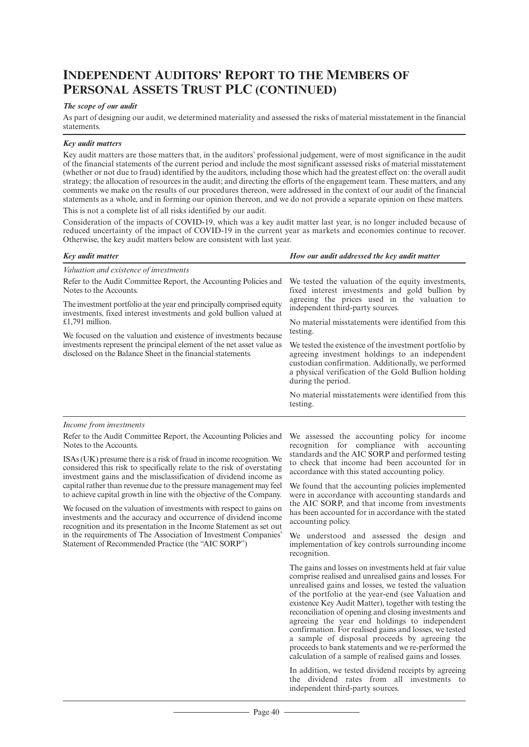# Independent Auditors' Report to the Members of Personal Assets Trust PLC (continued)

***The scope of our audit***

As part of designing our audit, we determined materiality and assessed the risks of material misstatement in the financial statements.

***Key audit matters***

Key audit matters are those matters that, in the auditors' professional judgement, were of most significance in the audit of the financial statements of the current period and include the most significant assessed risks of material misstatement (whether or not due to fraud) identified by the auditors, including those which had the greatest effect on: the overall audit strategy; the allocation of resources in the audit; and directing the efforts of the engagement team. These matters, and any comments we make on the results of our procedures thereon, were addressed in the context of our audit of the financial statements as a whole, and in forming our opinion thereon, and we do not provide a separate opinion on these matters.

This is not a complete list of all risks identified by our audit.

Consideration of the impacts of COVID-19, which was a key audit matter last year, is no longer included because of reduced uncertainty of the impact of COVID-19 in the current year as markets and economies continue to recover. Otherwise, the key audit matters below are consistent with last year.

| ***Key audit matter*** | ***How our audit addressed the key audit matter*** |
|---|---|
| *Valuation and existence of investments*<br><br>Refer to the Audit Committee Report, the Accounting Policies and Notes to the Accounts.<br><br>The investment portfolio at the year end principally comprised equity investments, fixed interest investments and gold bullion valued at £1,791 million.<br><br>We focused on the valuation and existence of investments because investments represent the principal element of the net asset value as disclosed on the Balance Sheet in the financial statements. | We tested the valuation of the equity investments, fixed interest investments and gold bullion by agreeing the prices used in the valuation to independent third-party sources.<br><br>No material misstatements were identified from this testing.<br><br>We tested the existence of the investment portfolio by agreeing investment holdings to an independent custodian confirmation. Additionally, we performed a physical verification of the Gold Bullion holding during the period.<br><br>No material misstatements were identified from this testing. |
| *Income from investments*<br><br>Refer to the Audit Committee Report, the Accounting Policies and Notes to the Accounts.<br><br>ISAs (UK) presume there is a risk of fraud in income recognition. We considered this risk to specifically relate to the risk of overstating investment gains and the misclassification of dividend income as capital rather than revenue due to the pressure management may feel to achieve capital growth in line with the objective of the Company.<br><br>We focused on the valuation of investments with respect to gains on investments and the accuracy and occurrence of dividend income recognition and its presentation in the Income Statement as set out in the requirements of The Association of Investment Companies' Statement of Recommended Practice (the "AIC SORP") | We assessed the accounting policy for income recognition for compliance with accounting standards and the AIC SORP and performed testing to check that income had been accounted for in accordance with this stated accounting policy.<br><br>We found that the accounting policies implemented were in accordance with accounting standards and the AIC SORP, and that income from investments has been accounted for in accordance with the stated accounting policy.<br><br>We understood and assessed the design and implementation of key controls surrounding income recognition.<br><br>The gains and losses on investments held at fair value comprise realised and unrealised gains and losses. For unrealised gains and losses, we tested the valuation of the portfolio at the year-end (see Valuation and existence Key Audit Matter), together with testing the reconciliation of opening and closing investments and agreeing the year end holdings to independent confirmation. For realised gains and losses, we tested a sample of disposal proceeds by agreeing the proceeds to bank statements and we re-performed the calculation of a sample of realised gains and losses.<br><br>In addition, we tested dividend receipts by agreeing the dividend rates from all investments to independent third-party sources. |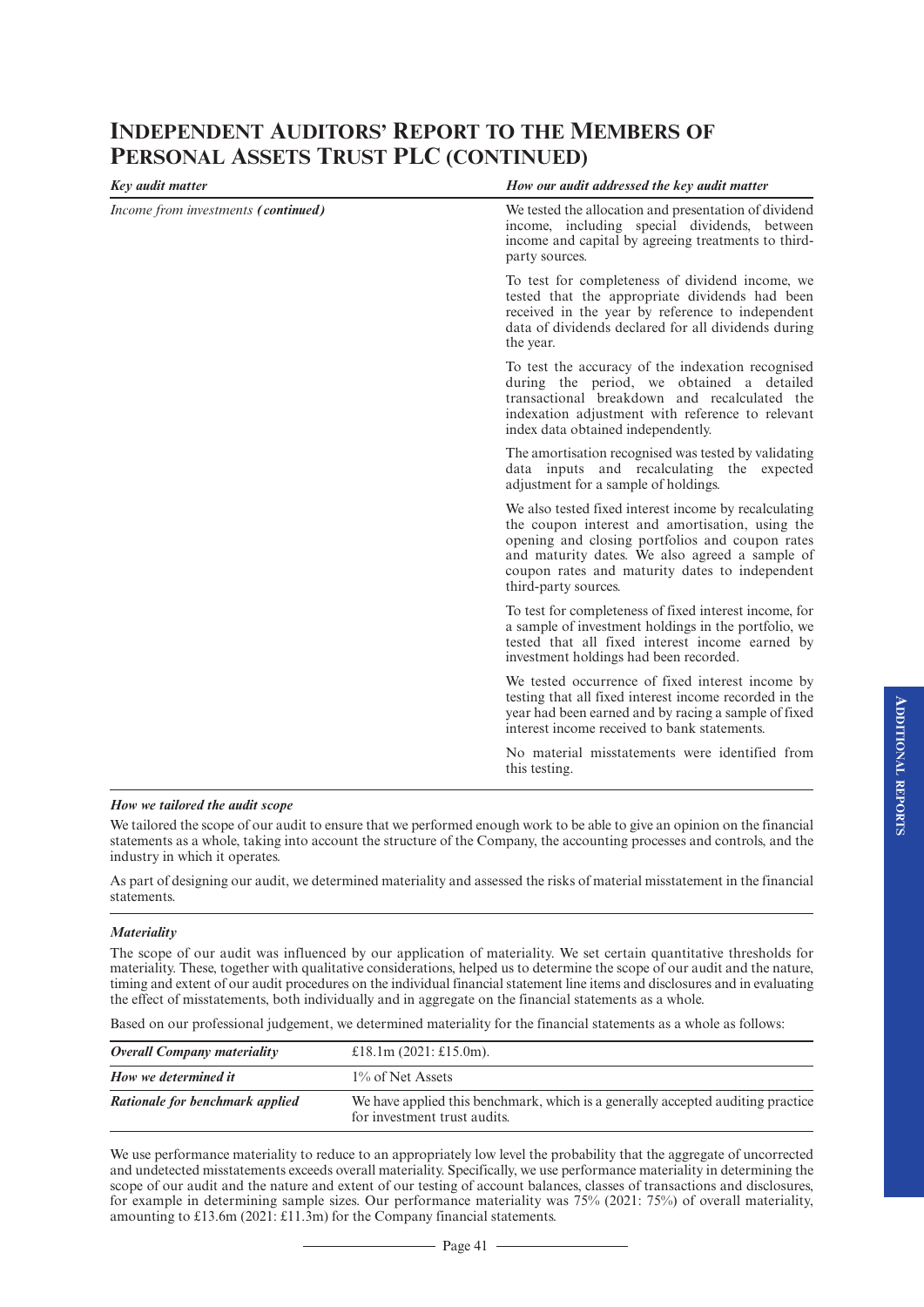# INDEPENDENT AUDITORS' REPORT TO THE MEMBERS OF PERSONAL ASSETS TRUST PLC (CONTINUED)

| *Key audit matter* | *How our audit addressed the key audit matter* |
|---|---|
| *Income from investments* ***(continued)*** | We tested the allocation and presentation of dividend income, including special dividends, between income and capital by agreeing treatments to third-party sources.<br><br>To test for completeness of dividend income, we tested that the appropriate dividends had been received in the year by reference to independent data of dividends declared for all dividends during the year.<br><br>To test the accuracy of the indexation recognised during the period, we obtained a detailed transactional breakdown and recalculated the indexation adjustment with reference to relevant index data obtained independently.<br><br>The amortisation recognised was tested by validating data inputs and recalculating the expected adjustment for a sample of holdings.<br><br>We also tested fixed interest income by recalculating the coupon interest and amortisation, using the opening and closing portfolios and coupon rates and maturity dates. We also agreed a sample of coupon rates and maturity dates to independent third-party sources.<br><br>To test for completeness of fixed interest income, for a sample of investment holdings in the portfolio, we tested that all fixed interest income earned by investment holdings had been recorded.<br><br>We tested occurrence of fixed interest income by testing that all fixed interest income recorded in the year had been earned and by racing a sample of fixed interest income received to bank statements.<br><br>No material misstatements were identified from this testing. |

***How we tailored the audit scope***

We tailored the scope of our audit to ensure that we performed enough work to be able to give an opinion on the financial statements as a whole, taking into account the structure of the Company, the accounting processes and controls, and the industry in which it operates.

As part of designing our audit, we determined materiality and assessed the risks of material misstatement in the financial statements.

***Materiality***

The scope of our audit was influenced by our application of materiality. We set certain quantitative thresholds for materiality. These, together with qualitative considerations, helped us to determine the scope of our audit and the nature, timing and extent of our audit procedures on the individual financial statement line items and disclosures and in evaluating the effect of misstatements, both individually and in aggregate on the financial statements as a whole.

Based on our professional judgement, we determined materiality for the financial statements as a whole as follows:

| | |
|---|---|
| ***Overall Company materiality*** | £18.1m (2021: £15.0m). |
| ***How we determined it*** | 1% of Net Assets |
| ***Rationale for benchmark applied*** | We have applied this benchmark, which is a generally accepted auditing practice for investment trust audits. |

We use performance materiality to reduce to an appropriately low level the probability that the aggregate of uncorrected and undetected misstatements exceeds overall materiality. Specifically, we use performance materiality in determining the scope of our audit and the nature and extent of our testing of account balances, classes of transactions and disclosures, for example in determining sample sizes. Our performance materiality was 75% (2021: 75%) of overall materiality, amounting to £13.6m (2021: £11.3m) for the Company financial statements.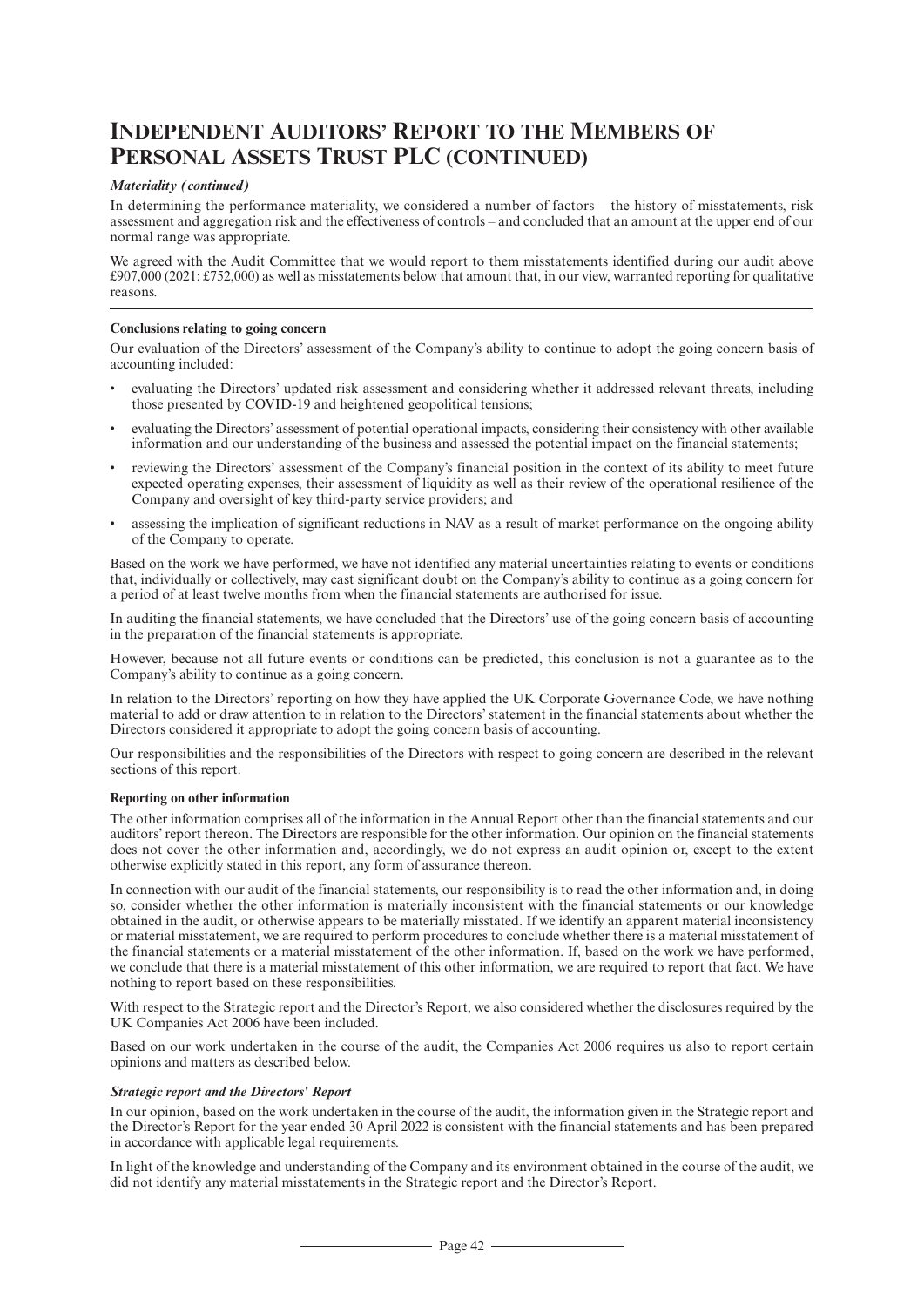# Independent Auditors' Report to the Members of Personal Assets Trust PLC (continued)

***Materiality (continued)***

In determining the performance materiality, we considered a number of factors – the history of misstatements, risk assessment and aggregation risk and the effectiveness of controls – and concluded that an amount at the upper end of our normal range was appropriate.

We agreed with the Audit Committee that we would report to them misstatements identified during our audit above £907,000 (2021: £752,000) as well as misstatements below that amount that, in our view, warranted reporting for qualitative reasons.

**Conclusions relating to going concern**

Our evaluation of the Directors' assessment of the Company's ability to continue to adopt the going concern basis of accounting included:

- evaluating the Directors' updated risk assessment and considering whether it addressed relevant threats, including those presented by COVID-19 and heightened geopolitical tensions;
- evaluating the Directors' assessment of potential operational impacts, considering their consistency with other available information and our understanding of the business and assessed the potential impact on the financial statements;
- reviewing the Directors' assessment of the Company's financial position in the context of its ability to meet future expected operating expenses, their assessment of liquidity as well as their review of the operational resilience of the Company and oversight of key third-party service providers; and
- assessing the implication of significant reductions in NAV as a result of market performance on the ongoing ability of the Company to operate.

Based on the work we have performed, we have not identified any material uncertainties relating to events or conditions that, individually or collectively, may cast significant doubt on the Company's ability to continue as a going concern for a period of at least twelve months from when the financial statements are authorised for issue.

In auditing the financial statements, we have concluded that the Directors' use of the going concern basis of accounting in the preparation of the financial statements is appropriate.

However, because not all future events or conditions can be predicted, this conclusion is not a guarantee as to the Company's ability to continue as a going concern.

In relation to the Directors' reporting on how they have applied the UK Corporate Governance Code, we have nothing material to add or draw attention to in relation to the Directors' statement in the financial statements about whether the Directors considered it appropriate to adopt the going concern basis of accounting.

Our responsibilities and the responsibilities of the Directors with respect to going concern are described in the relevant sections of this report.

**Reporting on other information**

The other information comprises all of the information in the Annual Report other than the financial statements and our auditors' report thereon. The Directors are responsible for the other information. Our opinion on the financial statements does not cover the other information and, accordingly, we do not express an audit opinion or, except to the extent otherwise explicitly stated in this report, any form of assurance thereon.

In connection with our audit of the financial statements, our responsibility is to read the other information and, in doing so, consider whether the other information is materially inconsistent with the financial statements or our knowledge obtained in the audit, or otherwise appears to be materially misstated. If we identify an apparent material inconsistency or material misstatement, we are required to perform procedures to conclude whether there is a material misstatement of the financial statements or a material misstatement of the other information. If, based on the work we have performed, we conclude that there is a material misstatement of this other information, we are required to report that fact. We have nothing to report based on these responsibilities.

With respect to the Strategic report and the Director's Report, we also considered whether the disclosures required by the UK Companies Act 2006 have been included.

Based on our work undertaken in the course of the audit, the Companies Act 2006 requires us also to report certain opinions and matters as described below.

***Strategic report and the Directors' Report***

In our opinion, based on the work undertaken in the course of the audit, the information given in the Strategic report and the Director's Report for the year ended 30 April 2022 is consistent with the financial statements and has been prepared in accordance with applicable legal requirements.

In light of the knowledge and understanding of the Company and its environment obtained in the course of the audit, we did not identify any material misstatements in the Strategic report and the Director's Report.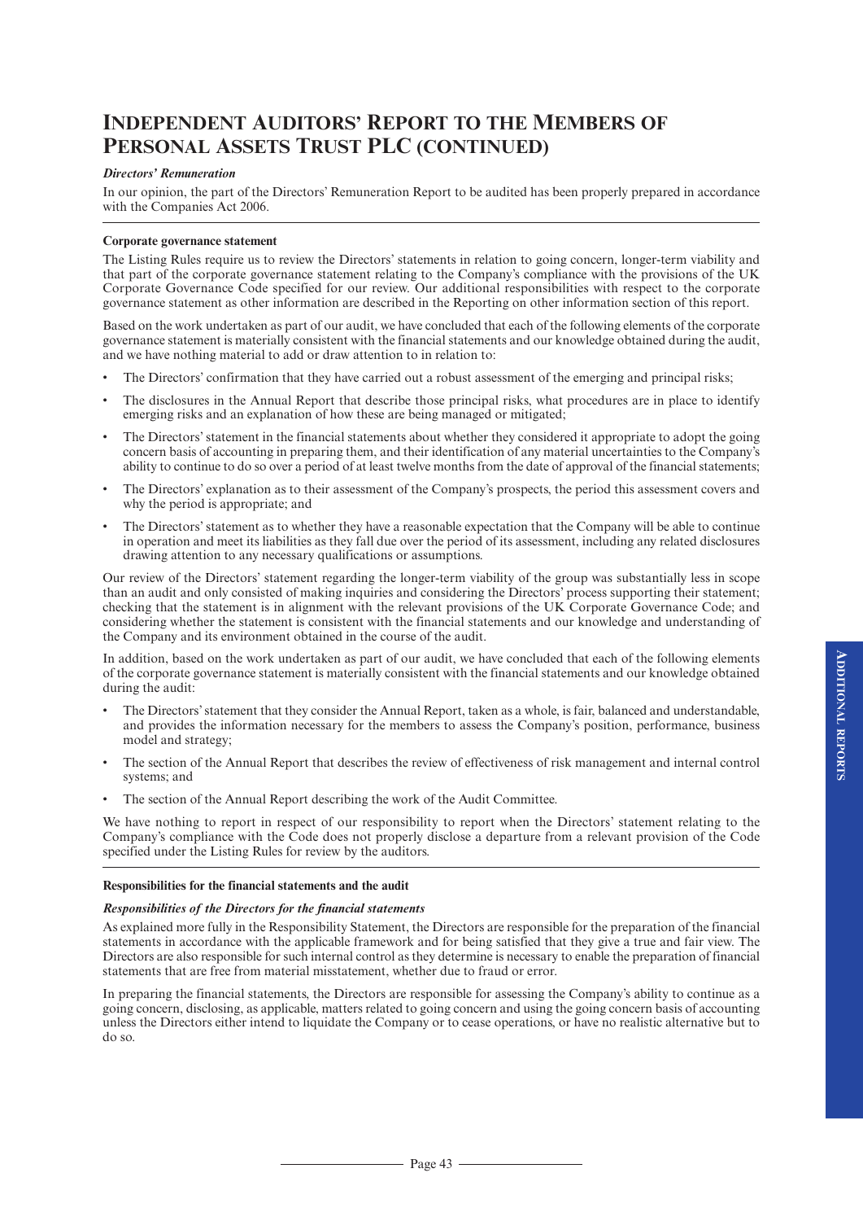# Independent Auditors' Report to the Members of Personal Assets Trust plc (continued)

***Directors' Remuneration***

In our opinion, the part of the Directors' Remuneration Report to be audited has been properly prepared in accordance with the Companies Act 2006.

**Corporate governance statement**

The Listing Rules require us to review the Directors' statements in relation to going concern, longer-term viability and that part of the corporate governance statement relating to the Company's compliance with the provisions of the UK Corporate Governance Code specified for our review. Our additional responsibilities with respect to the corporate governance statement as other information are described in the Reporting on other information section of this report.

Based on the work undertaken as part of our audit, we have concluded that each of the following elements of the corporate governance statement is materially consistent with the financial statements and our knowledge obtained during the audit, and we have nothing material to add or draw attention to in relation to:

- The Directors' confirmation that they have carried out a robust assessment of the emerging and principal risks;
- The disclosures in the Annual Report that describe those principal risks, what procedures are in place to identify emerging risks and an explanation of how these are being managed or mitigated;
- The Directors' statement in the financial statements about whether they considered it appropriate to adopt the going concern basis of accounting in preparing them, and their identification of any material uncertainties to the Company's ability to continue to do so over a period of at least twelve months from the date of approval of the financial statements;
- The Directors' explanation as to their assessment of the Company's prospects, the period this assessment covers and why the period is appropriate; and
- The Directors' statement as to whether they have a reasonable expectation that the Company will be able to continue in operation and meet its liabilities as they fall due over the period of its assessment, including any related disclosures drawing attention to any necessary qualifications or assumptions.

Our review of the Directors' statement regarding the longer-term viability of the group was substantially less in scope than an audit and only consisted of making inquiries and considering the Directors' process supporting their statement; checking that the statement is in alignment with the relevant provisions of the UK Corporate Governance Code; and considering whether the statement is consistent with the financial statements and our knowledge and understanding of the Company and its environment obtained in the course of the audit.

In addition, based on the work undertaken as part of our audit, we have concluded that each of the following elements of the corporate governance statement is materially consistent with the financial statements and our knowledge obtained during the audit:

- The Directors' statement that they consider the Annual Report, taken as a whole, is fair, balanced and understandable, and provides the information necessary for the members to assess the Company's position, performance, business model and strategy;
- The section of the Annual Report that describes the review of effectiveness of risk management and internal control systems; and
- The section of the Annual Report describing the work of the Audit Committee.

We have nothing to report in respect of our responsibility to report when the Directors' statement relating to the Company's compliance with the Code does not properly disclose a departure from a relevant provision of the Code specified under the Listing Rules for review by the auditors.

**Responsibilities for the financial statements and the audit**

***Responsibilities of the Directors for the financial statements***

As explained more fully in the Responsibility Statement, the Directors are responsible for the preparation of the financial statements in accordance with the applicable framework and for being satisfied that they give a true and fair view. The Directors are also responsible for such internal control as they determine is necessary to enable the preparation of financial statements that are free from material misstatement, whether due to fraud or error.

In preparing the financial statements, the Directors are responsible for assessing the Company's ability to continue as a going concern, disclosing, as applicable, matters related to going concern and using the going concern basis of accounting unless the Directors either intend to liquidate the Company or to cease operations, or have no realistic alternative but to do so.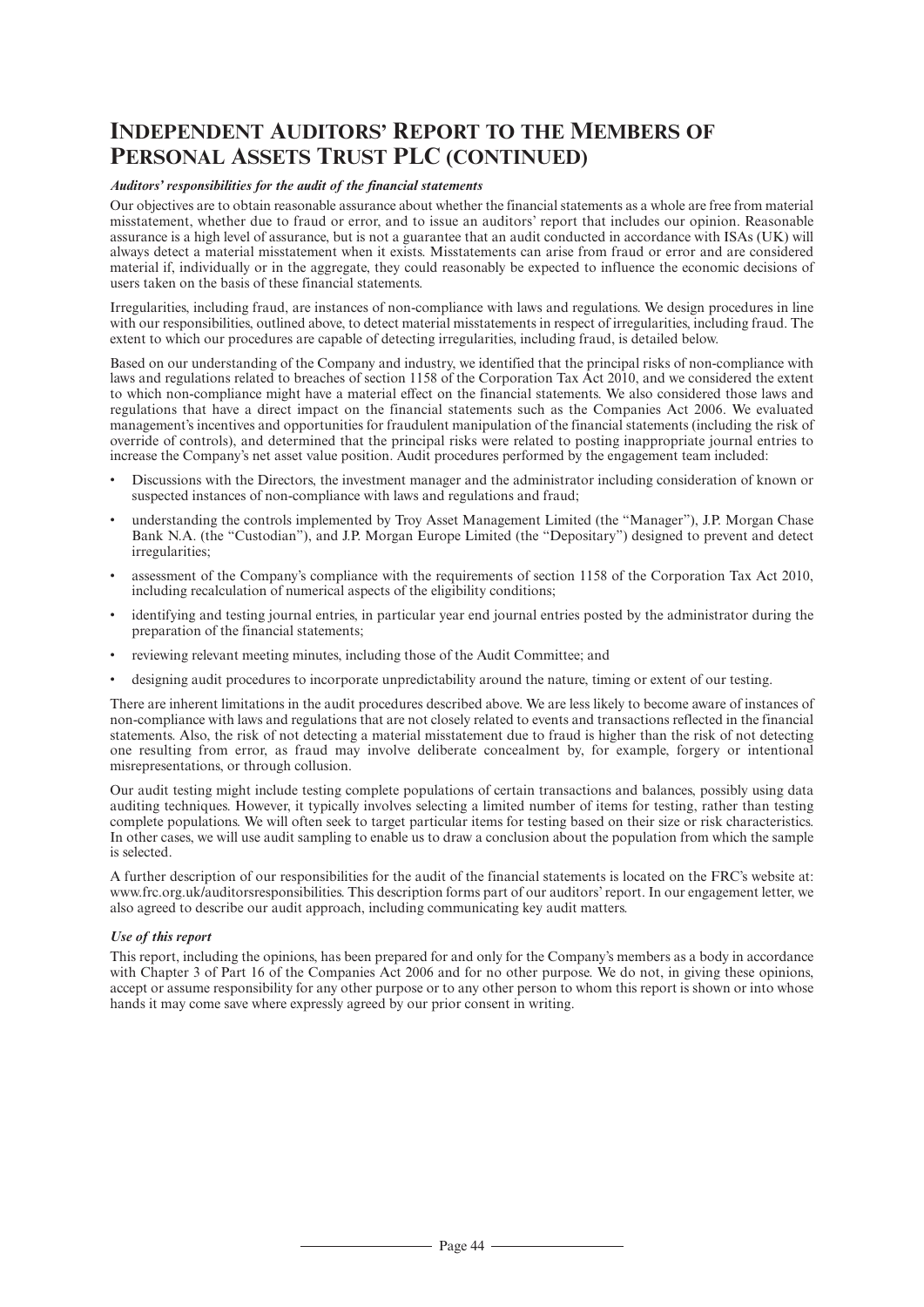# Independent Auditors' Report to the Members of Personal Assets Trust PLC (continued)

***Auditors' responsibilities for the audit of the financial statements***

Our objectives are to obtain reasonable assurance about whether the financial statements as a whole are free from material misstatement, whether due to fraud or error, and to issue an auditors' report that includes our opinion. Reasonable assurance is a high level of assurance, but is not a guarantee that an audit conducted in accordance with ISAs (UK) will always detect a material misstatement when it exists. Misstatements can arise from fraud or error and are considered material if, individually or in the aggregate, they could reasonably be expected to influence the economic decisions of users taken on the basis of these financial statements.

Irregularities, including fraud, are instances of non-compliance with laws and regulations. We design procedures in line with our responsibilities, outlined above, to detect material misstatements in respect of irregularities, including fraud. The extent to which our procedures are capable of detecting irregularities, including fraud, is detailed below.

Based on our understanding of the Company and industry, we identified that the principal risks of non-compliance with laws and regulations related to breaches of section 1158 of the Corporation Tax Act 2010, and we considered the extent to which non-compliance might have a material effect on the financial statements. We also considered those laws and regulations that have a direct impact on the financial statements such as the Companies Act 2006. We evaluated management's incentives and opportunities for fraudulent manipulation of the financial statements (including the risk of override of controls), and determined that the principal risks were related to posting inappropriate journal entries to increase the Company's net asset value position. Audit procedures performed by the engagement team included:

- Discussions with the Directors, the investment manager and the administrator including consideration of known or suspected instances of non-compliance with laws and regulations and fraud;
- understanding the controls implemented by Troy Asset Management Limited (the "Manager"), J.P. Morgan Chase Bank N.A. (the "Custodian"), and J.P. Morgan Europe Limited (the "Depositary") designed to prevent and detect irregularities;
- assessment of the Company's compliance with the requirements of section 1158 of the Corporation Tax Act 2010, including recalculation of numerical aspects of the eligibility conditions;
- identifying and testing journal entries, in particular year end journal entries posted by the administrator during the preparation of the financial statements;
- reviewing relevant meeting minutes, including those of the Audit Committee; and
- designing audit procedures to incorporate unpredictability around the nature, timing or extent of our testing.

There are inherent limitations in the audit procedures described above. We are less likely to become aware of instances of non-compliance with laws and regulations that are not closely related to events and transactions reflected in the financial statements. Also, the risk of not detecting a material misstatement due to fraud is higher than the risk of not detecting one resulting from error, as fraud may involve deliberate concealment by, for example, forgery or intentional misrepresentations, or through collusion.

Our audit testing might include testing complete populations of certain transactions and balances, possibly using data auditing techniques. However, it typically involves selecting a limited number of items for testing, rather than testing complete populations. We will often seek to target particular items for testing based on their size or risk characteristics. In other cases, we will use audit sampling to enable us to draw a conclusion about the population from which the sample is selected.

A further description of our responsibilities for the audit of the financial statements is located on the FRC's website at: www.frc.org.uk/auditorsresponsibilities. This description forms part of our auditors' report. In our engagement letter, we also agreed to describe our audit approach, including communicating key audit matters.

***Use of this report***

This report, including the opinions, has been prepared for and only for the Company's members as a body in accordance with Chapter 3 of Part 16 of the Companies Act 2006 and for no other purpose. We do not, in giving these opinions, accept or assume responsibility for any other purpose or to any other person to whom this report is shown or into whose hands it may come save where expressly agreed by our prior consent in writing.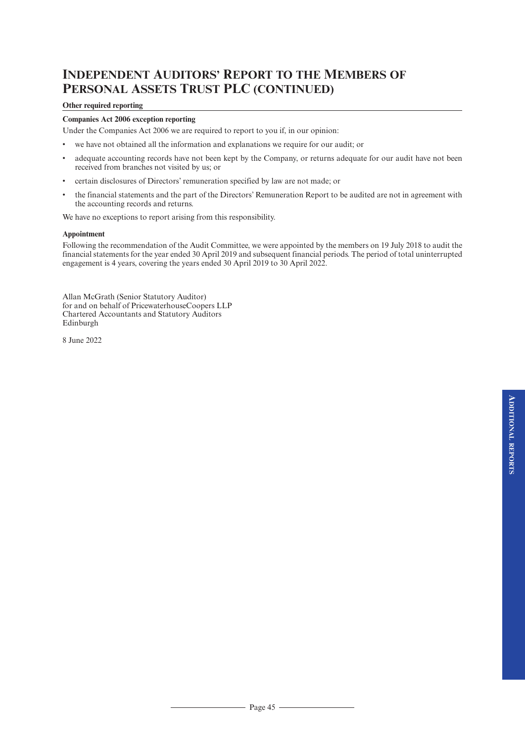# Independent Auditors' Report to the Members of Personal Assets Trust PLC (continued)

**Other required reporting**

**Companies Act 2006 exception reporting**

Under the Companies Act 2006 we are required to report to you if, in our opinion:

- we have not obtained all the information and explanations we require for our audit; or
- adequate accounting records have not been kept by the Company, or returns adequate for our audit have not been received from branches not visited by us; or
- certain disclosures of Directors' remuneration specified by law are not made; or
- the financial statements and the part of the Directors' Remuneration Report to be audited are not in agreement with the accounting records and returns.

We have no exceptions to report arising from this responsibility.

**Appointment**

Following the recommendation of the Audit Committee, we were appointed by the members on 19 July 2018 to audit the financial statements for the year ended 30 April 2019 and subsequent financial periods. The period of total uninterrupted engagement is 4 years, covering the years ended 30 April 2019 to 30 April 2022.

Allan McGrath (Senior Statutory Auditor)
for and on behalf of PricewaterhouseCoopers LLP
Chartered Accountants and Statutory Auditors
Edinburgh

8 June 2022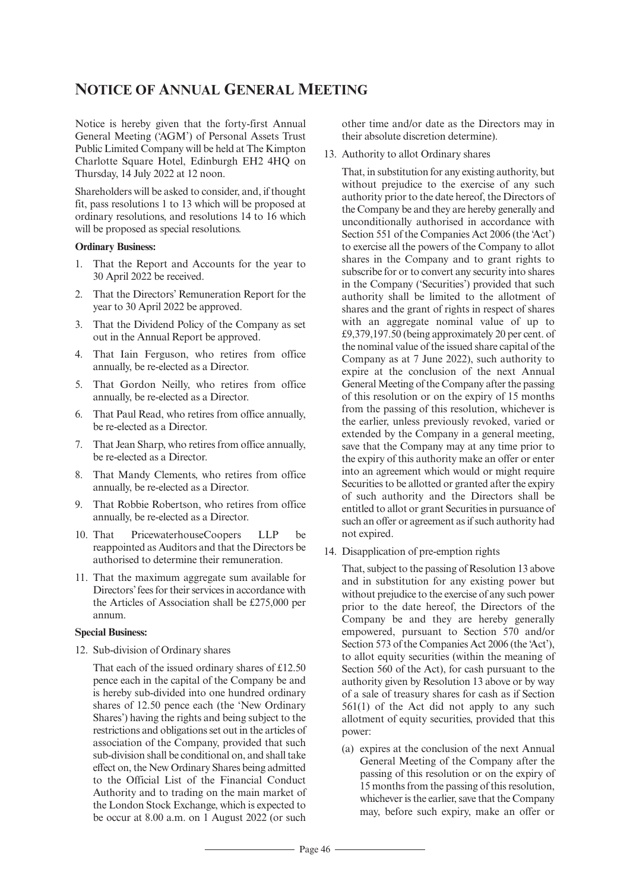# NOTICE OF ANNUAL GENERAL MEETING

Notice is hereby given that the forty-first Annual General Meeting ('AGM') of Personal Assets Trust Public Limited Company will be held at The Kimpton Charlotte Square Hotel, Edinburgh EH2 4HQ on Thursday, 14 July 2022 at 12 noon.

Shareholders will be asked to consider, and, if thought fit, pass resolutions 1 to 13 which will be proposed at ordinary resolutions, and resolutions 14 to 16 which will be proposed as special resolutions.

**Ordinary Business:**

1. That the Report and Accounts for the year to 30 April 2022 be received.
2. That the Directors' Remuneration Report for the year to 30 April 2022 be approved.
3. That the Dividend Policy of the Company as set out in the Annual Report be approved.
4. That Iain Ferguson, who retires from office annually, be re-elected as a Director.
5. That Gordon Neilly, who retires from office annually, be re-elected as a Director.
6. That Paul Read, who retires from office annually, be re-elected as a Director.
7. That Jean Sharp, who retires from office annually, be re-elected as a Director.
8. That Mandy Clements, who retires from office annually, be re-elected as a Director.
9. That Robbie Robertson, who retires from office annually, be re-elected as a Director.
10. That PricewaterhouseCoopers LLP be reappointed as Auditors and that the Directors be authorised to determine their remuneration.
11. That the maximum aggregate sum available for Directors' fees for their services in accordance with the Articles of Association shall be £275,000 per annum.

**Special Business:**

12. Sub-division of Ordinary shares

    That each of the issued ordinary shares of £12.50 pence each in the capital of the Company be and is hereby sub-divided into one hundred ordinary shares of 12.50 pence each (the 'New Ordinary Shares') having the rights and being subject to the restrictions and obligations set out in the articles of association of the Company, provided that such sub-division shall be conditional on, and shall take effect on, the New Ordinary Shares being admitted to the Official List of the Financial Conduct Authority and to trading on the main market of the London Stock Exchange, which is expected to be occur at 8.00 a.m. on 1 August 2022 (or such other time and/or date as the Directors may in their absolute discretion determine).

13. Authority to allot Ordinary shares

    That, in substitution for any existing authority, but without prejudice to the exercise of any such authority prior to the date hereof, the Directors of the Company be and they are hereby generally and unconditionally authorised in accordance with Section 551 of the Companies Act 2006 (the 'Act') to exercise all the powers of the Company to allot shares in the Company and to grant rights to subscribe for or to convert any security into shares in the Company ('Securities') provided that such authority shall be limited to the allotment of shares and the grant of rights in respect of shares with an aggregate nominal value of up to £9,379,197.50 (being approximately 20 per cent. of the nominal value of the issued share capital of the Company as at 7 June 2022), such authority to expire at the conclusion of the next Annual General Meeting of the Company after the passing of this resolution or on the expiry of 15 months from the passing of this resolution, whichever is the earlier, unless previously revoked, varied or extended by the Company in a general meeting, save that the Company may at any time prior to the expiry of this authority make an offer or enter into an agreement which would or might require Securities to be allotted or granted after the expiry of such authority and the Directors shall be entitled to allot or grant Securities in pursuance of such an offer or agreement as if such authority had not expired.

14. Disapplication of pre-emption rights

    That, subject to the passing of Resolution 13 above and in substitution for any existing power but without prejudice to the exercise of any such power prior to the date hereof, the Directors of the Company be and they are hereby generally empowered, pursuant to Section 570 and/or Section 573 of the Companies Act 2006 (the 'Act'), to allot equity securities (within the meaning of Section 560 of the Act), for cash pursuant to the authority given by Resolution 13 above or by way of a sale of treasury shares for cash as if Section 561(1) of the Act did not apply to any such allotment of equity securities, provided that this power:

    (a) expires at the conclusion of the next Annual General Meeting of the Company after the passing of this resolution or on the expiry of 15 months from the passing of this resolution, whichever is the earlier, save that the Company may, before such expiry, make an offer or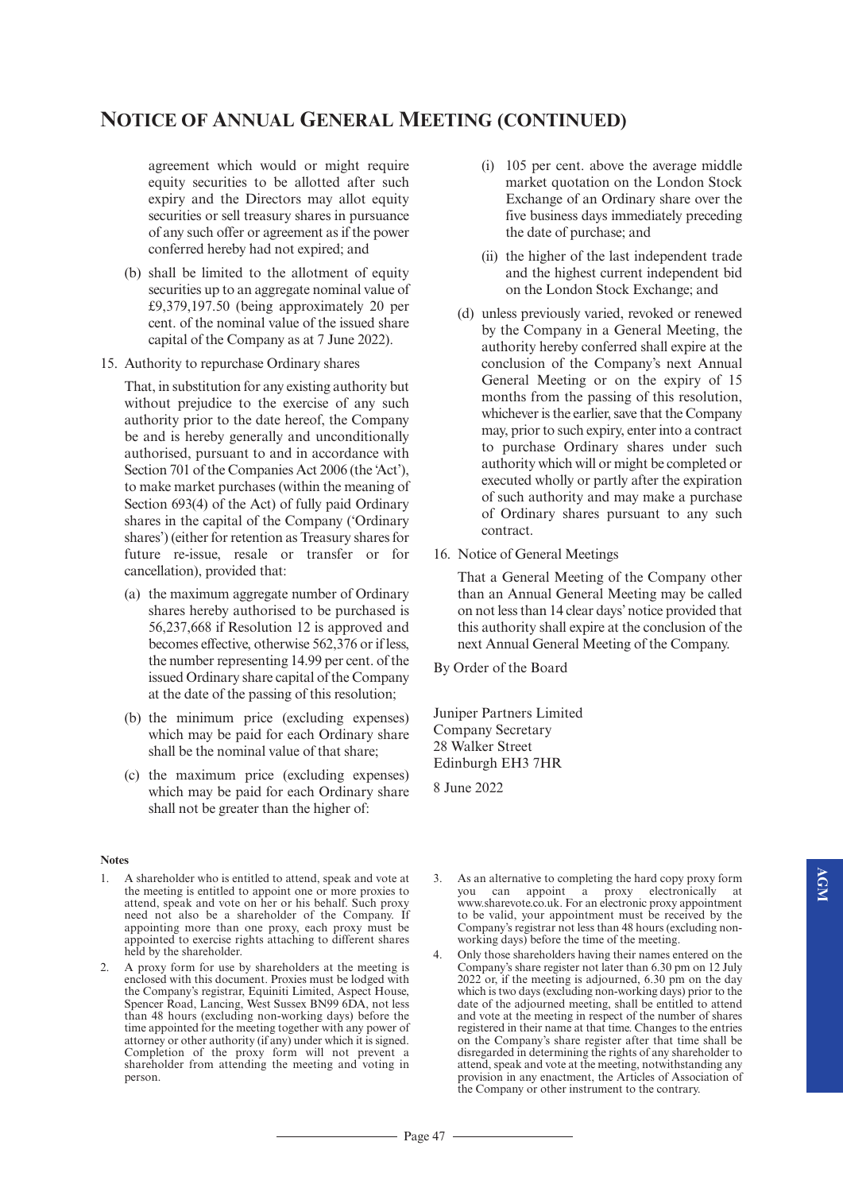## NOTICE OF ANNUAL GENERAL MEETING (CONTINUED)

agreement which would or might require equity securities to be allotted after such expiry and the Directors may allot equity securities or sell treasury shares in pursuance of any such offer or agreement as if the power conferred hereby had not expired; and

(b) shall be limited to the allotment of equity securities up to an aggregate nominal value of £9,379,197.50 (being approximately 20 per cent. of the nominal value of the issued share capital of the Company as at 7 June 2022).

15. Authority to repurchase Ordinary shares

That, in substitution for any existing authority but without prejudice to the exercise of any such authority prior to the date hereof, the Company be and is hereby generally and unconditionally authorised, pursuant to and in accordance with Section 701 of the Companies Act 2006 (the 'Act'), to make market purchases (within the meaning of Section 693(4) of the Act) of fully paid Ordinary shares in the capital of the Company ('Ordinary shares') (either for retention as Treasury shares for future re-issue, resale or transfer or for cancellation), provided that:

(a) the maximum aggregate number of Ordinary shares hereby authorised to be purchased is 56,237,668 if Resolution 12 is approved and becomes effective, otherwise 562,376 or if less, the number representing 14.99 per cent. of the issued Ordinary share capital of the Company at the date of the passing of this resolution;

(b) the minimum price (excluding expenses) which may be paid for each Ordinary share shall be the nominal value of that share;

(c) the maximum price (excluding expenses) which may be paid for each Ordinary share shall not be greater than the higher of:

(i) 105 per cent. above the average middle market quotation on the London Stock Exchange of an Ordinary share over the five business days immediately preceding the date of purchase; and

(ii) the higher of the last independent trade and the highest current independent bid on the London Stock Exchange; and

(d) unless previously varied, revoked or renewed by the Company in a General Meeting, the authority hereby conferred shall expire at the conclusion of the Company's next Annual General Meeting or on the expiry of 15 months from the passing of this resolution, whichever is the earlier, save that the Company may, prior to such expiry, enter into a contract to purchase Ordinary shares under such authority which will or might be completed or executed wholly or partly after the expiration of such authority and may make a purchase of Ordinary shares pursuant to any such contract.

16. Notice of General Meetings

That a General Meeting of the Company other than an Annual General Meeting may be called on not less than 14 clear days' notice provided that this authority shall expire at the conclusion of the next Annual General Meeting of the Company.

By Order of the Board

Juniper Partners Limited
Company Secretary
28 Walker Street
Edinburgh EH3 7HR

8 June 2022

**Notes**

1. A shareholder who is entitled to attend, speak and vote at the meeting is entitled to appoint one or more proxies to attend, speak and vote on her or his behalf. Such proxy need not also be a shareholder of the Company. If appointing more than one proxy, each proxy must be appointed to exercise rights attaching to different shares held by the shareholder.

2. A proxy form for use by shareholders at the meeting is enclosed with this document. Proxies must be lodged with the Company's registrar, Equiniti Limited, Aspect House, Spencer Road, Lancing, West Sussex BN99 6DA, not less than 48 hours (excluding non-working days) before the time appointed for the meeting together with any power of attorney or other authority (if any) under which it is signed. Completion of the proxy form will not prevent a shareholder from attending the meeting and voting in person.

3. As an alternative to completing the hard copy proxy form you can appoint a proxy electronically at www.sharevote.co.uk. For an electronic proxy appointment to be valid, your appointment must be received by the Company's registrar not less than 48 hours (excluding non-working days) before the time of the meeting.

4. Only those shareholders having their names entered on the Company's share register not later than 6.30 pm on 12 July 2022 or, if the meeting is adjourned, 6.30 pm on the day which is two days (excluding non-working days) prior to the date of the adjourned meeting, shall be entitled to attend and vote at the meeting in respect of the number of shares registered in their name at that time. Changes to the entries on the Company's share register after that time shall be disregarded in determining the rights of any shareholder to attend, speak and vote at the meeting, notwithstanding any provision in any enactment, the Articles of Association of the Company or other instrument to the contrary.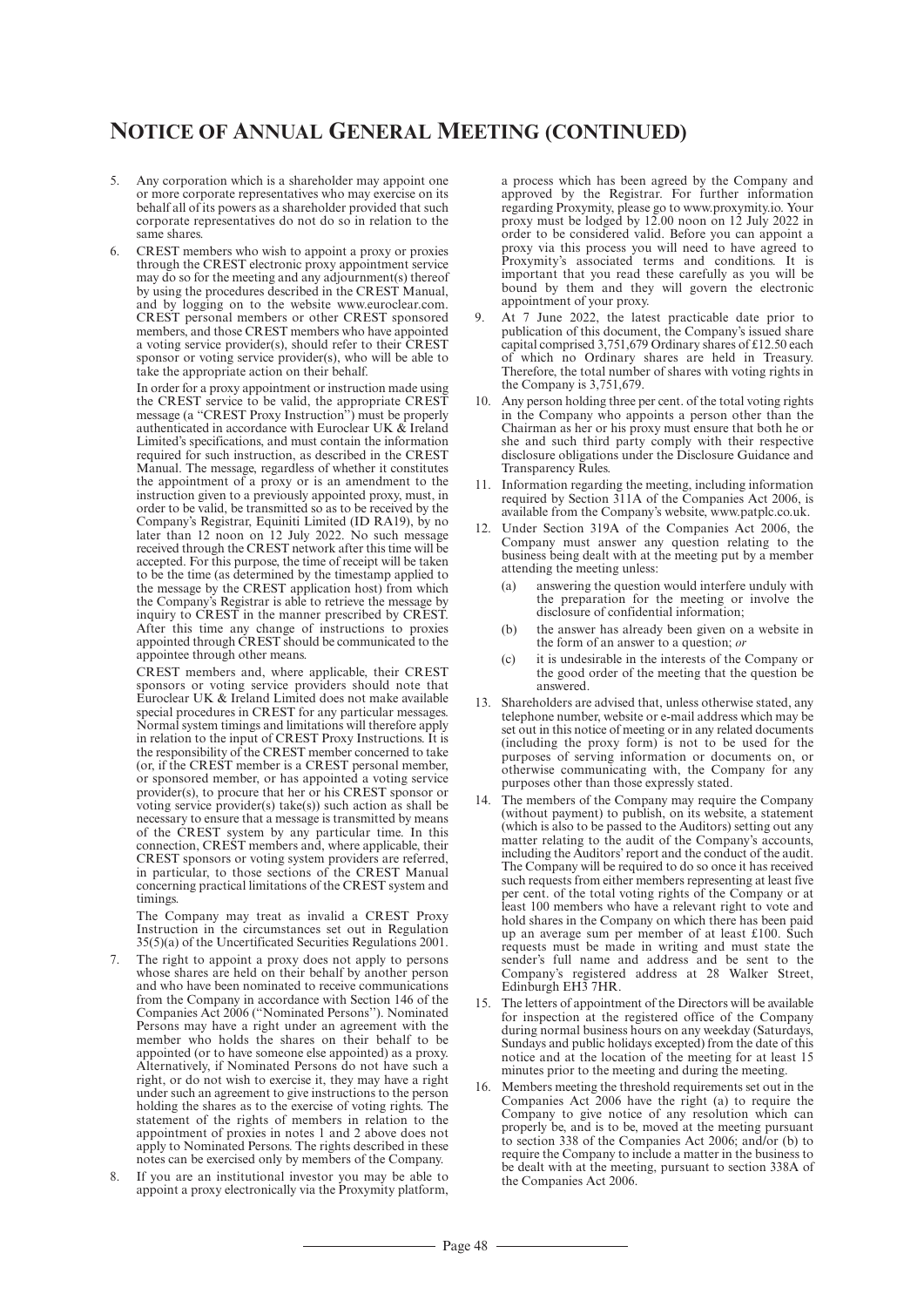## NOTICE OF ANNUAL GENERAL MEETING (CONTINUED)

5. Any corporation which is a shareholder may appoint one or more corporate representatives who may exercise on its behalf all of its powers as a shareholder provided that such corporate representatives do not do so in relation to the same shares.

6. CREST members who wish to appoint a proxy or proxies through the CREST electronic proxy appointment service may do so for the meeting and any adjournment(s) thereof by using the procedures described in the CREST Manual, and by logging on to the website www.euroclear.com. CREST personal members or other CREST sponsored members, and those CREST members who have appointed a voting service provider(s), should refer to their CREST sponsor or voting service provider(s), who will be able to take the appropriate action on their behalf.

   In order for a proxy appointment or instruction made using the CREST service to be valid, the appropriate CREST message (a "CREST Proxy Instruction") must be properly authenticated in accordance with Euroclear UK & Ireland Limited's specifications, and must contain the information required for such instruction, as described in the CREST Manual. The message, regardless of whether it constitutes the appointment of a proxy or is an amendment to the instruction given to a previously appointed proxy, must, in order to be valid, be transmitted so as to be received by the Company's Registrar, Equiniti Limited (ID RA19), by no later than 12 noon on 12 July 2022. No such message received through the CREST network after this time will be accepted. For this purpose, the time of receipt will be taken to be the time (as determined by the timestamp applied to the message by the CREST application host) from which the Company's Registrar is able to retrieve the message by inquiry to CREST in the manner prescribed by CREST. After this time any change of instructions to proxies appointed through CREST should be communicated to the appointee through other means.

   CREST members and, where applicable, their CREST sponsors or voting service providers should note that Euroclear UK & Ireland Limited does not make available special procedures in CREST for any particular messages. Normal system timings and limitations will therefore apply in relation to the input of CREST Proxy Instructions. It is the responsibility of the CREST member concerned to take (or, if the CREST member is a CREST personal member, or sponsored member, or has appointed a voting service provider(s), to procure that her or his CREST sponsor or voting service provider(s) take(s)) such action as shall be necessary to ensure that a message is transmitted by means of the CREST system by any particular time. In this connection, CREST members and, where applicable, their CREST sponsors or voting system providers are referred, in particular, to those sections of the CREST Manual concerning practical limitations of the CREST system and timings.

   The Company may treat as invalid a CREST Proxy Instruction in the circumstances set out in Regulation 35(5)(a) of the Uncertificated Securities Regulations 2001.

7. The right to appoint a proxy does not apply to persons whose shares are held on their behalf by another person and who have been nominated to receive communications from the Company in accordance with Section 146 of the Companies Act 2006 ("Nominated Persons"). Nominated Persons may have a right under an agreement with the member who holds the shares on their behalf to be appointed (or to have someone else appointed) as a proxy. Alternatively, if Nominated Persons do not have such a right, or do not wish to exercise it, they may have a right under such an agreement to give instructions to the person holding the shares as to the exercise of voting rights. The statement of the rights of members in relation to the appointment of proxies in notes 1 and 2 above does not apply to Nominated Persons. The rights described in these notes can be exercised only by members of the Company.

8. If you are an institutional investor you may be able to appoint a proxy electronically via the Proxymity platform, a process which has been agreed by the Company and approved by the Registrar. For further information regarding Proxymity, please go to www.proxymity.io. Your proxy must be lodged by 12.00 noon on 12 July 2022 in order to be considered valid. Before you can appoint a proxy via this process you will need to have agreed to Proxymity's associated terms and conditions. It is important that you read these carefully as you will be bound by them and they will govern the electronic appointment of your proxy.

9. At 7 June 2022, the latest practicable date prior to publication of this document, the Company's issued share capital comprised 3,751,679 Ordinary shares of £12.50 each of which no Ordinary shares are held in Treasury. Therefore, the total number of shares with voting rights in the Company is 3,751,679.

10. Any person holding three per cent. of the total voting rights in the Company who appoints a person other than the Chairman as her or his proxy must ensure that both he or she and such third party comply with their respective disclosure obligations under the Disclosure Guidance and Transparency Rules.

11. Information regarding the meeting, including information required by Section 311A of the Companies Act 2006, is available from the Company's website, www.patplc.co.uk.

12. Under Section 319A of the Companies Act 2006, the Company must answer any question relating to the business being dealt with at the meeting put by a member attending the meeting unless:

    (a) answering the question would interfere unduly with the preparation for the meeting or involve the disclosure of confidential information;

    (b) the answer has already been given on a website in the form of an answer to a question; *or*

    (c) it is undesirable in the interests of the Company or the good order of the meeting that the question be answered.

13. Shareholders are advised that, unless otherwise stated, any telephone number, website or e-mail address which may be set out in this notice of meeting or in any related documents (including the proxy form) is not to be used for the purposes of serving information or documents on, or otherwise communicating with, the Company for any purposes other than those expressly stated.

14. The members of the Company may require the Company (without payment) to publish, on its website, a statement (which is also to be passed to the Auditors) setting out any matter relating to the audit of the Company's accounts, including the Auditors' report and the conduct of the audit. The Company will be required to do so once it has received such requests from either members representing at least five per cent. of the total voting rights of the Company or at least 100 members who have a relevant right to vote and hold shares in the Company on which there has been paid up an average sum per member of at least £100. Such requests must be made in writing and must state the sender's full name and address and be sent to the Company's registered address at 28 Walker Street, Edinburgh EH3 7HR.

15. The letters of appointment of the Directors will be available for inspection at the registered office of the Company during normal business hours on any weekday (Saturdays, Sundays and public holidays excepted) from the date of this notice and at the location of the meeting for at least 15 minutes prior to the meeting and during the meeting.

16. Members meeting the threshold requirements set out in the Companies Act 2006 have the right (a) to require the Company to give notice of any resolution which can properly be, and is to be, moved at the meeting pursuant to section 338 of the Companies Act 2006; and/or (b) to require the Company to include a matter in the business to be dealt with at the meeting, pursuant to section 338A of the Companies Act 2006.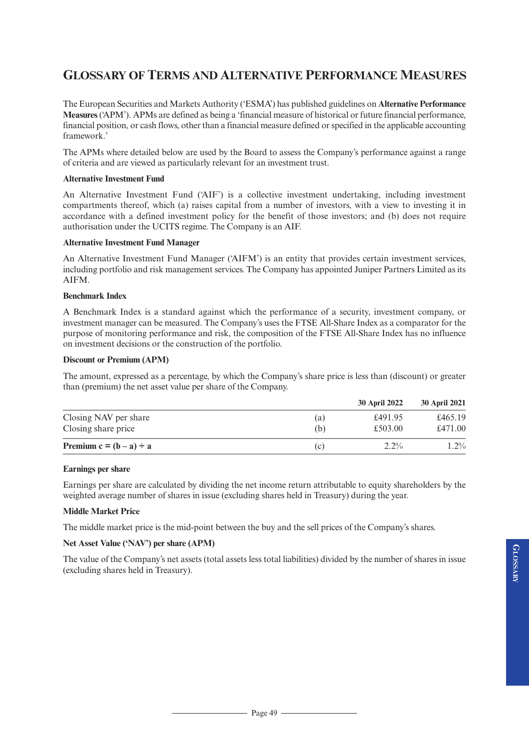# Glossary of Terms and Alternative Performance Measures

The European Securities and Markets Authority ('ESMA') has published guidelines on **Alternative Performance Measures** ('APM'). APMs are defined as being a 'financial measure of historical or future financial performance, financial position, or cash flows, other than a financial measure defined or specified in the applicable accounting framework.'

The APMs where detailed below are used by the Board to assess the Company's performance against a range of criteria and are viewed as particularly relevant for an investment trust.

**Alternative Investment Fund**

An Alternative Investment Fund ('AIF') is a collective investment undertaking, including investment compartments thereof, which (a) raises capital from a number of investors, with a view to investing it in accordance with a defined investment policy for the benefit of those investors; and (b) does not require authorisation under the UCITS regime. The Company is an AIF.

**Alternative Investment Fund Manager**

An Alternative Investment Fund Manager ('AIFM') is an entity that provides certain investment services, including portfolio and risk management services. The Company has appointed Juniper Partners Limited as its AIFM.

**Benchmark Index**

A Benchmark Index is a standard against which the performance of a security, investment company, or investment manager can be measured. The Company's uses the FTSE All-Share Index as a comparator for the purpose of monitoring performance and risk, the composition of the FTSE All-Share Index has no influence on investment decisions or the construction of the portfolio.

**Discount or Premium (APM)**

The amount, expressed as a percentage, by which the Company's share price is less than (discount) or greater than (premium) the net asset value per share of the Company.

| | | 30 April 2022 | 30 April 2021 |
|---|---|---|---|
| Closing NAV per share | (a) | £491.95 | £465.19 |
| Closing share price | (b) | £503.00 | £471.00 |
| **Premium c = (b – a) ÷ a** | (c) | 2.2% | 1.2% |

**Earnings per share**

Earnings per share are calculated by dividing the net income return attributable to equity shareholders by the weighted average number of shares in issue (excluding shares held in Treasury) during the year.

**Middle Market Price**

The middle market price is the mid-point between the buy and the sell prices of the Company's shares.

**Net Asset Value ('NAV') per share (APM)**

The value of the Company's net assets (total assets less total liabilities) divided by the number of shares in issue (excluding shares held in Treasury).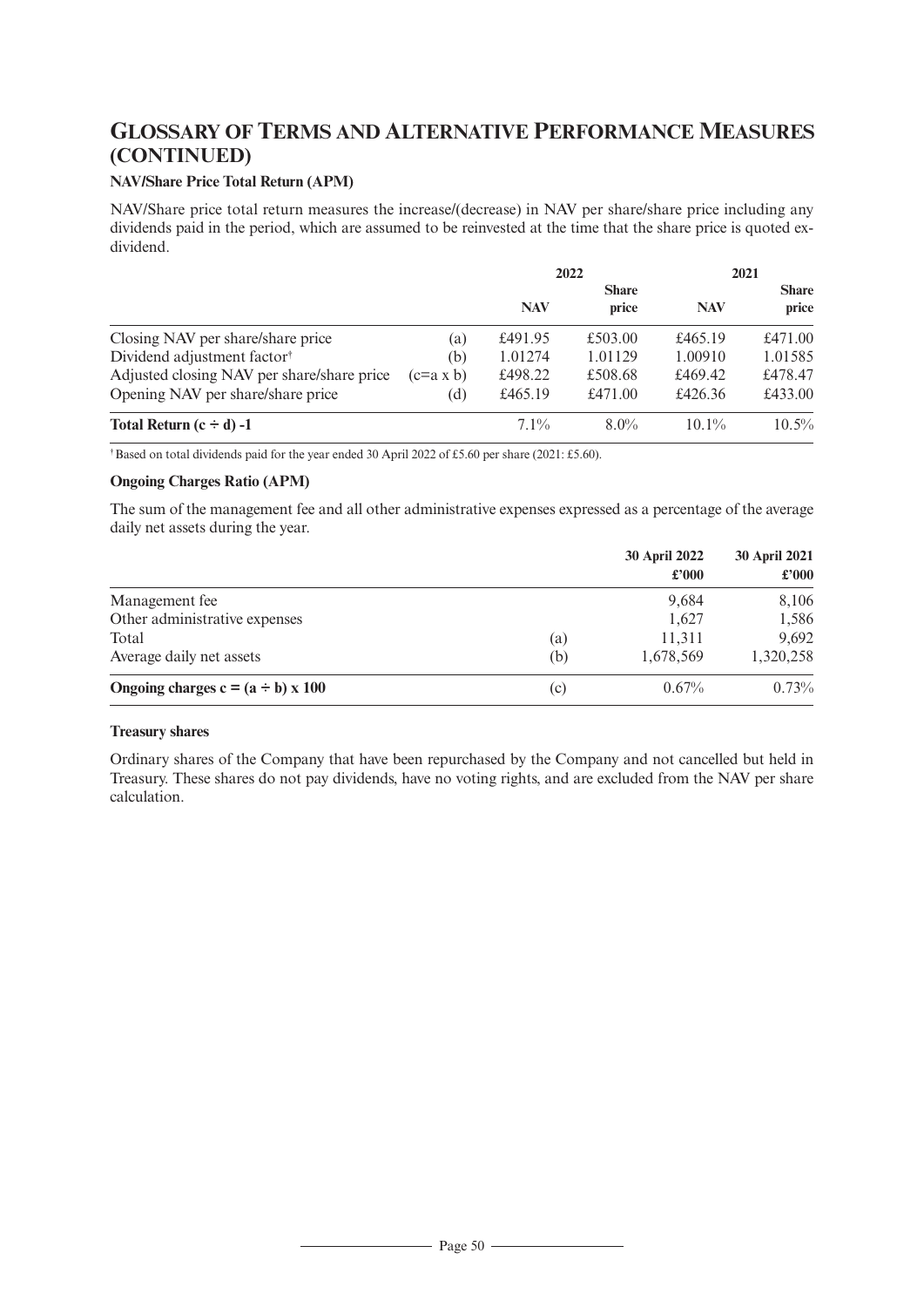# GLOSSARY OF TERMS AND ALTERNATIVE PERFORMANCE MEASURES (CONTINUED)

### NAV/Share Price Total Return (APM)

NAV/Share price total return measures the increase/(decrease) in NAV per share/share price including any dividends paid in the period, which are assumed to be reinvested at the time that the share price is quoted ex-dividend.

| | | 2022 | | 2021 | |
|---|---|---|---|---|---|
| | | **NAV** | **Share price** | **NAV** | **Share price** |
| Closing NAV per share/share price | (a) | £491.95 | £503.00 | £465.19 | £471.00 |
| Dividend adjustment factor† | (b) | 1.01274 | 1.01129 | 1.00910 | 1.01585 |
| Adjusted closing NAV per share/share price | (c=a x b) | £498.22 | £508.68 | £469.42 | £478.47 |
| Opening NAV per share/share price | (d) | £465.19 | £471.00 | £426.36 | £433.00 |
| **Total Return (c ÷ d) -1** | | 7.1% | 8.0% | 10.1% | 10.5% |

† Based on total dividends paid for the year ended 30 April 2022 of £5.60 per share (2021: £5.60).

### Ongoing Charges Ratio (APM)

The sum of the management fee and all other administrative expenses expressed as a percentage of the average daily net assets during the year.

| | | **30 April 2022 £'000** | **30 April 2021 £'000** |
|---|---|---|---|
| Management fee | | 9,684 | 8,106 |
| Other administrative expenses | | 1,627 | 1,586 |
| Total | (a) | 11,311 | 9,692 |
| Average daily net assets | (b) | 1,678,569 | 1,320,258 |
| **Ongoing charges c = (a ÷ b) x 100** | (c) | 0.67% | 0.73% |

### Treasury shares

Ordinary shares of the Company that have been repurchased by the Company and not cancelled but held in Treasury. These shares do not pay dividends, have no voting rights, and are excluded from the NAV per share calculation.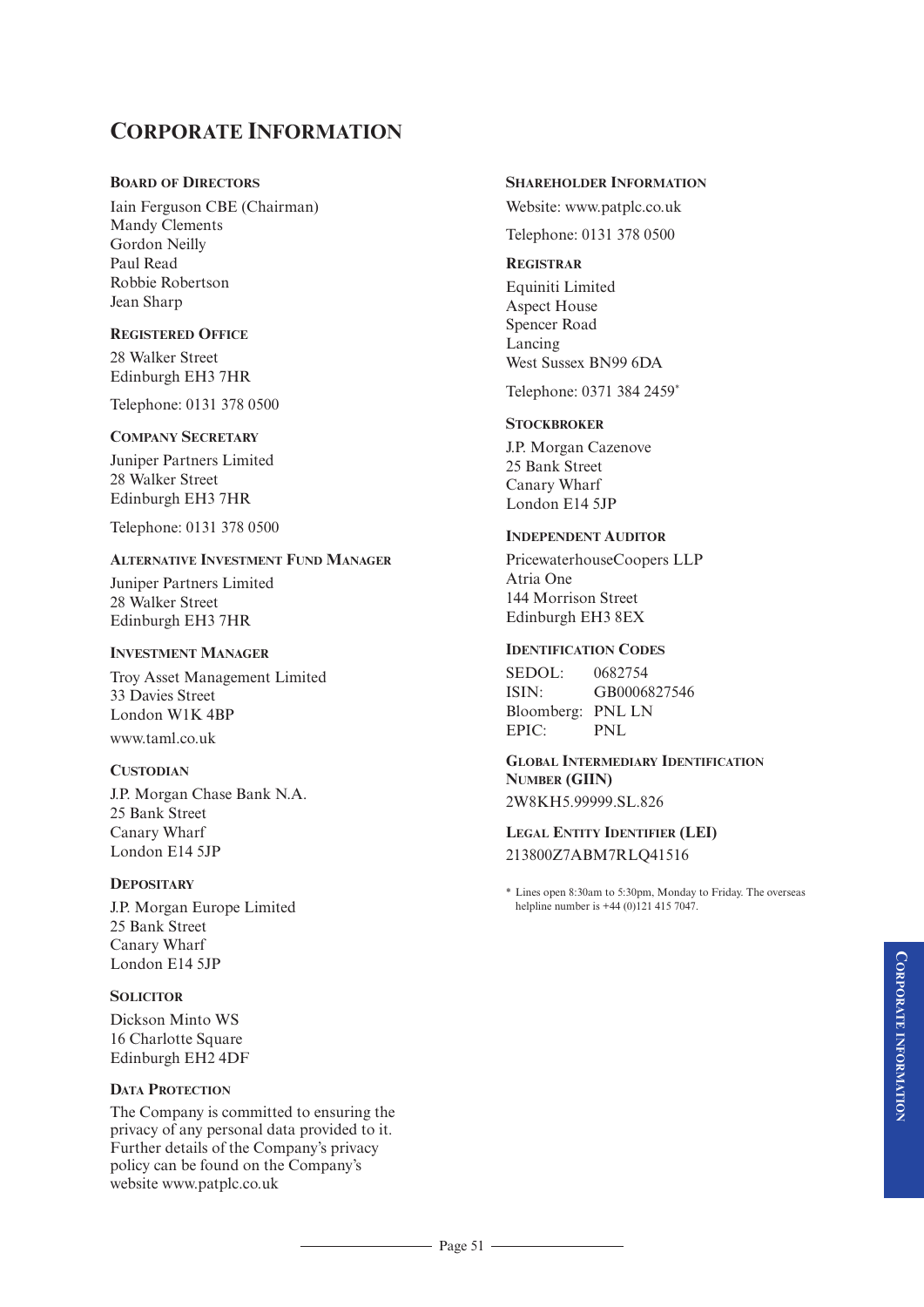# Corporate Information

## Board of Directors

Iain Ferguson CBE (Chairman)
Mandy Clements
Gordon Neilly
Paul Read
Robbie Robertson
Jean Sharp

## Registered Office

28 Walker Street
Edinburgh EH3 7HR

Telephone: 0131 378 0500

## Company Secretary

Juniper Partners Limited
28 Walker Street
Edinburgh EH3 7HR

Telephone: 0131 378 0500

## Alternative Investment Fund Manager

Juniper Partners Limited
28 Walker Street
Edinburgh EH3 7HR

## Investment Manager

Troy Asset Management Limited
33 Davies Street
London W1K 4BP

www.taml.co.uk

## Custodian

J.P. Morgan Chase Bank N.A.
25 Bank Street
Canary Wharf
London E14 5JP

## Depositary

J.P. Morgan Europe Limited
25 Bank Street
Canary Wharf
London E14 5JP

## Solicitor

Dickson Minto WS
16 Charlotte Square
Edinburgh EH2 4DF

## Data Protection

The Company is committed to ensuring the privacy of any personal data provided to it. Further details of the Company's privacy policy can be found on the Company's website www.patplc.co.uk

## Shareholder Information

Website: www.patplc.co.uk

Telephone: 0131 378 0500

## Registrar

Equiniti Limited
Aspect House
Spencer Road
Lancing
West Sussex BN99 6DA

Telephone: 0371 384 2459*

## Stockbroker

J.P. Morgan Cazenove
25 Bank Street
Canary Wharf
London E14 5JP

## Independent Auditor

PricewaterhouseCoopers LLP
Atria One
144 Morrison Street
Edinburgh EH3 8EX

## Identification Codes

SEDOL: 0682754
ISIN: GB0006827546
Bloomberg: PNL LN
EPIC: PNL

## Global Intermediary Identification Number (GIIN)

2W8KH5.99999.SL.826

## Legal Entity Identifier (LEI)

213800Z7ABM7RLQ41516

\* Lines open 8:30am to 5:30pm, Monday to Friday. The overseas helpline number is +44 (0)121 415 7047.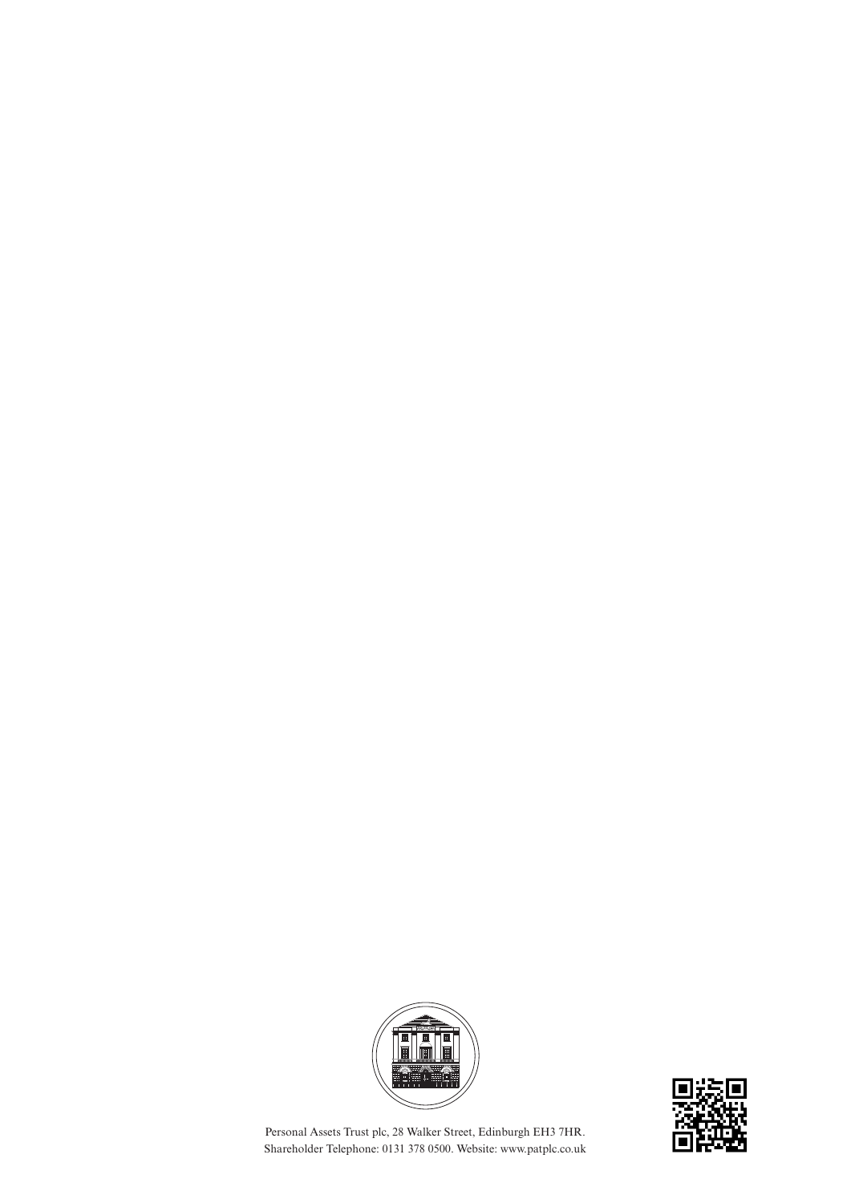Personal Assets Trust plc, 28 Walker Street, Edinburgh EH3 7HR.
Shareholder Telephone: 0131 378 0500. Website: www.patplc.co.uk